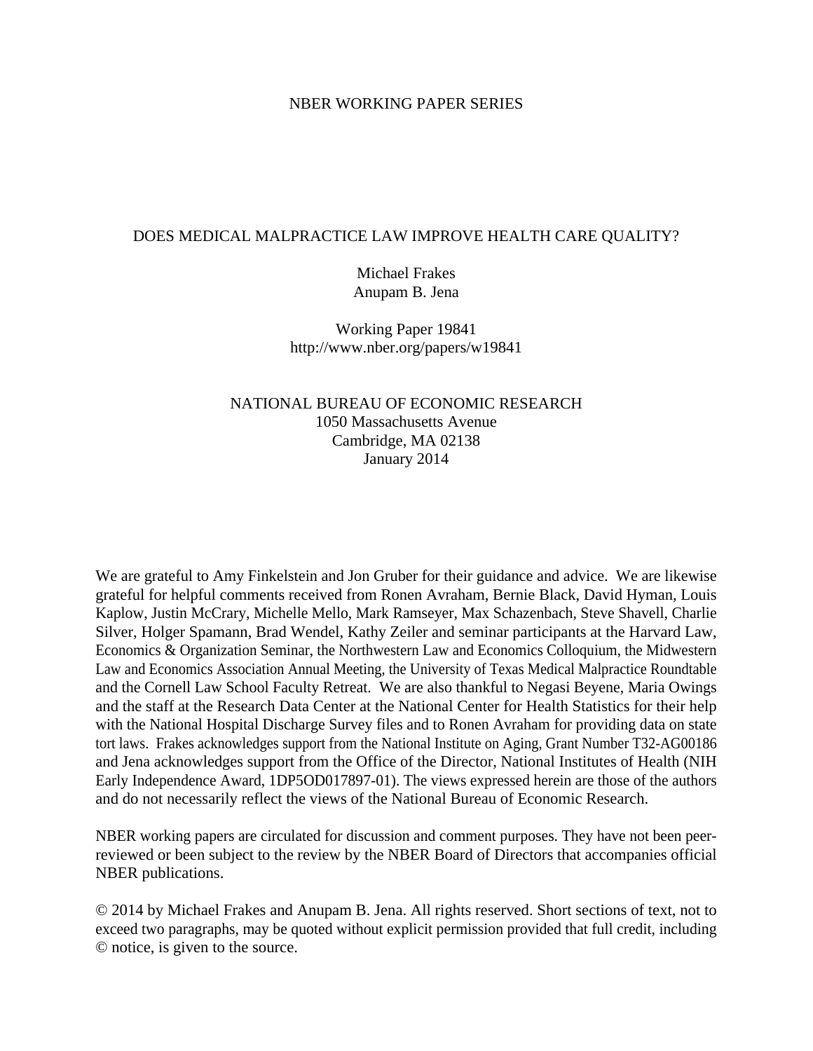NBER WORKING PAPER SERIES

# DOES MEDICAL MALPRACTICE LAW IMPROVE HEALTH CARE QUALITY?

Michael Frakes
Anupam B. Jena

Working Paper 19841
http://www.nber.org/papers/w19841

NATIONAL BUREAU OF ECONOMIC RESEARCH
1050 Massachusetts Avenue
Cambridge, MA 02138
January 2014

We are grateful to Amy Finkelstein and Jon Gruber for their guidance and advice. We are likewise grateful for helpful comments received from Ronen Avraham, Bernie Black, David Hyman, Louis Kaplow, Justin McCrary, Michelle Mello, Mark Ramseyer, Max Schazenbach, Steve Shavell, Charlie Silver, Holger Spamann, Brad Wendel, Kathy Zeiler and seminar participants at the Harvard Law, Economics & Organization Seminar, the Northwestern Law and Economics Colloquium, the Midwestern Law and Economics Association Annual Meeting, the University of Texas Medical Malpractice Roundtable and the Cornell Law School Faculty Retreat. We are also thankful to Negasi Beyene, Maria Owings and the staff at the Research Data Center at the National Center for Health Statistics for their help with the National Hospital Discharge Survey files and to Ronen Avraham for providing data on state tort laws. Frakes acknowledges support from the National Institute on Aging, Grant Number T32-AG00186 and Jena acknowledges support from the Office of the Director, National Institutes of Health (NIH Early Independence Award, 1DP5OD017897-01). The views expressed herein are those of the authors and do not necessarily reflect the views of the National Bureau of Economic Research.

NBER working papers are circulated for discussion and comment purposes. They have not been peer-reviewed or been subject to the review by the NBER Board of Directors that accompanies official NBER publications.

© 2014 by Michael Frakes and Anupam B. Jena. All rights reserved. Short sections of text, not to exceed two paragraphs, may be quoted without explicit permission provided that full credit, including © notice, is given to the source.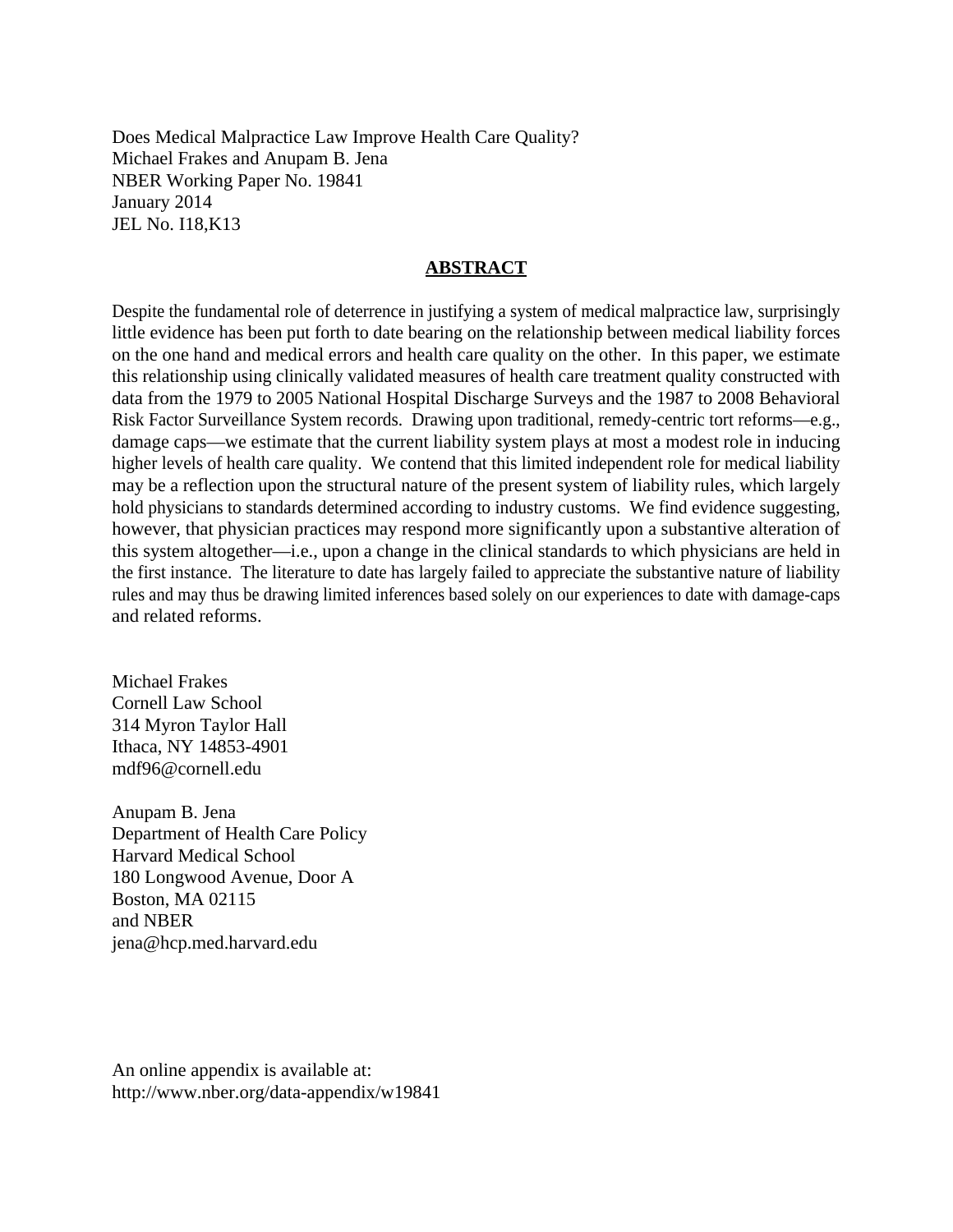Does Medical Malpractice Law Improve Health Care Quality?
Michael Frakes and Anupam B. Jena
NBER Working Paper No. 19841
January 2014
JEL No. I18,K13

## ABSTRACT

Despite the fundamental role of deterrence in justifying a system of medical malpractice law, surprisingly little evidence has been put forth to date bearing on the relationship between medical liability forces on the one hand and medical errors and health care quality on the other. In this paper, we estimate this relationship using clinically validated measures of health care treatment quality constructed with data from the 1979 to 2005 National Hospital Discharge Surveys and the 1987 to 2008 Behavioral Risk Factor Surveillance System records. Drawing upon traditional, remedy-centric tort reforms—e.g., damage caps—we estimate that the current liability system plays at most a modest role in inducing higher levels of health care quality. We contend that this limited independent role for medical liability may be a reflection upon the structural nature of the present system of liability rules, which largely hold physicians to standards determined according to industry customs. We find evidence suggesting, however, that physician practices may respond more significantly upon a substantive alteration of this system altogether—i.e., upon a change in the clinical standards to which physicians are held in the first instance. The literature to date has largely failed to appreciate the substantive nature of liability rules and may thus be drawing limited inferences based solely on our experiences to date with damage-caps and related reforms.

Michael Frakes
Cornell Law School
314 Myron Taylor Hall
Ithaca, NY 14853-4901
mdf96@cornell.edu

Anupam B. Jena
Department of Health Care Policy
Harvard Medical School
180 Longwood Avenue, Door A
Boston, MA 02115
and NBER
jena@hcp.med.harvard.edu

An online appendix is available at:
http://www.nber.org/data-appendix/w19841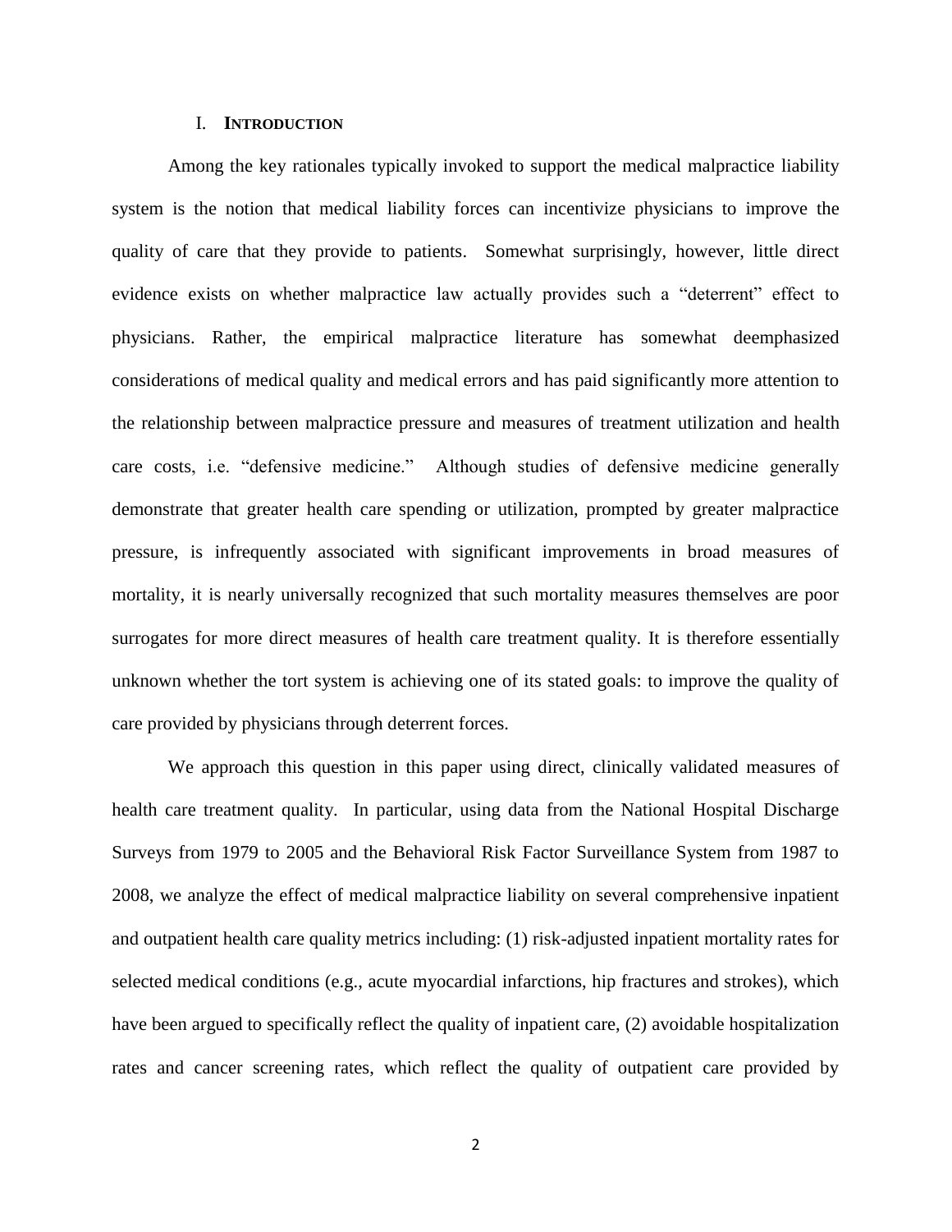## I. **INTRODUCTION**

Among the key rationales typically invoked to support the medical malpractice liability system is the notion that medical liability forces can incentivize physicians to improve the quality of care that they provide to patients. Somewhat surprisingly, however, little direct evidence exists on whether malpractice law actually provides such a "deterrent" effect to physicians. Rather, the empirical malpractice literature has somewhat deemphasized considerations of medical quality and medical errors and has paid significantly more attention to the relationship between malpractice pressure and measures of treatment utilization and health care costs, i.e. "defensive medicine." Although studies of defensive medicine generally demonstrate that greater health care spending or utilization, prompted by greater malpractice pressure, is infrequently associated with significant improvements in broad measures of mortality, it is nearly universally recognized that such mortality measures themselves are poor surrogates for more direct measures of health care treatment quality. It is therefore essentially unknown whether the tort system is achieving one of its stated goals: to improve the quality of care provided by physicians through deterrent forces.

We approach this question in this paper using direct, clinically validated measures of health care treatment quality. In particular, using data from the National Hospital Discharge Surveys from 1979 to 2005 and the Behavioral Risk Factor Surveillance System from 1987 to 2008, we analyze the effect of medical malpractice liability on several comprehensive inpatient and outpatient health care quality metrics including: (1) risk-adjusted inpatient mortality rates for selected medical conditions (e.g., acute myocardial infarctions, hip fractures and strokes), which have been argued to specifically reflect the quality of inpatient care, (2) avoidable hospitalization rates and cancer screening rates, which reflect the quality of outpatient care provided by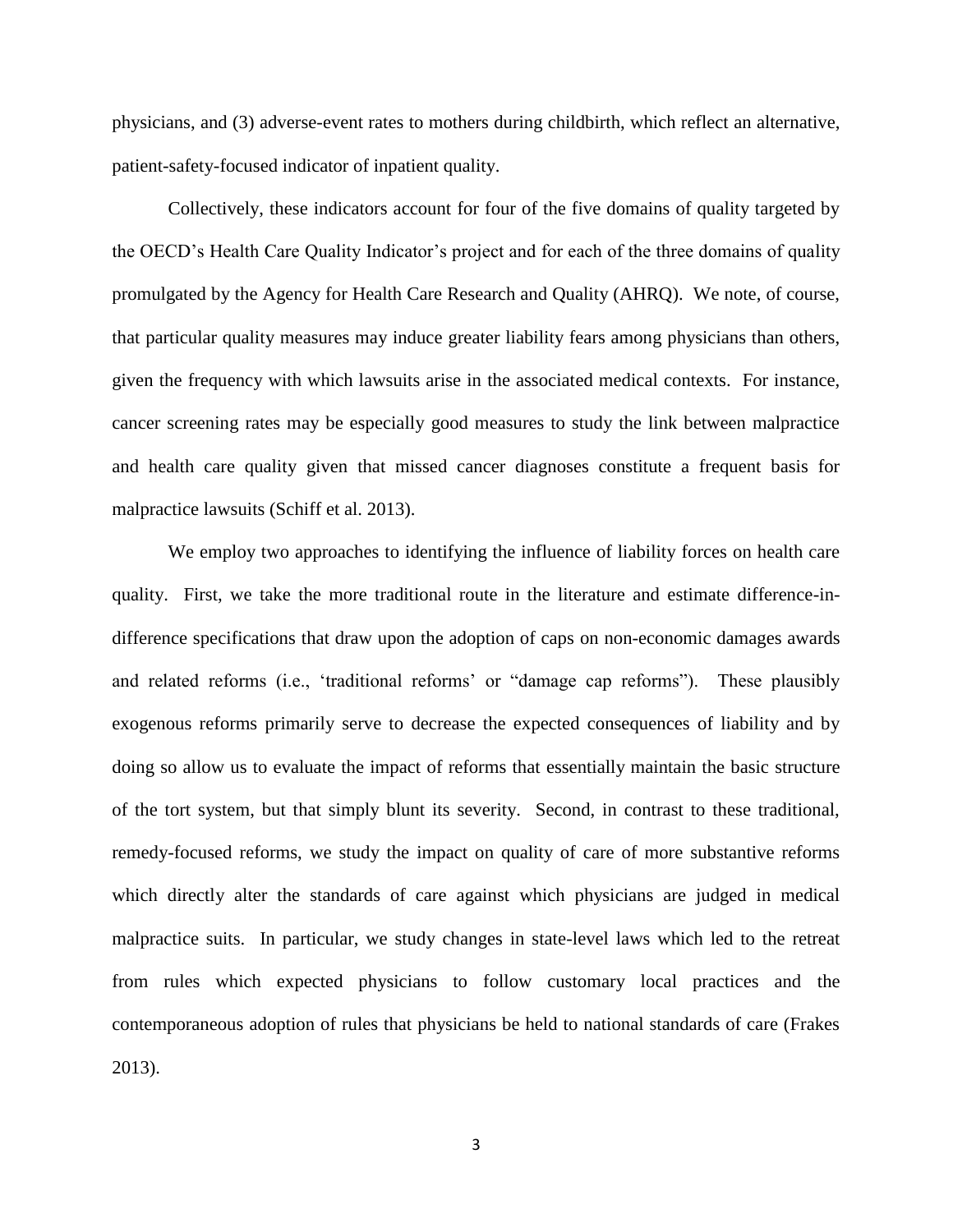physicians, and (3) adverse-event rates to mothers during childbirth, which reflect an alternative, patient-safety-focused indicator of inpatient quality.

Collectively, these indicators account for four of the five domains of quality targeted by the OECD's Health Care Quality Indicator's project and for each of the three domains of quality promulgated by the Agency for Health Care Research and Quality (AHRQ). We note, of course, that particular quality measures may induce greater liability fears among physicians than others, given the frequency with which lawsuits arise in the associated medical contexts. For instance, cancer screening rates may be especially good measures to study the link between malpractice and health care quality given that missed cancer diagnoses constitute a frequent basis for malpractice lawsuits (Schiff et al. 2013).

We employ two approaches to identifying the influence of liability forces on health care quality. First, we take the more traditional route in the literature and estimate difference-in-difference specifications that draw upon the adoption of caps on non-economic damages awards and related reforms (i.e., 'traditional reforms' or "damage cap reforms"). These plausibly exogenous reforms primarily serve to decrease the expected consequences of liability and by doing so allow us to evaluate the impact of reforms that essentially maintain the basic structure of the tort system, but that simply blunt its severity. Second, in contrast to these traditional, remedy-focused reforms, we study the impact on quality of care of more substantive reforms which directly alter the standards of care against which physicians are judged in medical malpractice suits. In particular, we study changes in state-level laws which led to the retreat from rules which expected physicians to follow customary local practices and the contemporaneous adoption of rules that physicians be held to national standards of care (Frakes 2013).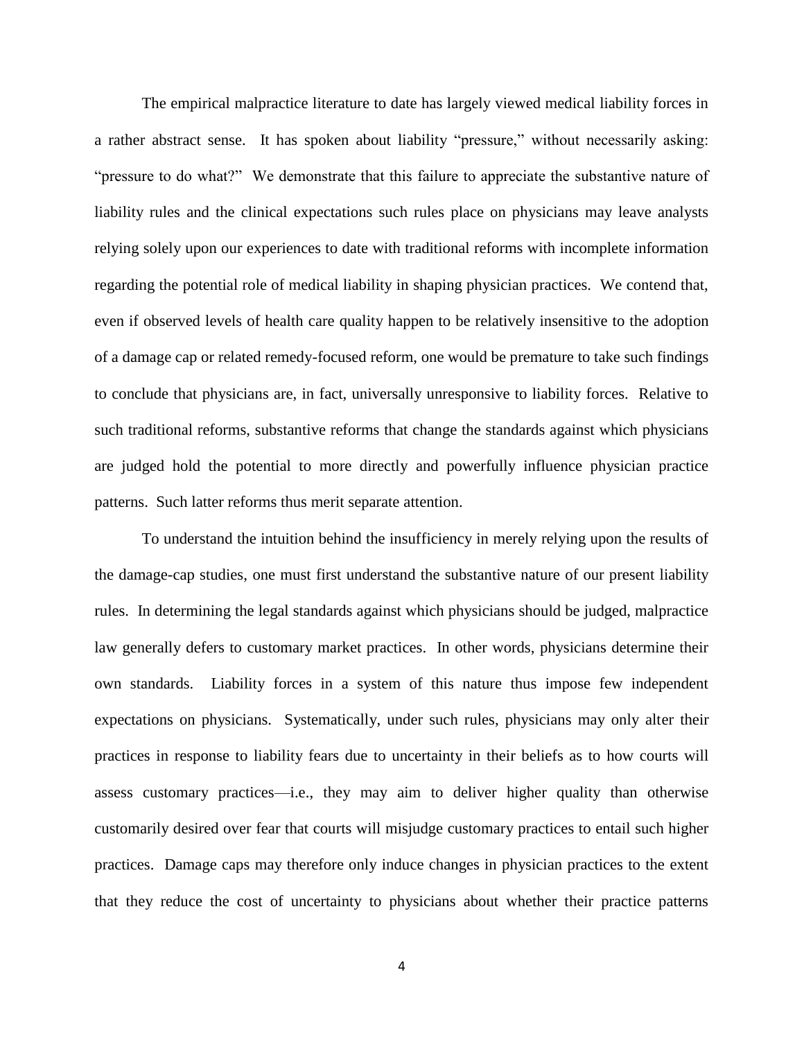The empirical malpractice literature to date has largely viewed medical liability forces in a rather abstract sense. It has spoken about liability "pressure," without necessarily asking: "pressure to do what?" We demonstrate that this failure to appreciate the substantive nature of liability rules and the clinical expectations such rules place on physicians may leave analysts relying solely upon our experiences to date with traditional reforms with incomplete information regarding the potential role of medical liability in shaping physician practices. We contend that, even if observed levels of health care quality happen to be relatively insensitive to the adoption of a damage cap or related remedy-focused reform, one would be premature to take such findings to conclude that physicians are, in fact, universally unresponsive to liability forces. Relative to such traditional reforms, substantive reforms that change the standards against which physicians are judged hold the potential to more directly and powerfully influence physician practice patterns. Such latter reforms thus merit separate attention.

To understand the intuition behind the insufficiency in merely relying upon the results of the damage-cap studies, one must first understand the substantive nature of our present liability rules. In determining the legal standards against which physicians should be judged, malpractice law generally defers to customary market practices. In other words, physicians determine their own standards. Liability forces in a system of this nature thus impose few independent expectations on physicians. Systematically, under such rules, physicians may only alter their practices in response to liability fears due to uncertainty in their beliefs as to how courts will assess customary practices—i.e., they may aim to deliver higher quality than otherwise customarily desired over fear that courts will misjudge customary practices to entail such higher practices. Damage caps may therefore only induce changes in physician practices to the extent that they reduce the cost of uncertainty to physicians about whether their practice patterns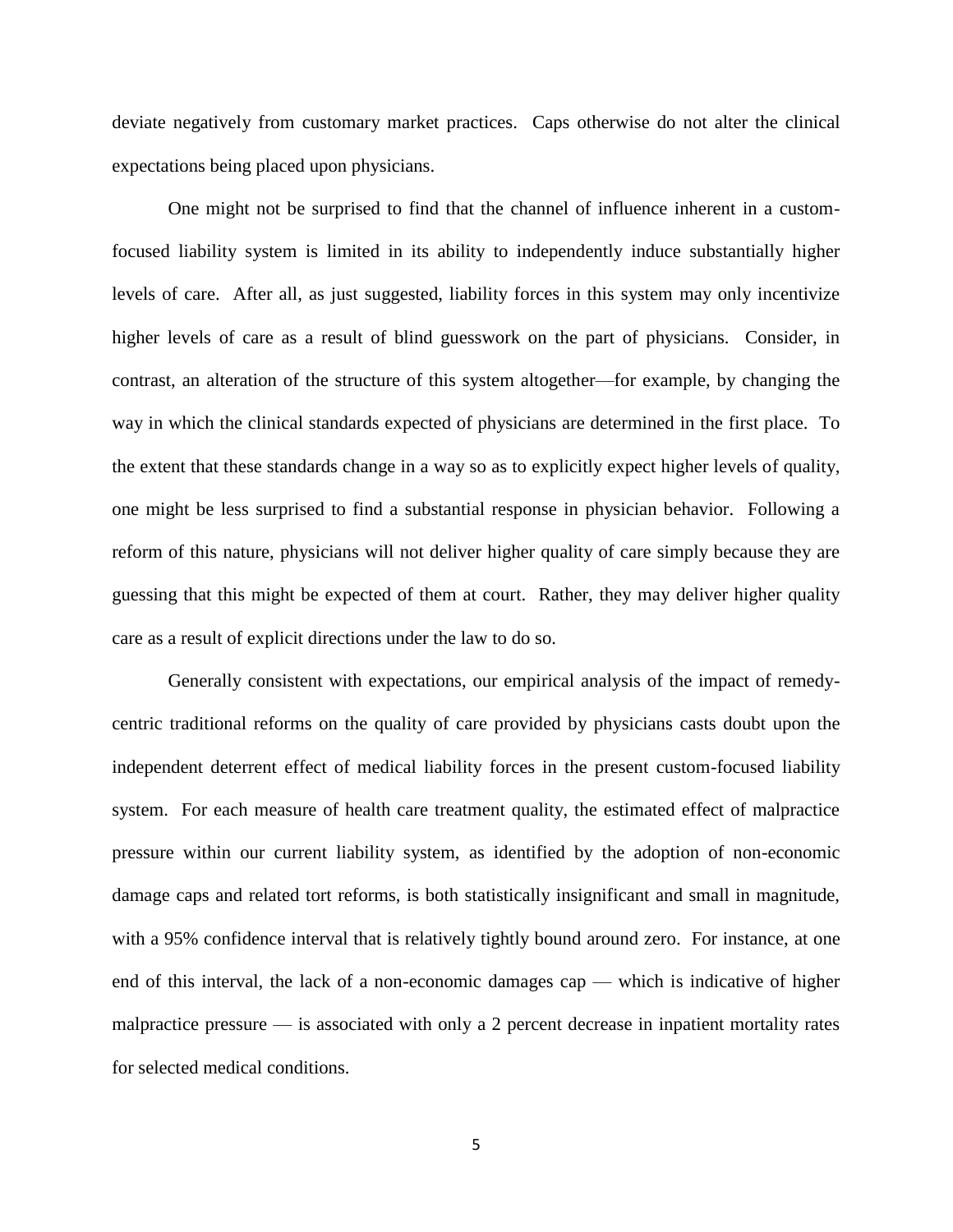deviate negatively from customary market practices. Caps otherwise do not alter the clinical expectations being placed upon physicians.

One might not be surprised to find that the channel of influence inherent in a custom-focused liability system is limited in its ability to independently induce substantially higher levels of care. After all, as just suggested, liability forces in this system may only incentivize higher levels of care as a result of blind guesswork on the part of physicians. Consider, in contrast, an alteration of the structure of this system altogether—for example, by changing the way in which the clinical standards expected of physicians are determined in the first place. To the extent that these standards change in a way so as to explicitly expect higher levels of quality, one might be less surprised to find a substantial response in physician behavior. Following a reform of this nature, physicians will not deliver higher quality of care simply because they are guessing that this might be expected of them at court. Rather, they may deliver higher quality care as a result of explicit directions under the law to do so.

Generally consistent with expectations, our empirical analysis of the impact of remedy-centric traditional reforms on the quality of care provided by physicians casts doubt upon the independent deterrent effect of medical liability forces in the present custom-focused liability system. For each measure of health care treatment quality, the estimated effect of malpractice pressure within our current liability system, as identified by the adoption of non-economic damage caps and related tort reforms, is both statistically insignificant and small in magnitude, with a 95% confidence interval that is relatively tightly bound around zero. For instance, at one end of this interval, the lack of a non-economic damages cap — which is indicative of higher malpractice pressure — is associated with only a 2 percent decrease in inpatient mortality rates for selected medical conditions.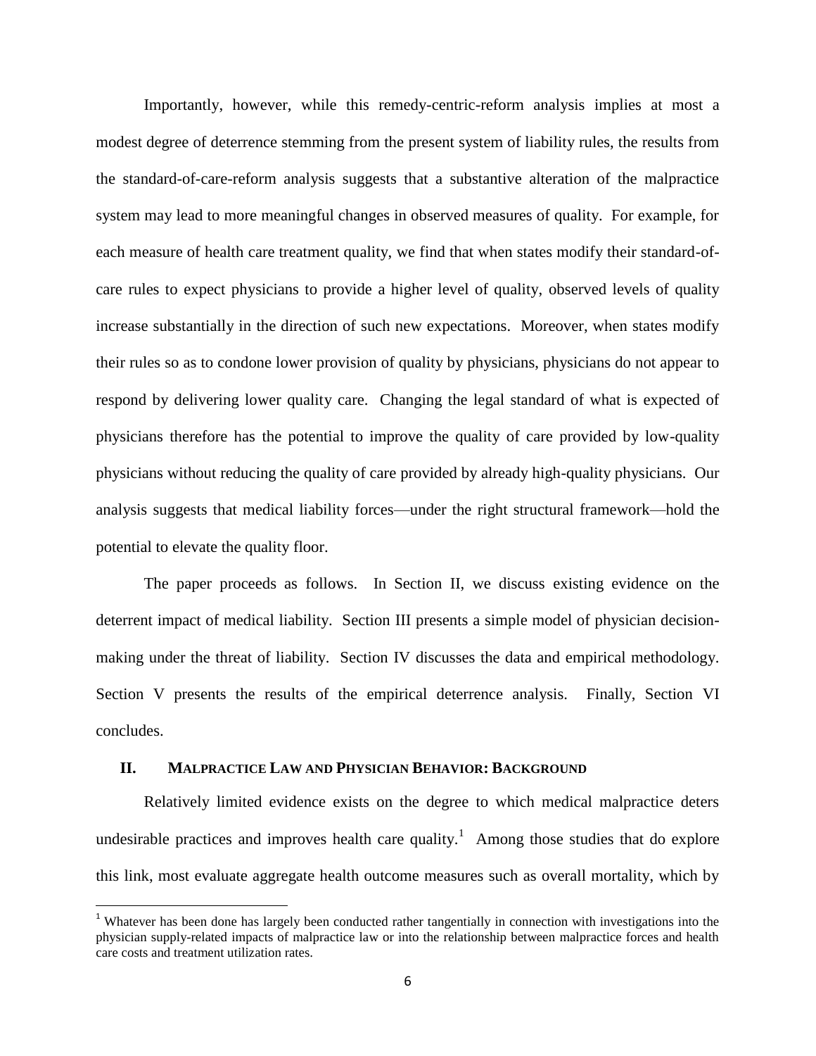Importantly, however, while this remedy-centric-reform analysis implies at most a modest degree of deterrence stemming from the present system of liability rules, the results from the standard-of-care-reform analysis suggests that a substantive alteration of the malpractice system may lead to more meaningful changes in observed measures of quality. For example, for each measure of health care treatment quality, we find that when states modify their standard-of-care rules to expect physicians to provide a higher level of quality, observed levels of quality increase substantially in the direction of such new expectations. Moreover, when states modify their rules so as to condone lower provision of quality by physicians, physicians do not appear to respond by delivering lower quality care. Changing the legal standard of what is expected of physicians therefore has the potential to improve the quality of care provided by low-quality physicians without reducing the quality of care provided by already high-quality physicians. Our analysis suggests that medical liability forces—under the right structural framework—hold the potential to elevate the quality floor.

The paper proceeds as follows. In Section II, we discuss existing evidence on the deterrent impact of medical liability. Section III presents a simple model of physician decision-making under the threat of liability. Section IV discusses the data and empirical methodology. Section V presents the results of the empirical deterrence analysis. Finally, Section VI concludes.

## II. MALPRACTICE LAW AND PHYSICIAN BEHAVIOR: BACKGROUND

Relatively limited evidence exists on the degree to which medical malpractice deters undesirable practices and improves health care quality.[1] Among those studies that do explore this link, most evaluate aggregate health outcome measures such as overall mortality, which by

[1] Whatever has been done has largely been conducted rather tangentially in connection with investigations into the physician supply-related impacts of malpractice law or into the relationship between malpractice forces and health care costs and treatment utilization rates.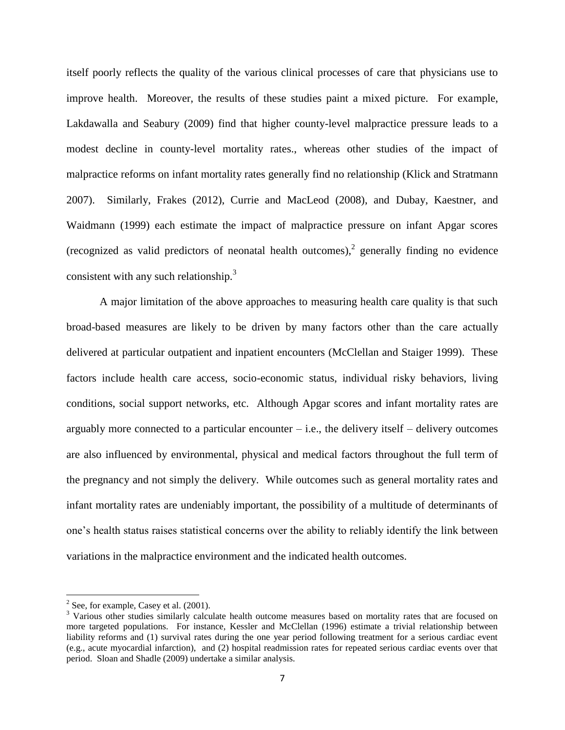itself poorly reflects the quality of the various clinical processes of care that physicians use to improve health. Moreover, the results of these studies paint a mixed picture. For example, Lakdawalla and Seabury (2009) find that higher county-level malpractice pressure leads to a modest decline in county-level mortality rates., whereas other studies of the impact of malpractice reforms on infant mortality rates generally find no relationship (Klick and Stratmann 2007). Similarly, Frakes (2012), Currie and MacLeod (2008), and Dubay, Kaestner, and Waidmann (1999) each estimate the impact of malpractice pressure on infant Apgar scores (recognized as valid predictors of neonatal health outcomes),[2] generally finding no evidence consistent with any such relationship.[3]

A major limitation of the above approaches to measuring health care quality is that such broad-based measures are likely to be driven by many factors other than the care actually delivered at particular outpatient and inpatient encounters (McClellan and Staiger 1999). These factors include health care access, socio-economic status, individual risky behaviors, living conditions, social support networks, etc. Although Apgar scores and infant mortality rates are arguably more connected to a particular encounter – i.e., the delivery itself – delivery outcomes are also influenced by environmental, physical and medical factors throughout the full term of the pregnancy and not simply the delivery. While outcomes such as general mortality rates and infant mortality rates are undeniably important, the possibility of a multitude of determinants of one's health status raises statistical concerns over the ability to reliably identify the link between variations in the malpractice environment and the indicated health outcomes.

---

[2] See, for example, Casey et al. (2001).

[3] Various other studies similarly calculate health outcome measures based on mortality rates that are focused on more targeted populations. For instance, Kessler and McClellan (1996) estimate a trivial relationship between liability reforms and (1) survival rates during the one year period following treatment for a serious cardiac event (e.g., acute myocardial infarction), and (2) hospital readmission rates for repeated serious cardiac events over that period. Sloan and Shadle (2009) undertake a similar analysis.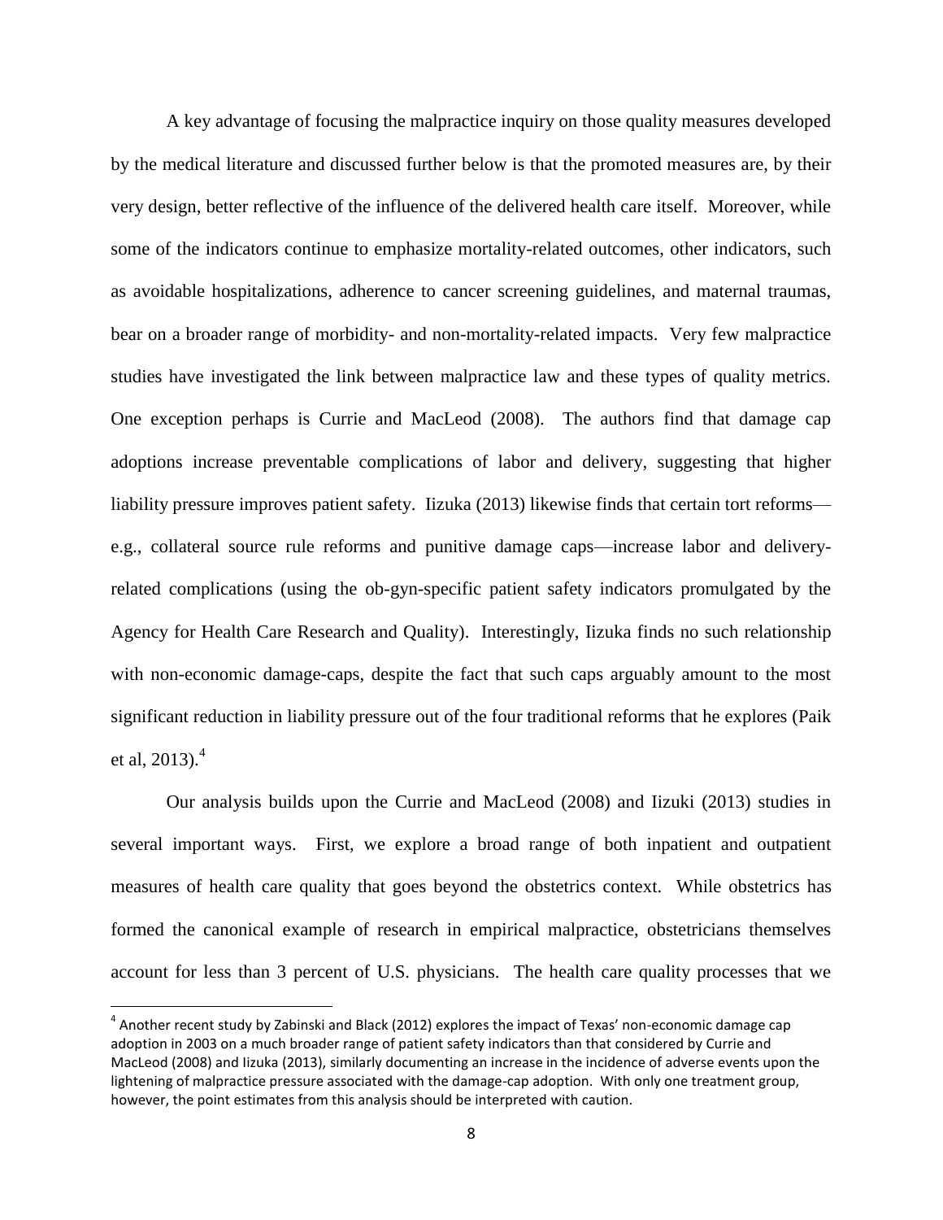A key advantage of focusing the malpractice inquiry on those quality measures developed by the medical literature and discussed further below is that the promoted measures are, by their very design, better reflective of the influence of the delivered health care itself. Moreover, while some of the indicators continue to emphasize mortality-related outcomes, other indicators, such as avoidable hospitalizations, adherence to cancer screening guidelines, and maternal traumas, bear on a broader range of morbidity- and non-mortality-related impacts. Very few malpractice studies have investigated the link between malpractice law and these types of quality metrics. One exception perhaps is Currie and MacLeod (2008). The authors find that damage cap adoptions increase preventable complications of labor and delivery, suggesting that higher liability pressure improves patient safety. Iizuka (2013) likewise finds that certain tort reforms—e.g., collateral source rule reforms and punitive damage caps—increase labor and delivery-related complications (using the ob-gyn-specific patient safety indicators promulgated by the Agency for Health Care Research and Quality). Interestingly, Iizuka finds no such relationship with non-economic damage-caps, despite the fact that such caps arguably amount to the most significant reduction in liability pressure out of the four traditional reforms that he explores (Paik et al, 2013).[4]

Our analysis builds upon the Currie and MacLeod (2008) and Iizuki (2013) studies in several important ways. First, we explore a broad range of both inpatient and outpatient measures of health care quality that goes beyond the obstetrics context. While obstetrics has formed the canonical example of research in empirical malpractice, obstetricians themselves account for less than 3 percent of U.S. physicians. The health care quality processes that we

[4] Another recent study by Zabinski and Black (2012) explores the impact of Texas' non-economic damage cap adoption in 2003 on a much broader range of patient safety indicators than that considered by Currie and MacLeod (2008) and Iizuka (2013), similarly documenting an increase in the incidence of adverse events upon the lightening of malpractice pressure associated with the damage-cap adoption. With only one treatment group, however, the point estimates from this analysis should be interpreted with caution.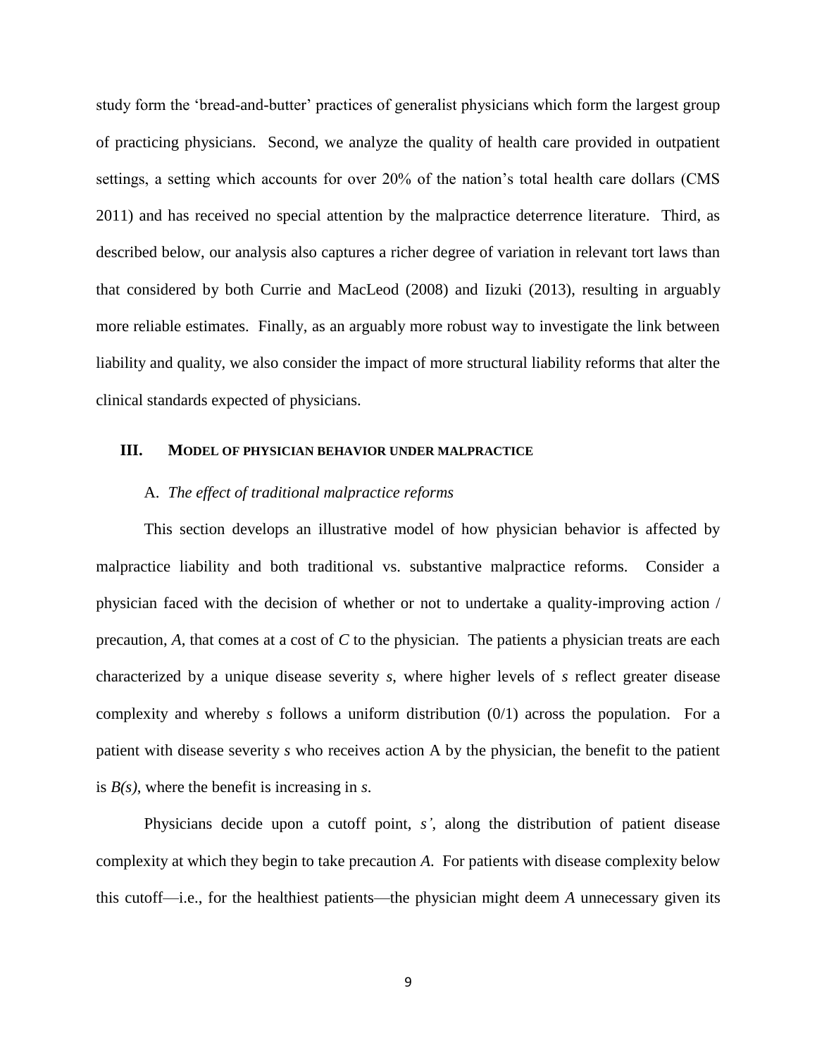study form the 'bread-and-butter' practices of generalist physicians which form the largest group of practicing physicians. Second, we analyze the quality of health care provided in outpatient settings, a setting which accounts for over 20% of the nation's total health care dollars (CMS 2011) and has received no special attention by the malpractice deterrence literature. Third, as described below, our analysis also captures a richer degree of variation in relevant tort laws than that considered by both Currie and MacLeod (2008) and Iizuki (2013), resulting in arguably more reliable estimates. Finally, as an arguably more robust way to investigate the link between liability and quality, we also consider the impact of more structural liability reforms that alter the clinical standards expected of physicians.

## III. Model of Physician Behavior Under Malpractice

### A. *The effect of traditional malpractice reforms*

This section develops an illustrative model of how physician behavior is affected by malpractice liability and both traditional vs. substantive malpractice reforms. Consider a physician faced with the decision of whether or not to undertake a quality-improving action / precaution, $A$, that comes at a cost of $C$ to the physician. The patients a physician treats are each characterized by a unique disease severity $s$, where higher levels of $s$ reflect greater disease complexity and whereby $s$ follows a uniform distribution (0/1) across the population. For a patient with disease severity $s$ who receives action A by the physician, the benefit to the patient is $B(s)$, where the benefit is increasing in $s$.

Physicians decide upon a cutoff point, $s'$, along the distribution of patient disease complexity at which they begin to take precaution $A$. For patients with disease complexity below this cutoff—i.e., for the healthiest patients—the physician might deem $A$ unnecessary given its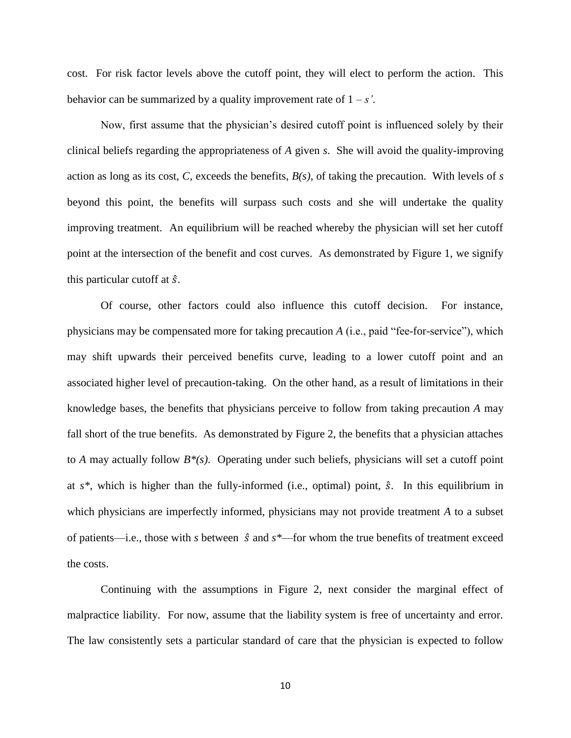cost. For risk factor levels above the cutoff point, they will elect to perform the action. This behavior can be summarized by a quality improvement rate of $1 - s'$.

Now, first assume that the physician's desired cutoff point is influenced solely by their clinical beliefs regarding the appropriateness of *A* given *s*. She will avoid the quality-improving action as long as its cost, *C*, exceeds the benefits, $B(s)$, of taking the precaution. With levels of *s* beyond this point, the benefits will surpass such costs and she will undertake the quality improving treatment. An equilibrium will be reached whereby the physician will set her cutoff point at the intersection of the benefit and cost curves. As demonstrated by Figure 1, we signify this particular cutoff at $\hat{s}$.

Of course, other factors could also influence this cutoff decision. For instance, physicians may be compensated more for taking precaution *A* (i.e., paid "fee-for-service"), which may shift upwards their perceived benefits curve, leading to a lower cutoff point and an associated higher level of precaution-taking. On the other hand, as a result of limitations in their knowledge bases, the benefits that physicians perceive to follow from taking precaution *A* may fall short of the true benefits. As demonstrated by Figure 2, the benefits that a physician attaches to *A* may actually follow $B^*(s)$. Operating under such beliefs, physicians will set a cutoff point at $s^*$, which is higher than the fully-informed (i.e., optimal) point, $\hat{s}$. In this equilibrium in which physicians are imperfectly informed, physicians may not provide treatment *A* to a subset of patients—i.e., those with *s* between $\hat{s}$ and $s^*$—for whom the true benefits of treatment exceed the costs.

Continuing with the assumptions in Figure 2, next consider the marginal effect of malpractice liability. For now, assume that the liability system is free of uncertainty and error. The law consistently sets a particular standard of care that the physician is expected to follow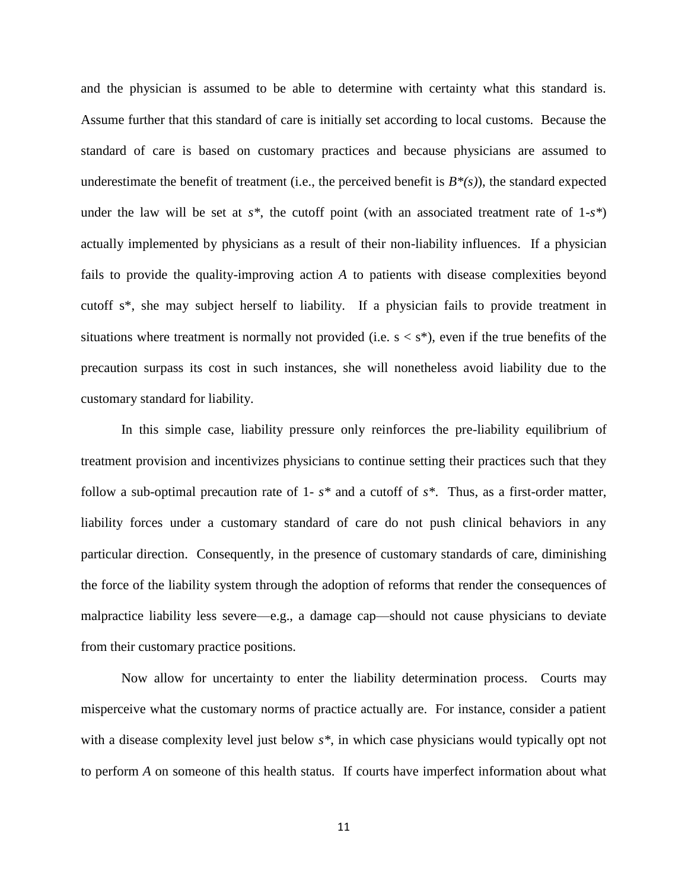and the physician is assumed to be able to determine with certainty what this standard is. Assume further that this standard of care is initially set according to local customs. Because the standard of care is based on customary practices and because physicians are assumed to underestimate the benefit of treatment (i.e., the perceived benefit is $B^*(s)$), the standard expected under the law will be set at $s^*$, the cutoff point (with an associated treatment rate of $1-s^*$) actually implemented by physicians as a result of their non-liability influences. If a physician fails to provide the quality-improving action *A* to patients with disease complexities beyond cutoff $s^*$, she may subject herself to liability. If a physician fails to provide treatment in situations where treatment is normally not provided (i.e. $s < s^*$), even if the true benefits of the precaution surpass its cost in such instances, she will nonetheless avoid liability due to the customary standard for liability.

In this simple case, liability pressure only reinforces the pre-liability equilibrium of treatment provision and incentivizes physicians to continue setting their practices such that they follow a sub-optimal precaution rate of $1- s^*$ and a cutoff of $s^*$. Thus, as a first-order matter, liability forces under a customary standard of care do not push clinical behaviors in any particular direction. Consequently, in the presence of customary standards of care, diminishing the force of the liability system through the adoption of reforms that render the consequences of malpractice liability less severe—e.g., a damage cap—should not cause physicians to deviate from their customary practice positions.

Now allow for uncertainty to enter the liability determination process. Courts may misperceive what the customary norms of practice actually are. For instance, consider a patient with a disease complexity level just below $s^*$, in which case physicians would typically opt not to perform *A* on someone of this health status. If courts have imperfect information about what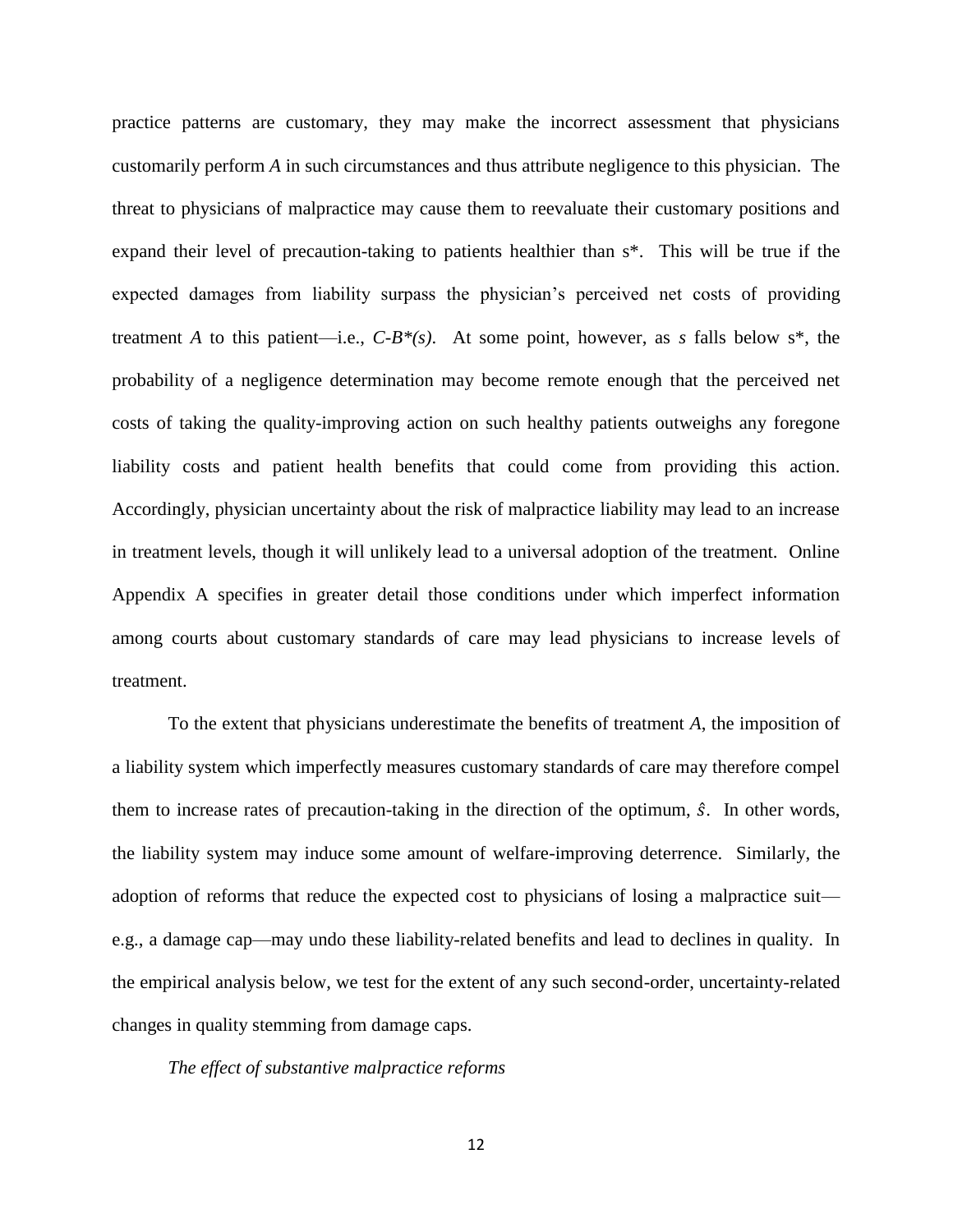practice patterns are customary, they may make the incorrect assessment that physicians customarily perform *A* in such circumstances and thus attribute negligence to this physician. The threat to physicians of malpractice may cause them to reevaluate their customary positions and expand their level of precaution-taking to patients healthier than $s^*$. This will be true if the expected damages from liability surpass the physician's perceived net costs of providing treatment *A* to this patient—i.e., $C\text{-}B^*(s)$. At some point, however, as $s$ falls below $s^*$, the probability of a negligence determination may become remote enough that the perceived net costs of taking the quality-improving action on such healthy patients outweighs any foregone liability costs and patient health benefits that could come from providing this action. Accordingly, physician uncertainty about the risk of malpractice liability may lead to an increase in treatment levels, though it will unlikely lead to a universal adoption of the treatment. Online Appendix A specifies in greater detail those conditions under which imperfect information among courts about customary standards of care may lead physicians to increase levels of treatment.

To the extent that physicians underestimate the benefits of treatment *A*, the imposition of a liability system which imperfectly measures customary standards of care may therefore compel them to increase rates of precaution-taking in the direction of the optimum, $\hat{s}$. In other words, the liability system may induce some amount of welfare-improving deterrence. Similarly, the adoption of reforms that reduce the expected cost to physicians of losing a malpractice suit—e.g., a damage cap—may undo these liability-related benefits and lead to declines in quality. In the empirical analysis below, we test for the extent of any such second-order, uncertainty-related changes in quality stemming from damage caps.

*The effect of substantive malpractice reforms*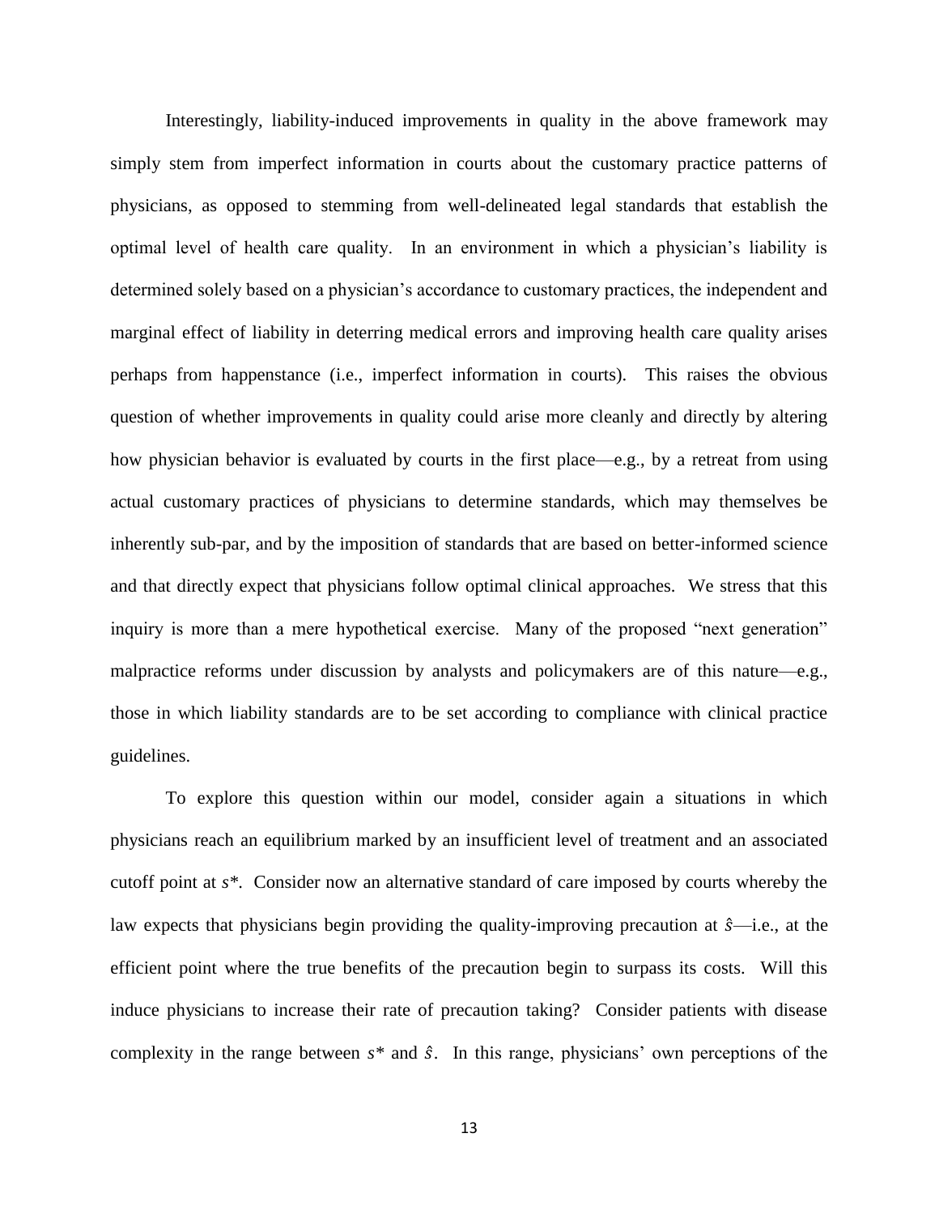Interestingly, liability-induced improvements in quality in the above framework may simply stem from imperfect information in courts about the customary practice patterns of physicians, as opposed to stemming from well-delineated legal standards that establish the optimal level of health care quality. In an environment in which a physician's liability is determined solely based on a physician's accordance to customary practices, the independent and marginal effect of liability in deterring medical errors and improving health care quality arises perhaps from happenstance (i.e., imperfect information in courts). This raises the obvious question of whether improvements in quality could arise more cleanly and directly by altering how physician behavior is evaluated by courts in the first place—e.g., by a retreat from using actual customary practices of physicians to determine standards, which may themselves be inherently sub-par, and by the imposition of standards that are based on better-informed science and that directly expect that physicians follow optimal clinical approaches. We stress that this inquiry is more than a mere hypothetical exercise. Many of the proposed "next generation" malpractice reforms under discussion by analysts and policymakers are of this nature—e.g., those in which liability standards are to be set according to compliance with clinical practice guidelines.

To explore this question within our model, consider again a situations in which physicians reach an equilibrium marked by an insufficient level of treatment and an associated cutoff point at $s^*$. Consider now an alternative standard of care imposed by courts whereby the law expects that physicians begin providing the quality-improving precaution at $\hat{s}$—i.e., at the efficient point where the true benefits of the precaution begin to surpass its costs. Will this induce physicians to increase their rate of precaution taking? Consider patients with disease complexity in the range between $s^*$ and $\hat{s}$. In this range, physicians' own perceptions of the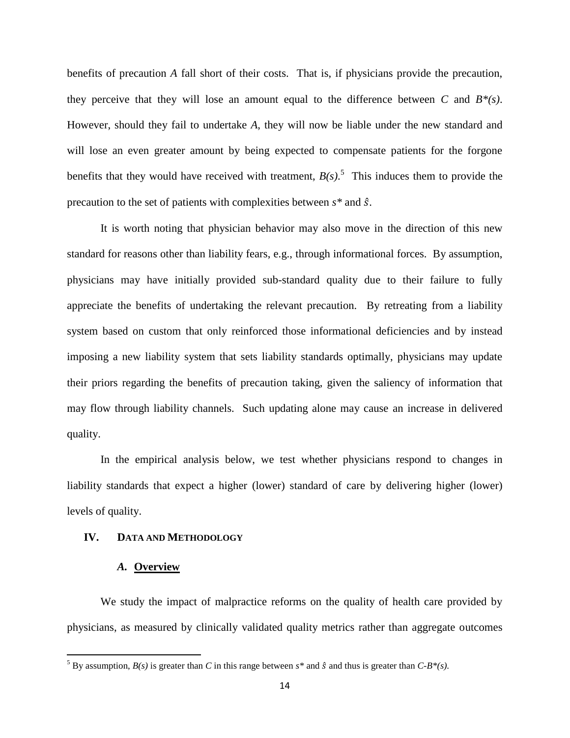benefits of precaution *A* fall short of their costs. That is, if physicians provide the precaution, they perceive that they will lose an amount equal to the difference between $C$ and $B^*(s)$. However, should they fail to undertake *A*, they will now be liable under the new standard and will lose an even greater amount by being expected to compensate patients for the forgone benefits that they would have received with treatment, $B(s)$.[5] This induces them to provide the precaution to the set of patients with complexities between $s^*$ and $\hat{s}$.

It is worth noting that physician behavior may also move in the direction of this new standard for reasons other than liability fears, e.g., through informational forces. By assumption, physicians may have initially provided sub-standard quality due to their failure to fully appreciate the benefits of undertaking the relevant precaution. By retreating from a liability system based on custom that only reinforced those informational deficiencies and by instead imposing a new liability system that sets liability standards optimally, physicians may update their priors regarding the benefits of precaution taking, given the saliency of information that may flow through liability channels. Such updating alone may cause an increase in delivered quality.

In the empirical analysis below, we test whether physicians respond to changes in liability standards that expect a higher (lower) standard of care by delivering higher (lower) levels of quality.

## IV. DATA AND METHODOLOGY

### *A.* Overview

We study the impact of malpractice reforms on the quality of health care provided by physicians, as measured by clinically validated quality metrics rather than aggregate outcomes

[5] By assumption, $B(s)$ is greater than $C$ in this range between $s^*$ and $\hat{s}$ and thus is greater than $C-B^*(s)$.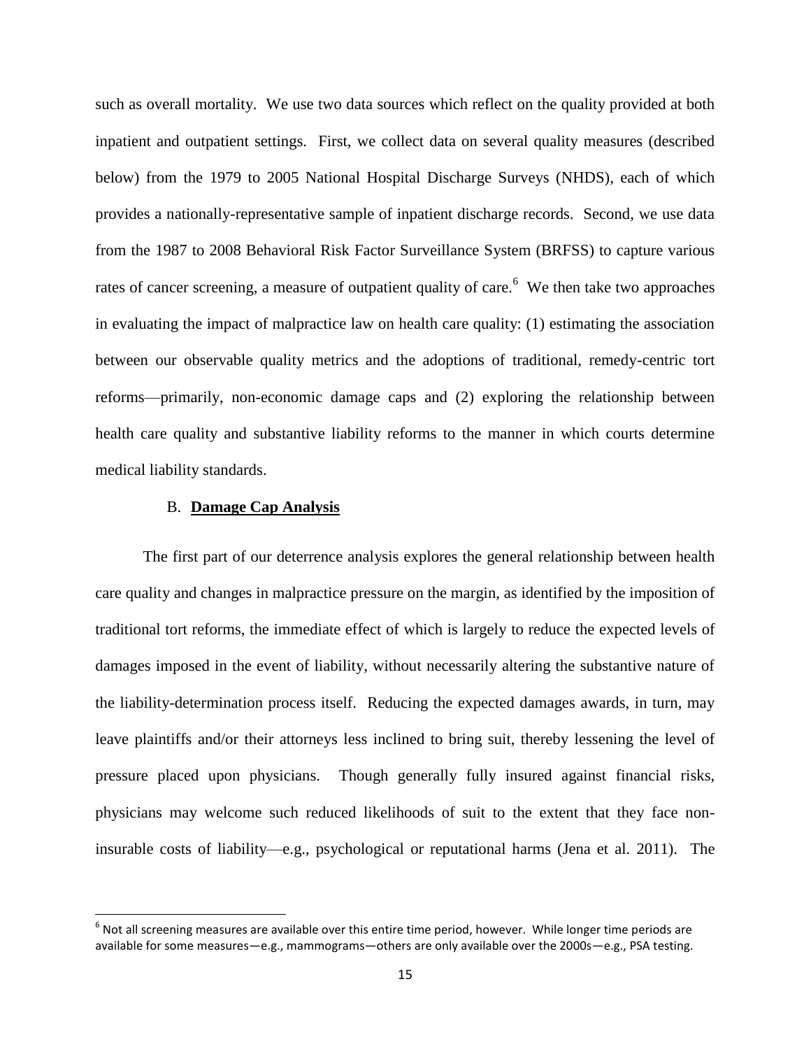such as overall mortality. We use two data sources which reflect on the quality provided at both inpatient and outpatient settings. First, we collect data on several quality measures (described below) from the 1979 to 2005 National Hospital Discharge Surveys (NHDS), each of which provides a nationally-representative sample of inpatient discharge records. Second, we use data from the 1987 to 2008 Behavioral Risk Factor Surveillance System (BRFSS) to capture various rates of cancer screening, a measure of outpatient quality of care.[6] We then take two approaches in evaluating the impact of malpractice law on health care quality: (1) estimating the association between our observable quality metrics and the adoptions of traditional, remedy-centric tort reforms—primarily, non-economic damage caps and (2) exploring the relationship between health care quality and substantive liability reforms to the manner in which courts determine medical liability standards.

### B. Damage Cap Analysis

The first part of our deterrence analysis explores the general relationship between health care quality and changes in malpractice pressure on the margin, as identified by the imposition of traditional tort reforms, the immediate effect of which is largely to reduce the expected levels of damages imposed in the event of liability, without necessarily altering the substantive nature of the liability-determination process itself. Reducing the expected damages awards, in turn, may leave plaintiffs and/or their attorneys less inclined to bring suit, thereby lessening the level of pressure placed upon physicians. Though generally fully insured against financial risks, physicians may welcome such reduced likelihoods of suit to the extent that they face non-insurable costs of liability—e.g., psychological or reputational harms (Jena et al. 2011). The

---

[6] Not all screening measures are available over this entire time period, however. While longer time periods are available for some measures—e.g., mammograms—others are only available over the 2000s—e.g., PSA testing.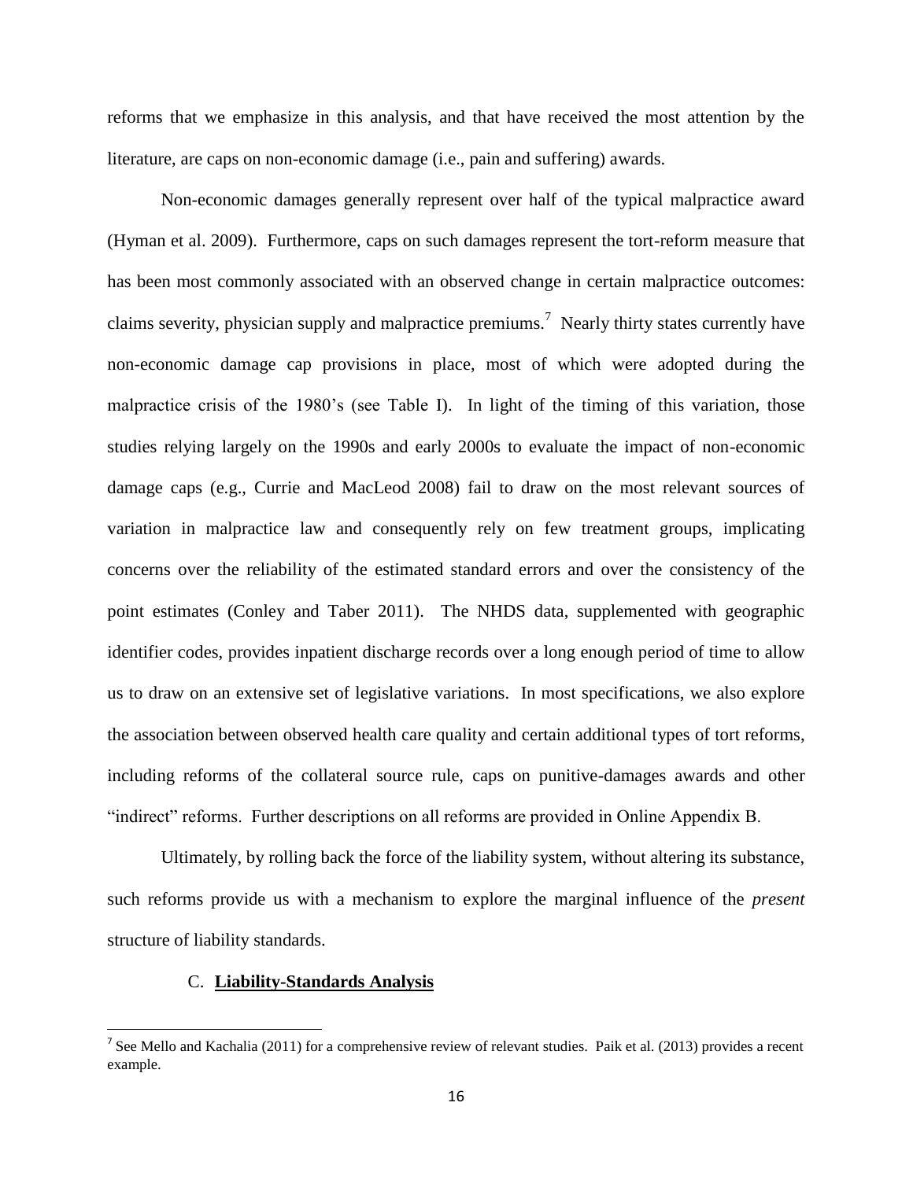reforms that we emphasize in this analysis, and that have received the most attention by the literature, are caps on non-economic damage (i.e., pain and suffering) awards.

Non-economic damages generally represent over half of the typical malpractice award (Hyman et al. 2009). Furthermore, caps on such damages represent the tort-reform measure that has been most commonly associated with an observed change in certain malpractice outcomes: claims severity, physician supply and malpractice premiums.[7] Nearly thirty states currently have non-economic damage cap provisions in place, most of which were adopted during the malpractice crisis of the 1980's (see Table I). In light of the timing of this variation, those studies relying largely on the 1990s and early 2000s to evaluate the impact of non-economic damage caps (e.g., Currie and MacLeod 2008) fail to draw on the most relevant sources of variation in malpractice law and consequently rely on few treatment groups, implicating concerns over the reliability of the estimated standard errors and over the consistency of the point estimates (Conley and Taber 2011). The NHDS data, supplemented with geographic identifier codes, provides inpatient discharge records over a long enough period of time to allow us to draw on an extensive set of legislative variations. In most specifications, we also explore the association between observed health care quality and certain additional types of tort reforms, including reforms of the collateral source rule, caps on punitive-damages awards and other "indirect" reforms. Further descriptions on all reforms are provided in Online Appendix B.

Ultimately, by rolling back the force of the liability system, without altering its substance, such reforms provide us with a mechanism to explore the marginal influence of the *present* structure of liability standards.

### C. **Liability-Standards Analysis**

[7] See Mello and Kachalia (2011) for a comprehensive review of relevant studies. Paik et al. (2013) provides a recent example.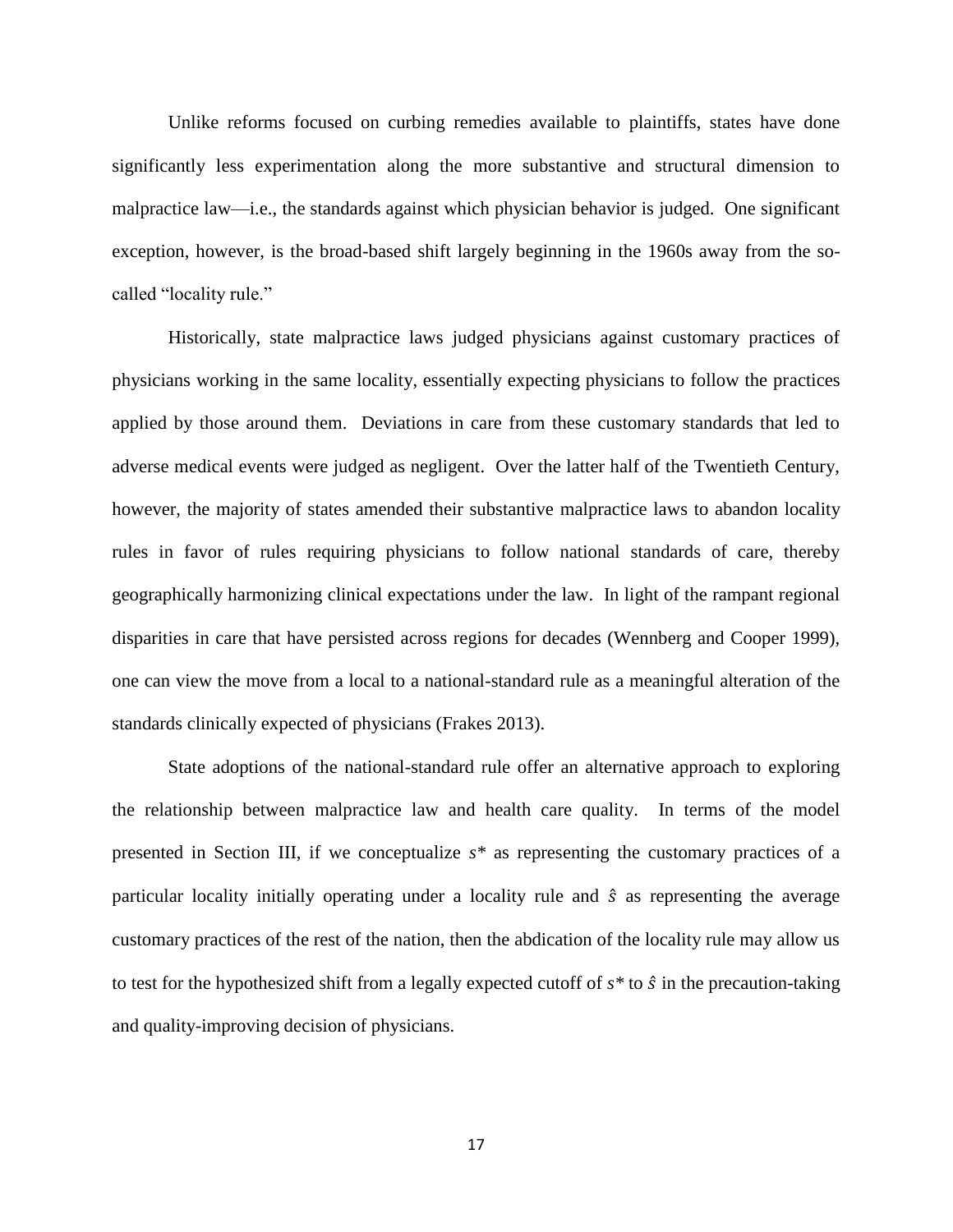Unlike reforms focused on curbing remedies available to plaintiffs, states have done significantly less experimentation along the more substantive and structural dimension to malpractice law—i.e., the standards against which physician behavior is judged. One significant exception, however, is the broad-based shift largely beginning in the 1960s away from the so-called "locality rule."

Historically, state malpractice laws judged physicians against customary practices of physicians working in the same locality, essentially expecting physicians to follow the practices applied by those around them. Deviations in care from these customary standards that led to adverse medical events were judged as negligent. Over the latter half of the Twentieth Century, however, the majority of states amended their substantive malpractice laws to abandon locality rules in favor of rules requiring physicians to follow national standards of care, thereby geographically harmonizing clinical expectations under the law. In light of the rampant regional disparities in care that have persisted across regions for decades (Wennberg and Cooper 1999), one can view the move from a local to a national-standard rule as a meaningful alteration of the standards clinically expected of physicians (Frakes 2013).

State adoptions of the national-standard rule offer an alternative approach to exploring the relationship between malpractice law and health care quality. In terms of the model presented in Section III, if we conceptualize $s^*$ as representing the customary practices of a particular locality initially operating under a locality rule and $\hat{s}$ as representing the average customary practices of the rest of the nation, then the abdication of the locality rule may allow us to test for the hypothesized shift from a legally expected cutoff of $s^*$ to $\hat{s}$ in the precaution-taking and quality-improving decision of physicians.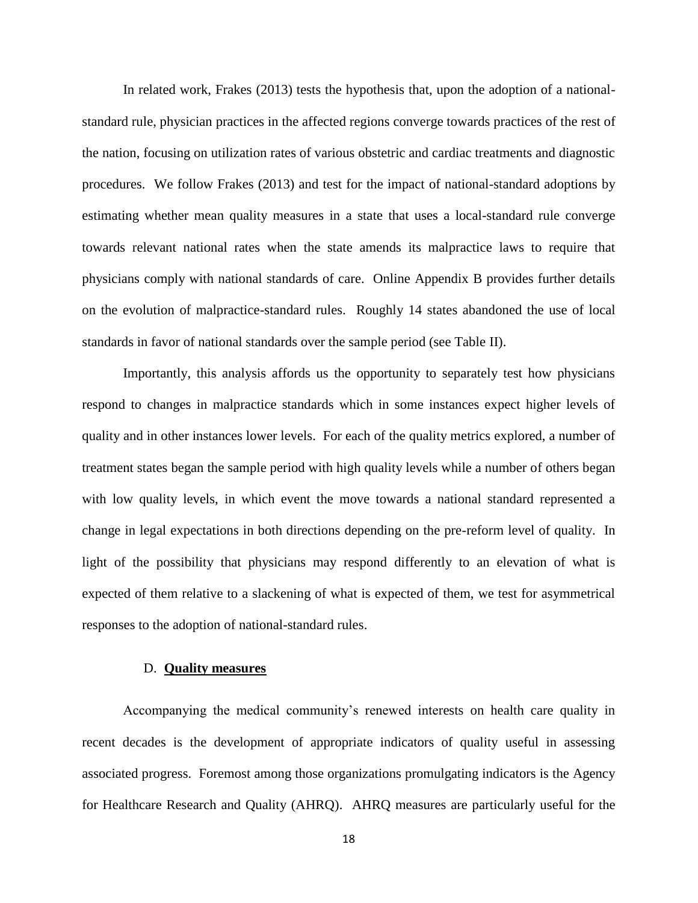In related work, Frakes (2013) tests the hypothesis that, upon the adoption of a national-standard rule, physician practices in the affected regions converge towards practices of the rest of the nation, focusing on utilization rates of various obstetric and cardiac treatments and diagnostic procedures. We follow Frakes (2013) and test for the impact of national-standard adoptions by estimating whether mean quality measures in a state that uses a local-standard rule converge towards relevant national rates when the state amends its malpractice laws to require that physicians comply with national standards of care. Online Appendix B provides further details on the evolution of malpractice-standard rules. Roughly 14 states abandoned the use of local standards in favor of national standards over the sample period (see Table II).

Importantly, this analysis affords us the opportunity to separately test how physicians respond to changes in malpractice standards which in some instances expect higher levels of quality and in other instances lower levels. For each of the quality metrics explored, a number of treatment states began the sample period with high quality levels while a number of others began with low quality levels, in which event the move towards a national standard represented a change in legal expectations in both directions depending on the pre-reform level of quality. In light of the possibility that physicians may respond differently to an elevation of what is expected of them relative to a slackening of what is expected of them, we test for asymmetrical responses to the adoption of national-standard rules.

### D. **Quality measures**

Accompanying the medical community's renewed interests on health care quality in recent decades is the development of appropriate indicators of quality useful in assessing associated progress. Foremost among those organizations promulgating indicators is the Agency for Healthcare Research and Quality (AHRQ). AHRQ measures are particularly useful for the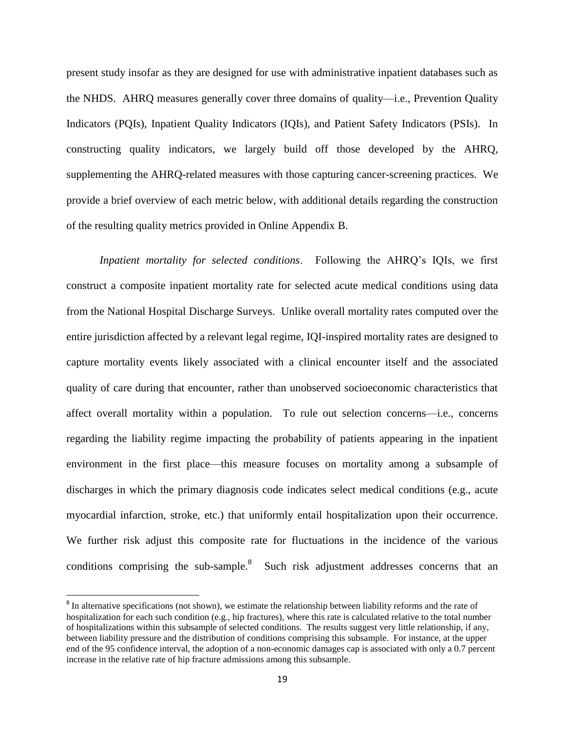present study insofar as they are designed for use with administrative inpatient databases such as the NHDS. AHRQ measures generally cover three domains of quality—i.e., Prevention Quality Indicators (PQIs), Inpatient Quality Indicators (IQIs), and Patient Safety Indicators (PSIs). In constructing quality indicators, we largely build off those developed by the AHRQ, supplementing the AHRQ-related measures with those capturing cancer-screening practices. We provide a brief overview of each metric below, with additional details regarding the construction of the resulting quality metrics provided in Online Appendix B.

*Inpatient mortality for selected conditions*. Following the AHRQ's IQIs, we first construct a composite inpatient mortality rate for selected acute medical conditions using data from the National Hospital Discharge Surveys. Unlike overall mortality rates computed over the entire jurisdiction affected by a relevant legal regime, IQI-inspired mortality rates are designed to capture mortality events likely associated with a clinical encounter itself and the associated quality of care during that encounter, rather than unobserved socioeconomic characteristics that affect overall mortality within a population. To rule out selection concerns—i.e., concerns regarding the liability regime impacting the probability of patients appearing in the inpatient environment in the first place—this measure focuses on mortality among a subsample of discharges in which the primary diagnosis code indicates select medical conditions (e.g., acute myocardial infarction, stroke, etc.) that uniformly entail hospitalization upon their occurrence. We further risk adjust this composite rate for fluctuations in the incidence of the various conditions comprising the sub-sample.[8] Such risk adjustment addresses concerns that an

[8] In alternative specifications (not shown), we estimate the relationship between liability reforms and the rate of hospitalization for each such condition (e.g., hip fractures), where this rate is calculated relative to the total number of hospitalizations within this subsample of selected conditions. The results suggest very little relationship, if any, between liability pressure and the distribution of conditions comprising this subsample. For instance, at the upper end of the 95 confidence interval, the adoption of a non-economic damages cap is associated with only a 0.7 percent increase in the relative rate of hip fracture admissions among this subsample.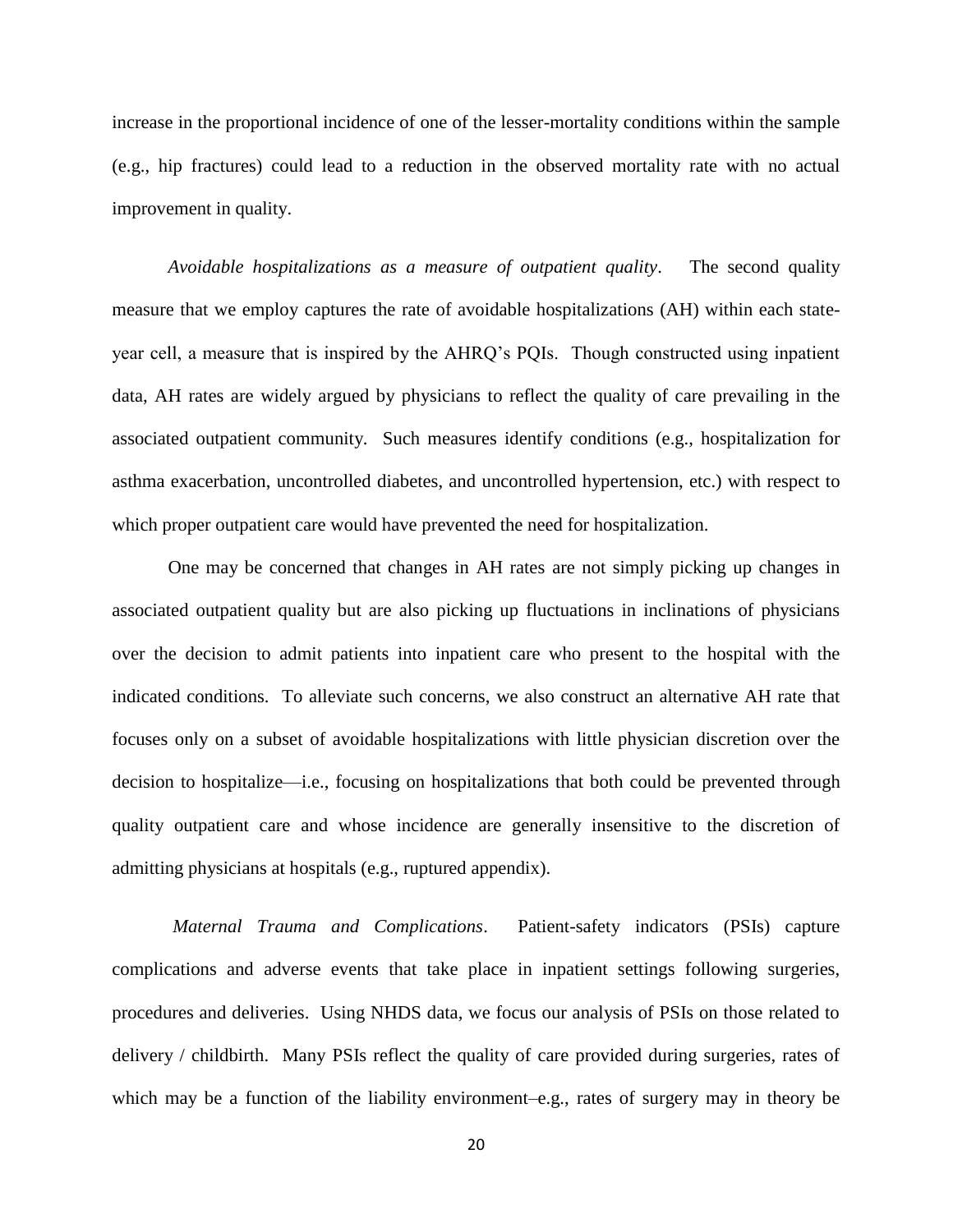increase in the proportional incidence of one of the lesser-mortality conditions within the sample (e.g., hip fractures) could lead to a reduction in the observed mortality rate with no actual improvement in quality.

*Avoidable hospitalizations as a measure of outpatient quality*. The second quality measure that we employ captures the rate of avoidable hospitalizations (AH) within each state-year cell, a measure that is inspired by the AHRQ's PQIs. Though constructed using inpatient data, AH rates are widely argued by physicians to reflect the quality of care prevailing in the associated outpatient community. Such measures identify conditions (e.g., hospitalization for asthma exacerbation, uncontrolled diabetes, and uncontrolled hypertension, etc.) with respect to which proper outpatient care would have prevented the need for hospitalization.

One may be concerned that changes in AH rates are not simply picking up changes in associated outpatient quality but are also picking up fluctuations in inclinations of physicians over the decision to admit patients into inpatient care who present to the hospital with the indicated conditions. To alleviate such concerns, we also construct an alternative AH rate that focuses only on a subset of avoidable hospitalizations with little physician discretion over the decision to hospitalize—i.e., focusing on hospitalizations that both could be prevented through quality outpatient care and whose incidence are generally insensitive to the discretion of admitting physicians at hospitals (e.g., ruptured appendix).

*Maternal Trauma and Complications*. Patient-safety indicators (PSIs) capture complications and adverse events that take place in inpatient settings following surgeries, procedures and deliveries. Using NHDS data, we focus our analysis of PSIs on those related to delivery / childbirth. Many PSIs reflect the quality of care provided during surgeries, rates of which may be a function of the liability environment–e.g., rates of surgery may in theory be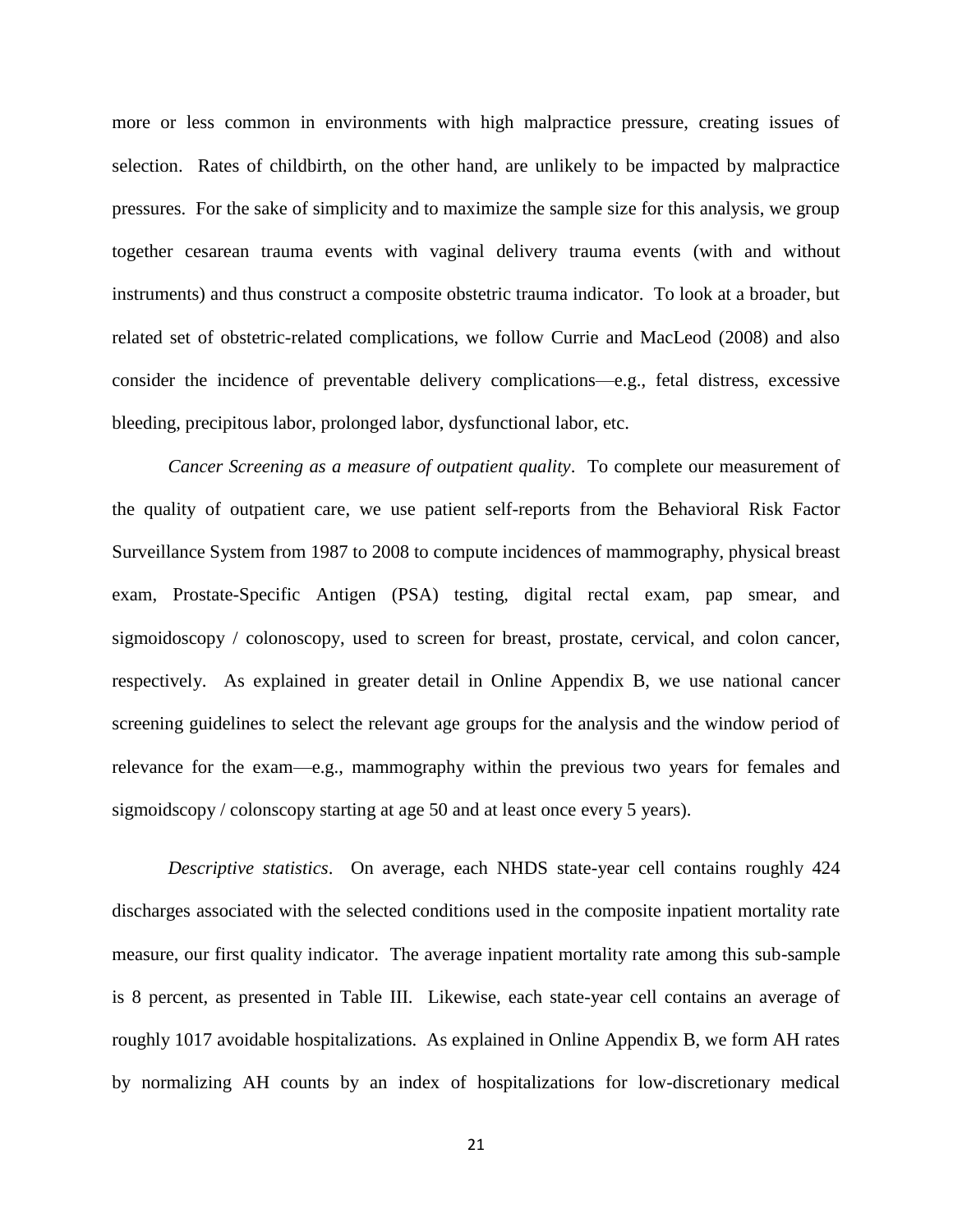more or less common in environments with high malpractice pressure, creating issues of selection. Rates of childbirth, on the other hand, are unlikely to be impacted by malpractice pressures. For the sake of simplicity and to maximize the sample size for this analysis, we group together cesarean trauma events with vaginal delivery trauma events (with and without instruments) and thus construct a composite obstetric trauma indicator. To look at a broader, but related set of obstetric-related complications, we follow Currie and MacLeod (2008) and also consider the incidence of preventable delivery complications—e.g., fetal distress, excessive bleeding, precipitous labor, prolonged labor, dysfunctional labor, etc.

*Cancer Screening as a measure of outpatient quality*. To complete our measurement of the quality of outpatient care, we use patient self-reports from the Behavioral Risk Factor Surveillance System from 1987 to 2008 to compute incidences of mammography, physical breast exam, Prostate-Specific Antigen (PSA) testing, digital rectal exam, pap smear, and sigmoidoscopy / colonoscopy, used to screen for breast, prostate, cervical, and colon cancer, respectively. As explained in greater detail in Online Appendix B, we use national cancer screening guidelines to select the relevant age groups for the analysis and the window period of relevance for the exam—e.g., mammography within the previous two years for females and sigmoidscopy / colonscopy starting at age 50 and at least once every 5 years).

*Descriptive statistics*. On average, each NHDS state-year cell contains roughly 424 discharges associated with the selected conditions used in the composite inpatient mortality rate measure, our first quality indicator. The average inpatient mortality rate among this sub-sample is 8 percent, as presented in Table III. Likewise, each state-year cell contains an average of roughly 1017 avoidable hospitalizations. As explained in Online Appendix B, we form AH rates by normalizing AH counts by an index of hospitalizations for low-discretionary medical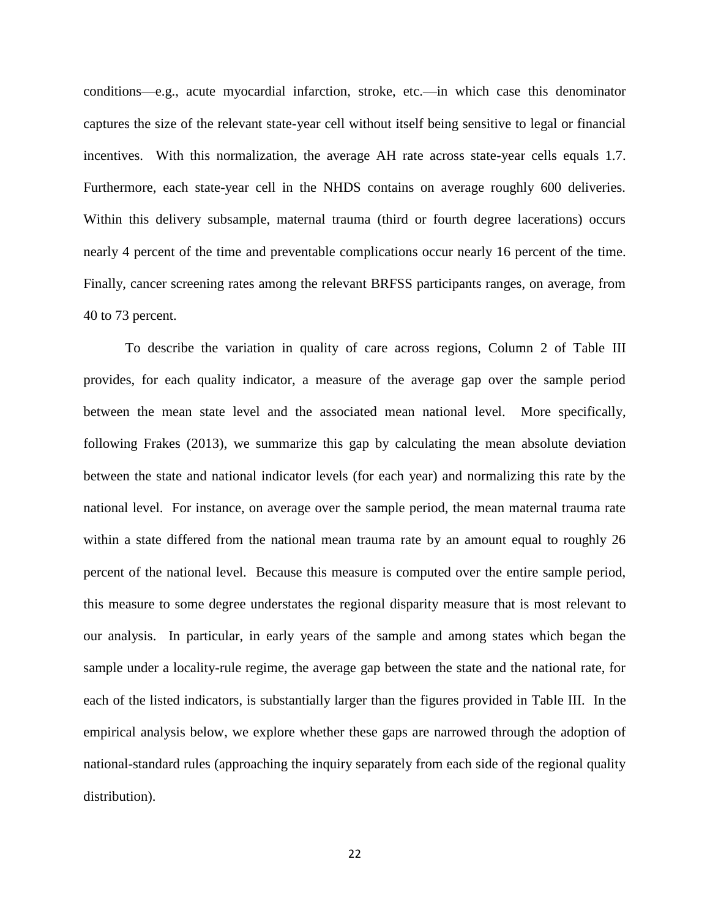conditions—e.g., acute myocardial infarction, stroke, etc.—in which case this denominator captures the size of the relevant state-year cell without itself being sensitive to legal or financial incentives. With this normalization, the average AH rate across state-year cells equals 1.7. Furthermore, each state-year cell in the NHDS contains on average roughly 600 deliveries. Within this delivery subsample, maternal trauma (third or fourth degree lacerations) occurs nearly 4 percent of the time and preventable complications occur nearly 16 percent of the time. Finally, cancer screening rates among the relevant BRFSS participants ranges, on average, from 40 to 73 percent.

To describe the variation in quality of care across regions, Column 2 of Table III provides, for each quality indicator, a measure of the average gap over the sample period between the mean state level and the associated mean national level. More specifically, following Frakes (2013), we summarize this gap by calculating the mean absolute deviation between the state and national indicator levels (for each year) and normalizing this rate by the national level. For instance, on average over the sample period, the mean maternal trauma rate within a state differed from the national mean trauma rate by an amount equal to roughly 26 percent of the national level. Because this measure is computed over the entire sample period, this measure to some degree understates the regional disparity measure that is most relevant to our analysis. In particular, in early years of the sample and among states which began the sample under a locality-rule regime, the average gap between the state and the national rate, for each of the listed indicators, is substantially larger than the figures provided in Table III. In the empirical analysis below, we explore whether these gaps are narrowed through the adoption of national-standard rules (approaching the inquiry separately from each side of the regional quality distribution).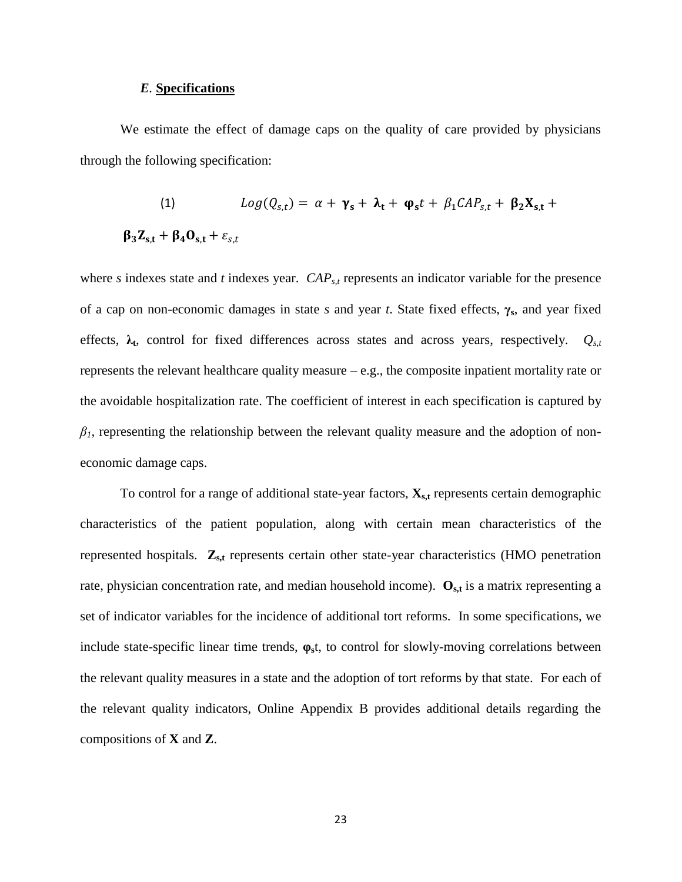### *E*. Specifications

We estimate the effect of damage caps on the quality of care provided by physicians through the following specification:

$$(1) \qquad Log(Q_{s,t}) = \alpha + \boldsymbol{\gamma}_{\mathbf{s}} + \boldsymbol{\lambda}_{\mathbf{t}} + \boldsymbol{\varphi}_{\mathbf{s}} t + \beta_1 CAP_{s,t} + \boldsymbol{\beta}_{\mathbf{2}} \mathbf{X}_{\mathbf{s,t}} + \boldsymbol{\beta}_{\mathbf{3}} \mathbf{Z}_{\mathbf{s,t}} + \boldsymbol{\beta}_{\mathbf{4}} \mathbf{O}_{\mathbf{s,t}} + \varepsilon_{s,t}$$

where *s* indexes state and *t* indexes year. $CAP_{s,t}$ represents an indicator variable for the presence of a cap on non-economic damages in state *s* and year *t*. State fixed effects, $\boldsymbol{\gamma}_{\mathbf{s}}$, and year fixed effects, $\boldsymbol{\lambda}_{\mathbf{t}}$, control for fixed differences across states and across years, respectively. $Q_{s,t}$ represents the relevant healthcare quality measure – e.g., the composite inpatient mortality rate or the avoidable hospitalization rate. The coefficient of interest in each specification is captured by $\beta_1$, representing the relationship between the relevant quality measure and the adoption of non-economic damage caps.

To control for a range of additional state-year factors, $\mathbf{X}_{\mathbf{s,t}}$ represents certain demographic characteristics of the patient population, along with certain mean characteristics of the represented hospitals. $\mathbf{Z}_{\mathbf{s,t}}$ represents certain other state-year characteristics (HMO penetration rate, physician concentration rate, and median household income). $\mathbf{O}_{\mathbf{s,t}}$ is a matrix representing a set of indicator variables for the incidence of additional tort reforms. In some specifications, we include state-specific linear time trends, $\boldsymbol{\varphi}_{\mathbf{s}}t$, to control for slowly-moving correlations between the relevant quality measures in a state and the adoption of tort reforms by that state. For each of the relevant quality indicators, Online Appendix B provides additional details regarding the compositions of **X** and **Z**.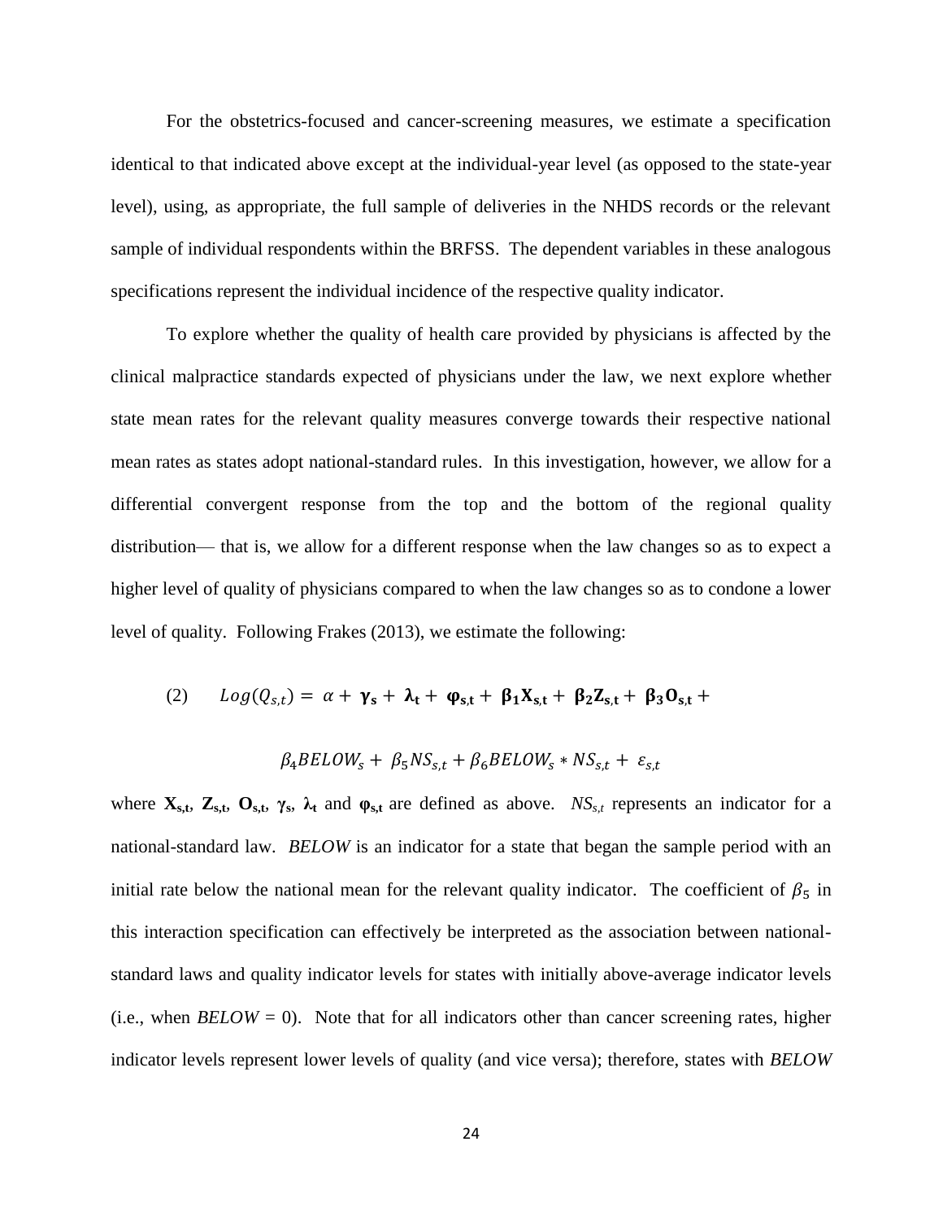For the obstetrics-focused and cancer-screening measures, we estimate a specification identical to that indicated above except at the individual-year level (as opposed to the state-year level), using, as appropriate, the full sample of deliveries in the NHDS records or the relevant sample of individual respondents within the BRFSS. The dependent variables in these analogous specifications represent the individual incidence of the respective quality indicator.

To explore whether the quality of health care provided by physicians is affected by the clinical malpractice standards expected of physicians under the law, we next explore whether state mean rates for the relevant quality measures converge towards their respective national mean rates as states adopt national-standard rules. In this investigation, however, we allow for a differential convergent response from the top and the bottom of the regional quality distribution— that is, we allow for a different response when the law changes so as to expect a higher level of quality of physicians compared to when the law changes so as to condone a lower level of quality. Following Frakes (2013), we estimate the following:

$$(2) \qquad Log(Q_{s,t}) = \alpha + \boldsymbol{\gamma_s} + \boldsymbol{\lambda_t} + \boldsymbol{\varphi_{s,t}} + \boldsymbol{\beta_1 X_{s,t}} + \boldsymbol{\beta_2 Z_{s,t}} + \boldsymbol{\beta_3 O_{s,t}} +$$

$$\beta_4 BELOW_s + \beta_5 NS_{s,t} + \beta_6 BELOW_s * NS_{s,t} + \varepsilon_{s,t}$$

where $\mathbf{X_{s,t}}$, $\mathbf{Z_{s,t}}$, $\mathbf{O_{s,t}}$, $\boldsymbol{\gamma_s}$, $\boldsymbol{\lambda_t}$ and $\boldsymbol{\varphi_{s,t}}$ are defined as above. $NS_{s,t}$ represents an indicator for a national-standard law. *BELOW* is an indicator for a state that began the sample period with an initial rate below the national mean for the relevant quality indicator. The coefficient of $\beta_5$ in this interaction specification can effectively be interpreted as the association between national-standard laws and quality indicator levels for states with initially above-average indicator levels (i.e., when $BELOW = 0$). Note that for all indicators other than cancer screening rates, higher indicator levels represent lower levels of quality (and vice versa); therefore, states with *BELOW*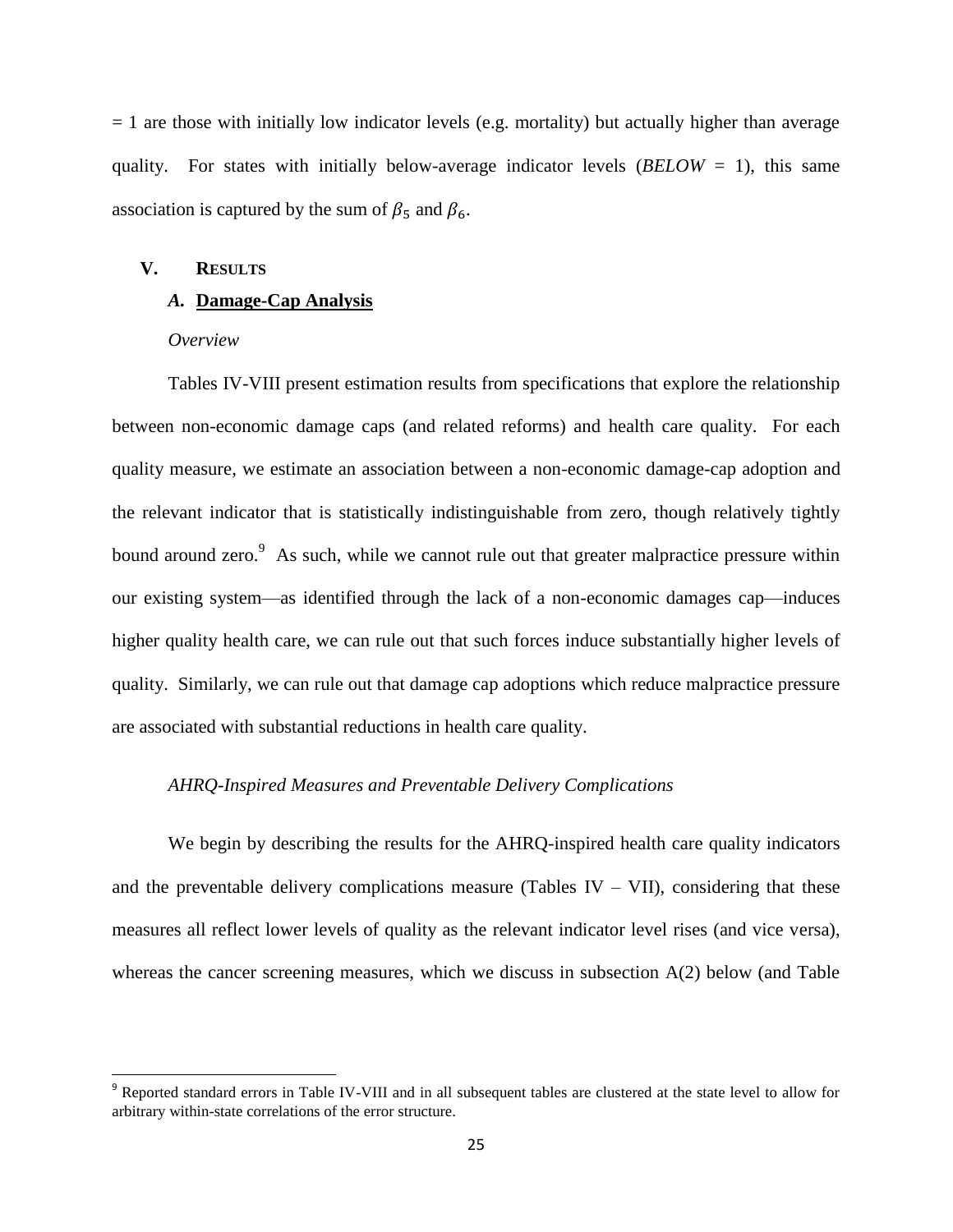= 1 are those with initially low indicator levels (e.g. mortality) but actually higher than average quality. For states with initially below-average indicator levels (*BELOW* = 1), this same association is captured by the sum of $\beta_5$ and $\beta_6$.

## V. RESULTS

### *A.* Damage-Cap Analysis

*Overview*

Tables IV-VIII present estimation results from specifications that explore the relationship between non-economic damage caps (and related reforms) and health care quality. For each quality measure, we estimate an association between a non-economic damage-cap adoption and the relevant indicator that is statistically indistinguishable from zero, though relatively tightly bound around zero.[9] As such, while we cannot rule out that greater malpractice pressure within our existing system—as identified through the lack of a non-economic damages cap—induces higher quality health care, we can rule out that such forces induce substantially higher levels of quality. Similarly, we can rule out that damage cap adoptions which reduce malpractice pressure are associated with substantial reductions in health care quality.

*AHRQ-Inspired Measures and Preventable Delivery Complications*

We begin by describing the results for the AHRQ-inspired health care quality indicators and the preventable delivery complications measure (Tables IV – VII), considering that these measures all reflect lower levels of quality as the relevant indicator level rises (and vice versa), whereas the cancer screening measures, which we discuss in subsection A(2) below (and Table

[9] Reported standard errors in Table IV-VIII and in all subsequent tables are clustered at the state level to allow for arbitrary within-state correlations of the error structure.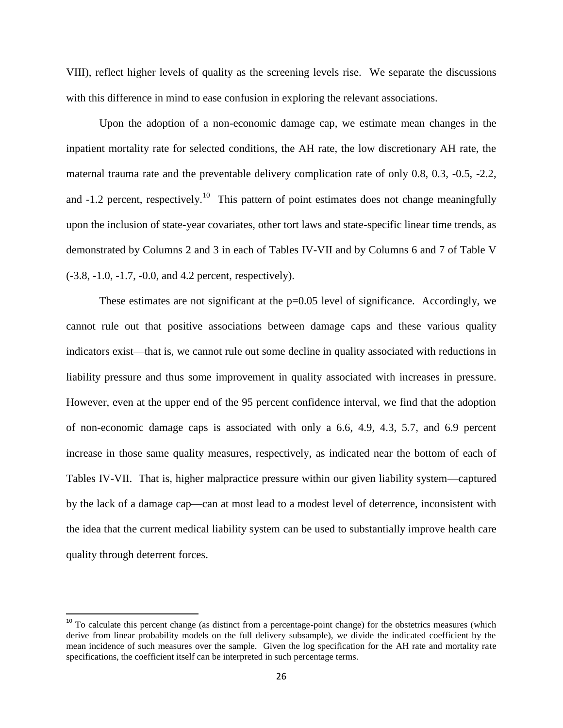VIII), reflect higher levels of quality as the screening levels rise. We separate the discussions with this difference in mind to ease confusion in exploring the relevant associations.

Upon the adoption of a non-economic damage cap, we estimate mean changes in the inpatient mortality rate for selected conditions, the AH rate, the low discretionary AH rate, the maternal trauma rate and the preventable delivery complication rate of only 0.8, 0.3, -0.5, -2.2, and -1.2 percent, respectively.[10] This pattern of point estimates does not change meaningfully upon the inclusion of state-year covariates, other tort laws and state-specific linear time trends, as demonstrated by Columns 2 and 3 in each of Tables IV-VII and by Columns 6 and 7 of Table V (-3.8, -1.0, -1.7, -0.0, and 4.2 percent, respectively).

These estimates are not significant at the p=0.05 level of significance. Accordingly, we cannot rule out that positive associations between damage caps and these various quality indicators exist—that is, we cannot rule out some decline in quality associated with reductions in liability pressure and thus some improvement in quality associated with increases in pressure. However, even at the upper end of the 95 percent confidence interval, we find that the adoption of non-economic damage caps is associated with only a 6.6, 4.9, 4.3, 5.7, and 6.9 percent increase in those same quality measures, respectively, as indicated near the bottom of each of Tables IV-VII. That is, higher malpractice pressure within our given liability system—captured by the lack of a damage cap—can at most lead to a modest level of deterrence, inconsistent with the idea that the current medical liability system can be used to substantially improve health care quality through deterrent forces.

---

[10] To calculate this percent change (as distinct from a percentage-point change) for the obstetrics measures (which derive from linear probability models on the full delivery subsample), we divide the indicated coefficient by the mean incidence of such measures over the sample. Given the log specification for the AH rate and mortality rate specifications, the coefficient itself can be interpreted in such percentage terms.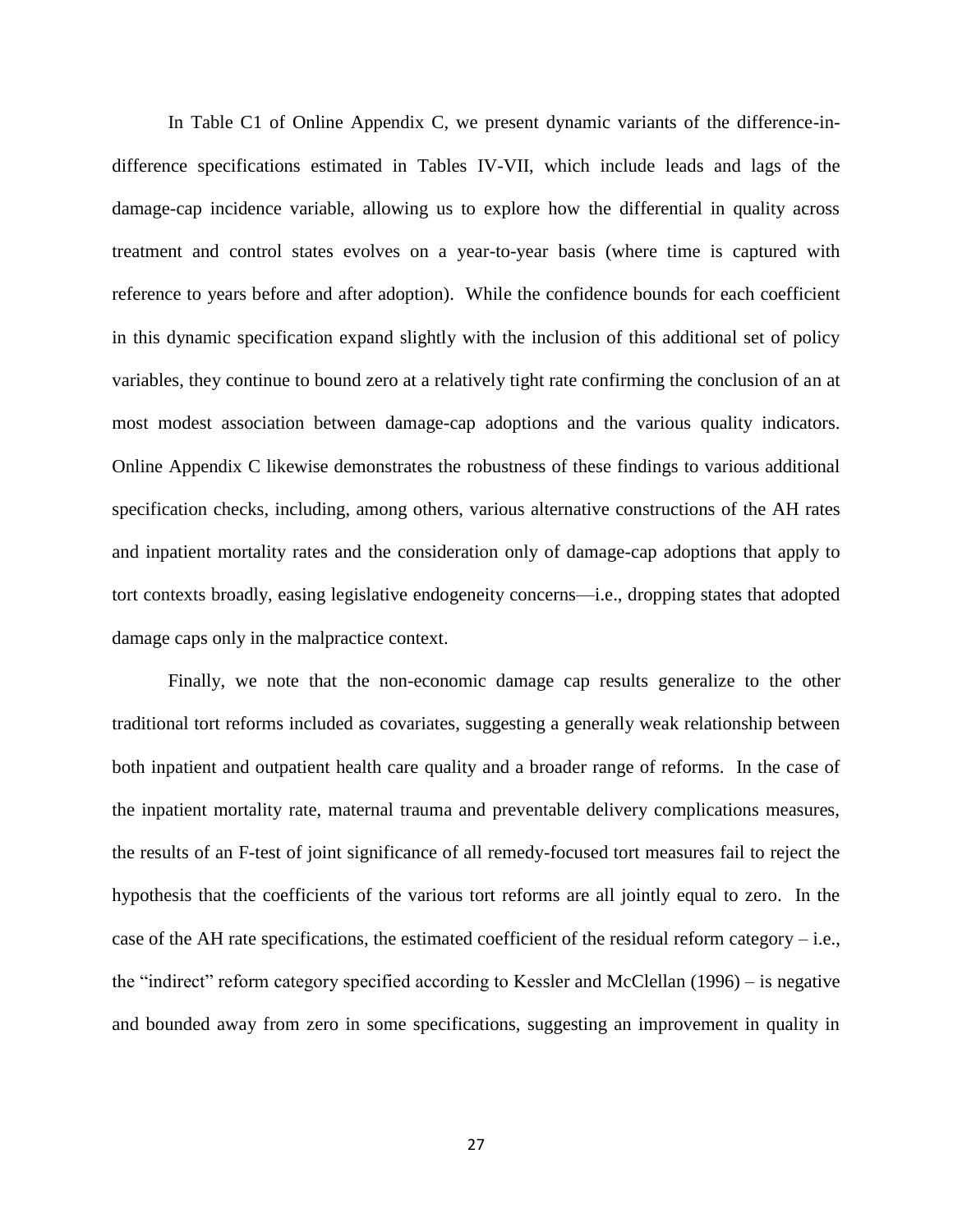In Table C1 of Online Appendix C, we present dynamic variants of the difference-in-difference specifications estimated in Tables IV-VII, which include leads and lags of the damage-cap incidence variable, allowing us to explore how the differential in quality across treatment and control states evolves on a year-to-year basis (where time is captured with reference to years before and after adoption). While the confidence bounds for each coefficient in this dynamic specification expand slightly with the inclusion of this additional set of policy variables, they continue to bound zero at a relatively tight rate confirming the conclusion of an at most modest association between damage-cap adoptions and the various quality indicators. Online Appendix C likewise demonstrates the robustness of these findings to various additional specification checks, including, among others, various alternative constructions of the AH rates and inpatient mortality rates and the consideration only of damage-cap adoptions that apply to tort contexts broadly, easing legislative endogeneity concerns—i.e., dropping states that adopted damage caps only in the malpractice context.

Finally, we note that the non-economic damage cap results generalize to the other traditional tort reforms included as covariates, suggesting a generally weak relationship between both inpatient and outpatient health care quality and a broader range of reforms. In the case of the inpatient mortality rate, maternal trauma and preventable delivery complications measures, the results of an F-test of joint significance of all remedy-focused tort measures fail to reject the hypothesis that the coefficients of the various tort reforms are all jointly equal to zero. In the case of the AH rate specifications, the estimated coefficient of the residual reform category – i.e., the "indirect" reform category specified according to Kessler and McClellan (1996) – is negative and bounded away from zero in some specifications, suggesting an improvement in quality in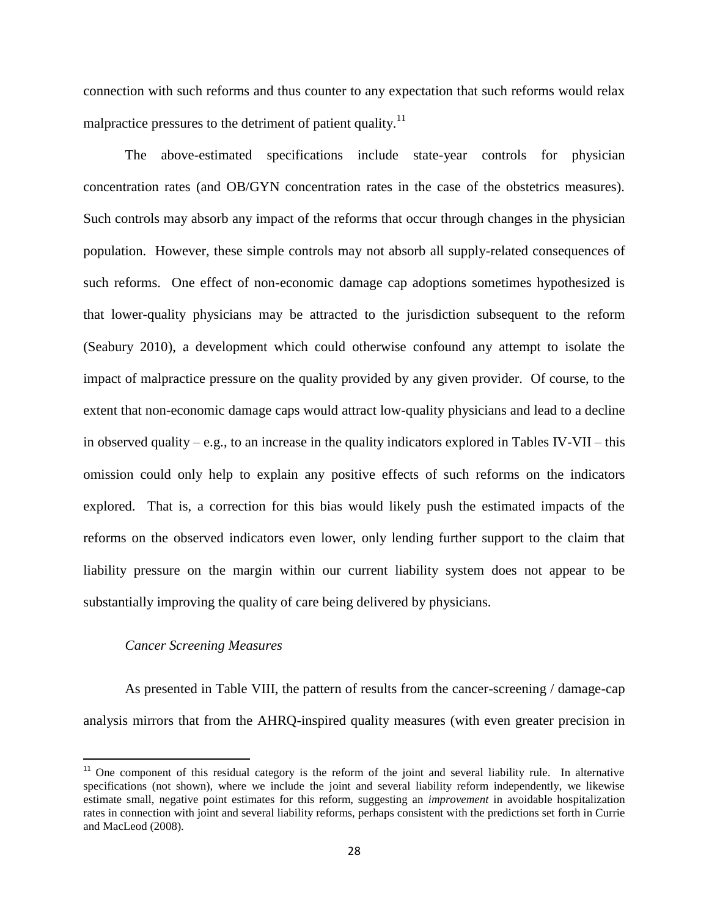connection with such reforms and thus counter to any expectation that such reforms would relax malpractice pressures to the detriment of patient quality.[11]

The above-estimated specifications include state-year controls for physician concentration rates (and OB/GYN concentration rates in the case of the obstetrics measures). Such controls may absorb any impact of the reforms that occur through changes in the physician population. However, these simple controls may not absorb all supply-related consequences of such reforms. One effect of non-economic damage cap adoptions sometimes hypothesized is that lower-quality physicians may be attracted to the jurisdiction subsequent to the reform (Seabury 2010), a development which could otherwise confound any attempt to isolate the impact of malpractice pressure on the quality provided by any given provider. Of course, to the extent that non-economic damage caps would attract low-quality physicians and lead to a decline in observed quality – e.g., to an increase in the quality indicators explored in Tables IV-VII – this omission could only help to explain any positive effects of such reforms on the indicators explored. That is, a correction for this bias would likely push the estimated impacts of the reforms on the observed indicators even lower, only lending further support to the claim that liability pressure on the margin within our current liability system does not appear to be substantially improving the quality of care being delivered by physicians.

*Cancer Screening Measures*

As presented in Table VIII, the pattern of results from the cancer-screening / damage-cap analysis mirrors that from the AHRQ-inspired quality measures (with even greater precision in

[11] One component of this residual category is the reform of the joint and several liability rule. In alternative specifications (not shown), where we include the joint and several liability reform independently, we likewise estimate small, negative point estimates for this reform, suggesting an *improvement* in avoidable hospitalization rates in connection with joint and several liability reforms, perhaps consistent with the predictions set forth in Currie and MacLeod (2008).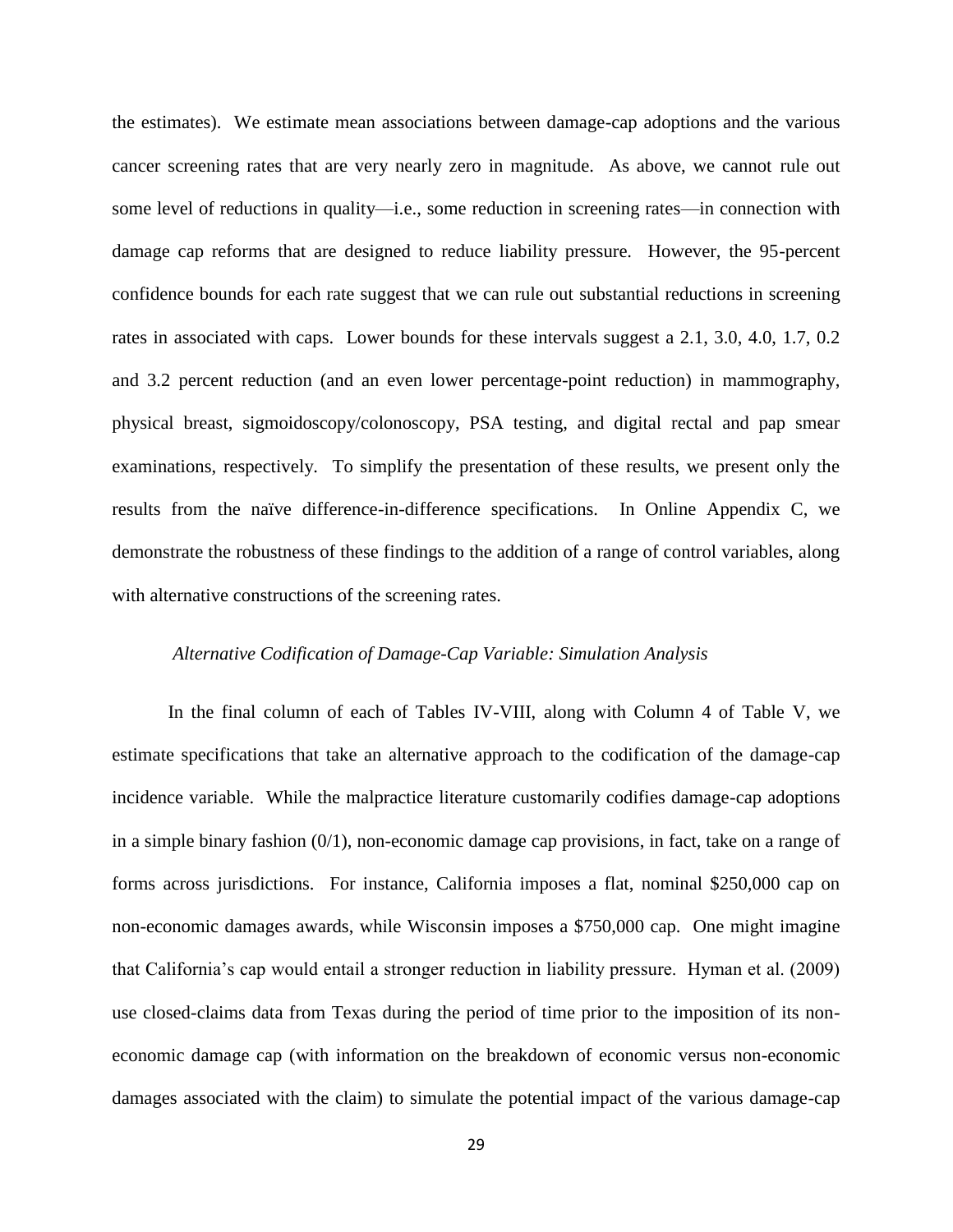the estimates). We estimate mean associations between damage-cap adoptions and the various cancer screening rates that are very nearly zero in magnitude. As above, we cannot rule out some level of reductions in quality—i.e., some reduction in screening rates—in connection with damage cap reforms that are designed to reduce liability pressure. However, the 95-percent confidence bounds for each rate suggest that we can rule out substantial reductions in screening rates in associated with caps. Lower bounds for these intervals suggest a 2.1, 3.0, 4.0, 1.7, 0.2 and 3.2 percent reduction (and an even lower percentage-point reduction) in mammography, physical breast, sigmoidoscopy/colonoscopy, PSA testing, and digital rectal and pap smear examinations, respectively. To simplify the presentation of these results, we present only the results from the naïve difference-in-difference specifications. In Online Appendix C, we demonstrate the robustness of these findings to the addition of a range of control variables, along with alternative constructions of the screening rates.

*Alternative Codification of Damage-Cap Variable: Simulation Analysis*

In the final column of each of Tables IV-VIII, along with Column 4 of Table V, we estimate specifications that take an alternative approach to the codification of the damage-cap incidence variable. While the malpractice literature customarily codifies damage-cap adoptions in a simple binary fashion (0/1), non-economic damage cap provisions, in fact, take on a range of forms across jurisdictions. For instance, California imposes a flat, nominal \$250,000 cap on non-economic damages awards, while Wisconsin imposes a \$750,000 cap. One might imagine that California's cap would entail a stronger reduction in liability pressure. Hyman et al. (2009) use closed-claims data from Texas during the period of time prior to the imposition of its non-economic damage cap (with information on the breakdown of economic versus non-economic damages associated with the claim) to simulate the potential impact of the various damage-cap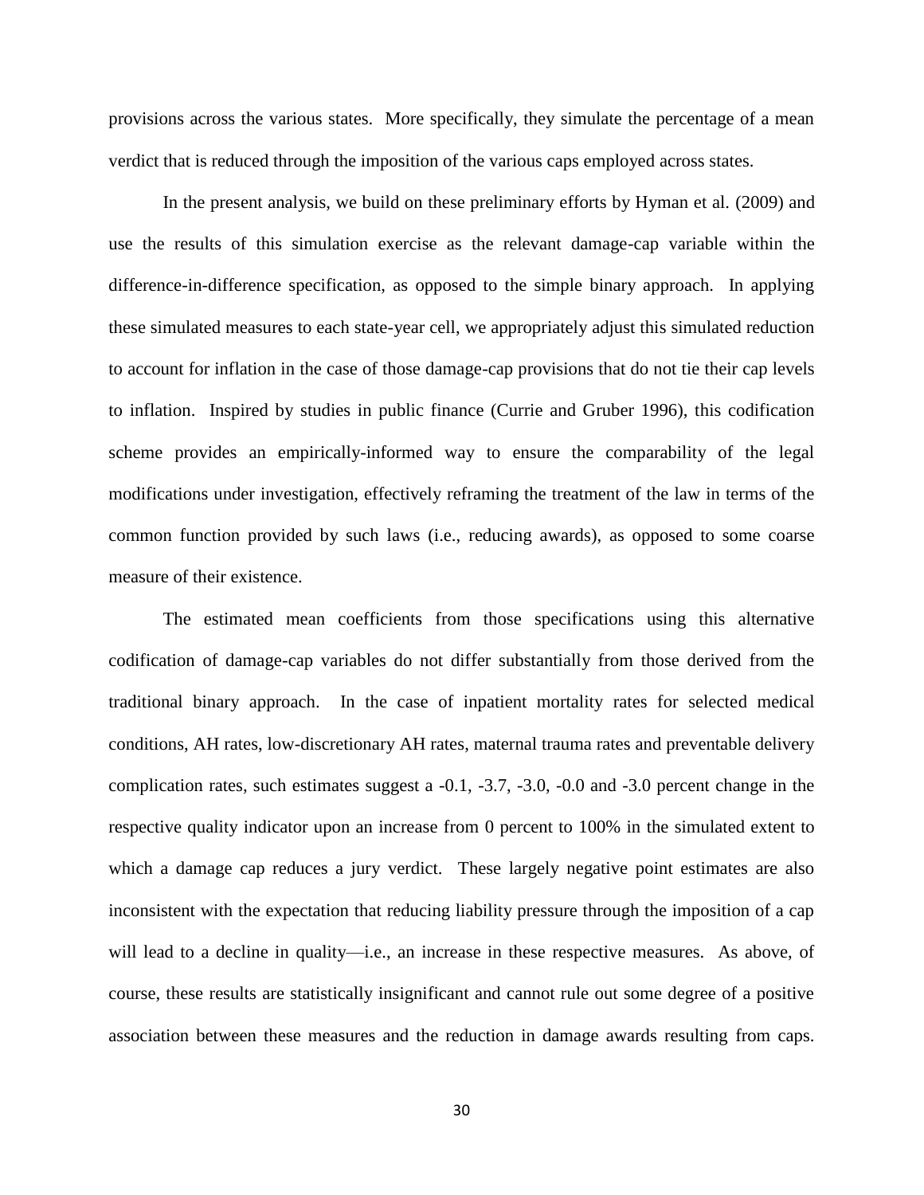provisions across the various states. More specifically, they simulate the percentage of a mean verdict that is reduced through the imposition of the various caps employed across states.

In the present analysis, we build on these preliminary efforts by Hyman et al. (2009) and use the results of this simulation exercise as the relevant damage-cap variable within the difference-in-difference specification, as opposed to the simple binary approach. In applying these simulated measures to each state-year cell, we appropriately adjust this simulated reduction to account for inflation in the case of those damage-cap provisions that do not tie their cap levels to inflation. Inspired by studies in public finance (Currie and Gruber 1996), this codification scheme provides an empirically-informed way to ensure the comparability of the legal modifications under investigation, effectively reframing the treatment of the law in terms of the common function provided by such laws (i.e., reducing awards), as opposed to some coarse measure of their existence.

The estimated mean coefficients from those specifications using this alternative codification of damage-cap variables do not differ substantially from those derived from the traditional binary approach. In the case of inpatient mortality rates for selected medical conditions, AH rates, low-discretionary AH rates, maternal trauma rates and preventable delivery complication rates, such estimates suggest a -0.1, -3.7, -3.0, -0.0 and -3.0 percent change in the respective quality indicator upon an increase from 0 percent to 100% in the simulated extent to which a damage cap reduces a jury verdict. These largely negative point estimates are also inconsistent with the expectation that reducing liability pressure through the imposition of a cap will lead to a decline in quality—i.e., an increase in these respective measures. As above, of course, these results are statistically insignificant and cannot rule out some degree of a positive association between these measures and the reduction in damage awards resulting from caps.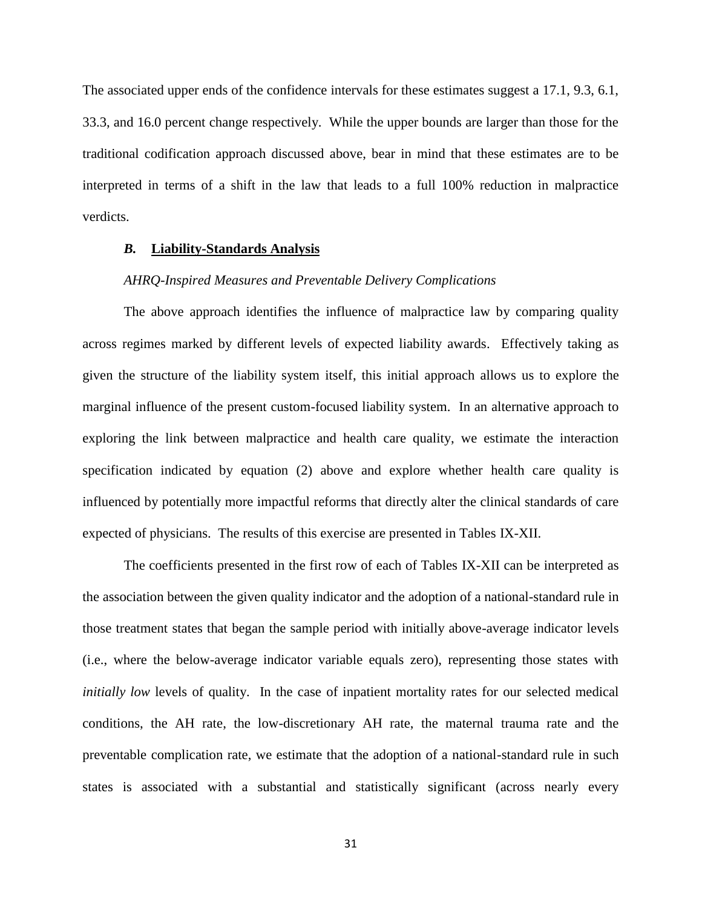The associated upper ends of the confidence intervals for these estimates suggest a 17.1, 9.3, 6.1, 33.3, and 16.0 percent change respectively. While the upper bounds are larger than those for the traditional codification approach discussed above, bear in mind that these estimates are to be interpreted in terms of a shift in the law that leads to a full 100% reduction in malpractice verdicts.

### *B.* Liability-Standards Analysis

*AHRQ-Inspired Measures and Preventable Delivery Complications*

The above approach identifies the influence of malpractice law by comparing quality across regimes marked by different levels of expected liability awards. Effectively taking as given the structure of the liability system itself, this initial approach allows us to explore the marginal influence of the present custom-focused liability system. In an alternative approach to exploring the link between malpractice and health care quality, we estimate the interaction specification indicated by equation (2) above and explore whether health care quality is influenced by potentially more impactful reforms that directly alter the clinical standards of care expected of physicians. The results of this exercise are presented in Tables IX-XII.

The coefficients presented in the first row of each of Tables IX-XII can be interpreted as the association between the given quality indicator and the adoption of a national-standard rule in those treatment states that began the sample period with initially above-average indicator levels (i.e., where the below-average indicator variable equals zero), representing those states with *initially low* levels of quality. In the case of inpatient mortality rates for our selected medical conditions, the AH rate, the low-discretionary AH rate, the maternal trauma rate and the preventable complication rate, we estimate that the adoption of a national-standard rule in such states is associated with a substantial and statistically significant (across nearly every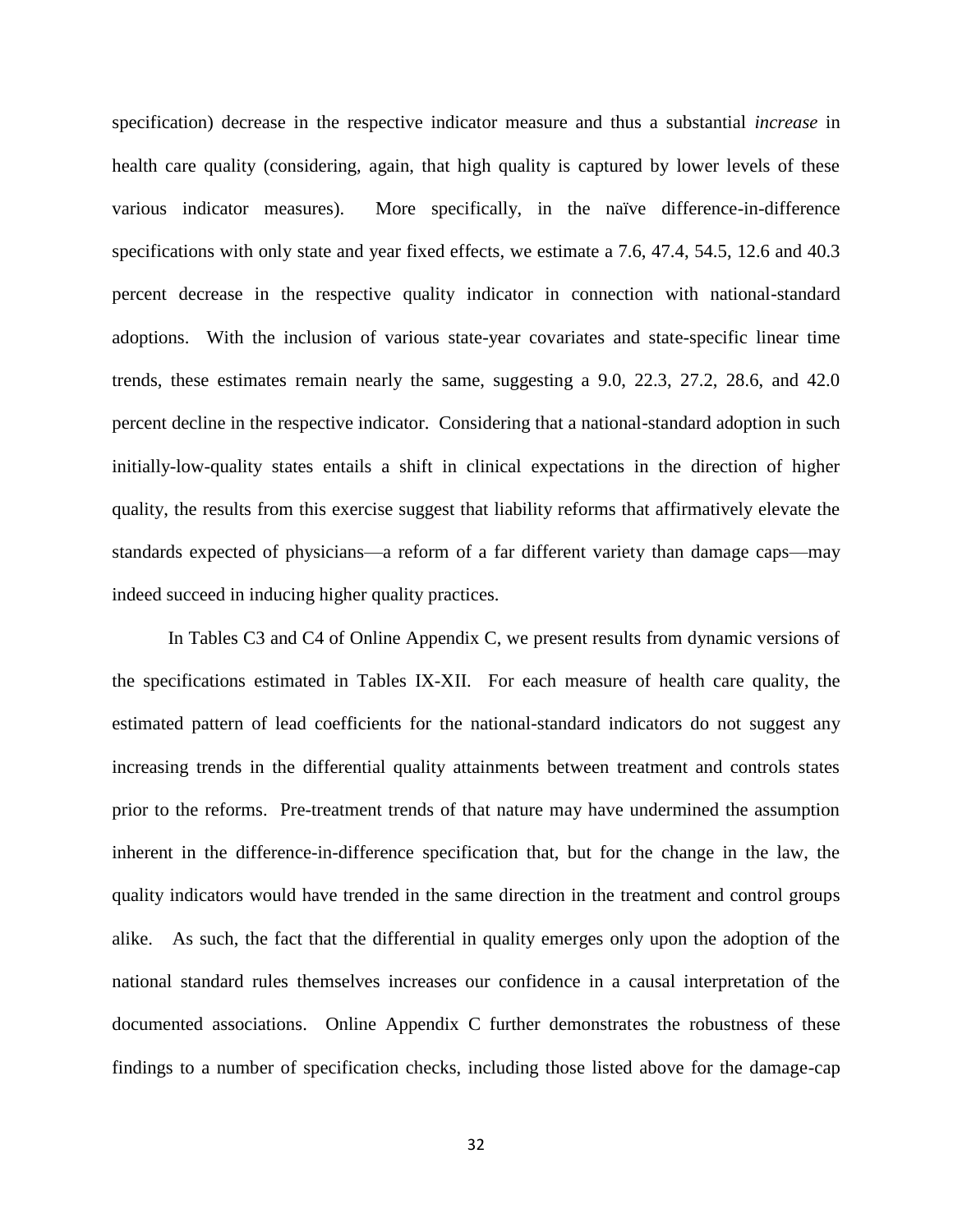specification) decrease in the respective indicator measure and thus a substantial *increase* in health care quality (considering, again, that high quality is captured by lower levels of these various indicator measures). More specifically, in the naïve difference-in-difference specifications with only state and year fixed effects, we estimate a 7.6, 47.4, 54.5, 12.6 and 40.3 percent decrease in the respective quality indicator in connection with national-standard adoptions. With the inclusion of various state-year covariates and state-specific linear time trends, these estimates remain nearly the same, suggesting a 9.0, 22.3, 27.2, 28.6, and 42.0 percent decline in the respective indicator. Considering that a national-standard adoption in such initially-low-quality states entails a shift in clinical expectations in the direction of higher quality, the results from this exercise suggest that liability reforms that affirmatively elevate the standards expected of physicians—a reform of a far different variety than damage caps—may indeed succeed in inducing higher quality practices.

In Tables C3 and C4 of Online Appendix C, we present results from dynamic versions of the specifications estimated in Tables IX-XII. For each measure of health care quality, the estimated pattern of lead coefficients for the national-standard indicators do not suggest any increasing trends in the differential quality attainments between treatment and controls states prior to the reforms. Pre-treatment trends of that nature may have undermined the assumption inherent in the difference-in-difference specification that, but for the change in the law, the quality indicators would have trended in the same direction in the treatment and control groups alike. As such, the fact that the differential in quality emerges only upon the adoption of the national standard rules themselves increases our confidence in a causal interpretation of the documented associations. Online Appendix C further demonstrates the robustness of these findings to a number of specification checks, including those listed above for the damage-cap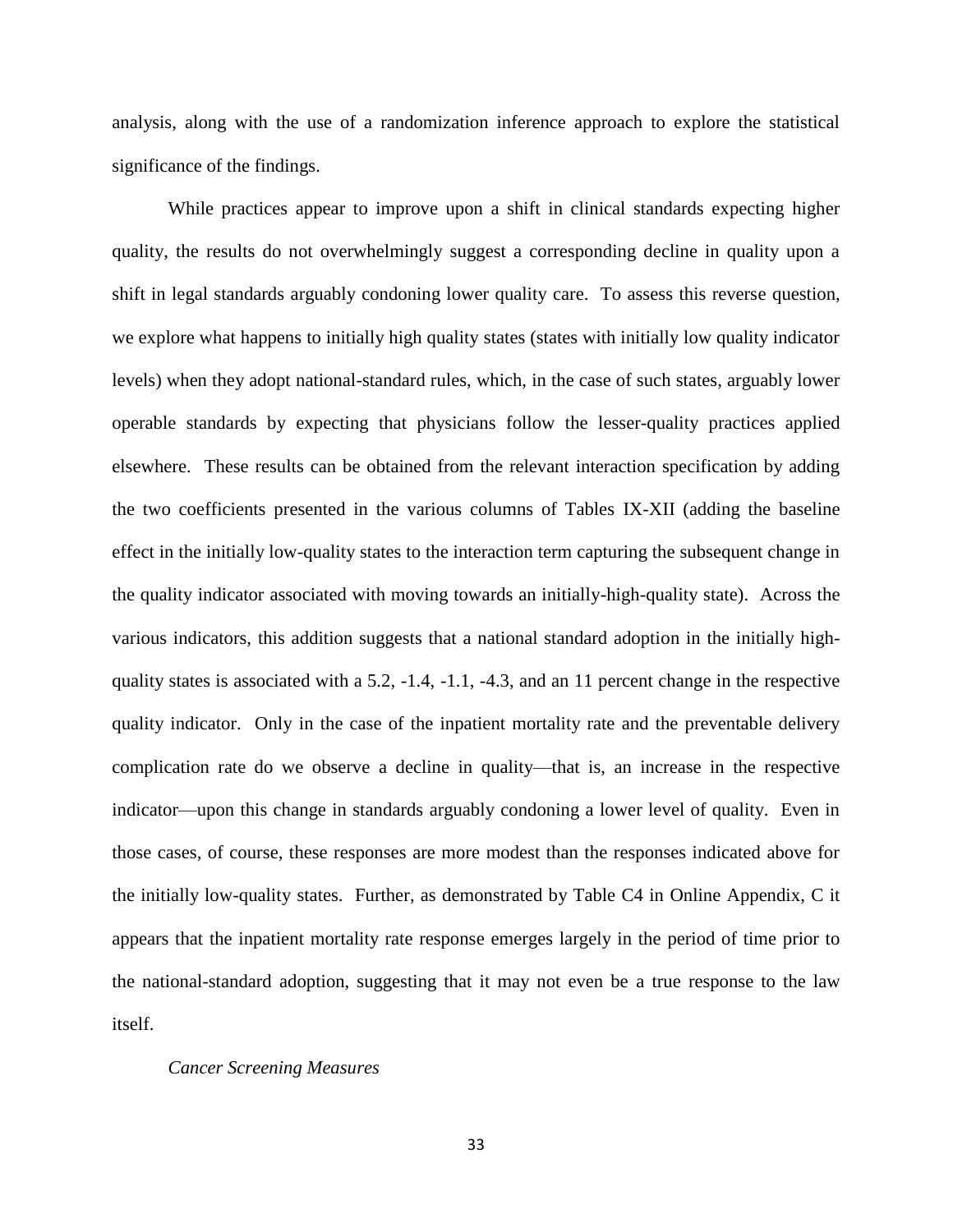analysis, along with the use of a randomization inference approach to explore the statistical significance of the findings.

While practices appear to improve upon a shift in clinical standards expecting higher quality, the results do not overwhelmingly suggest a corresponding decline in quality upon a shift in legal standards arguably condoning lower quality care. To assess this reverse question, we explore what happens to initially high quality states (states with initially low quality indicator levels) when they adopt national-standard rules, which, in the case of such states, arguably lower operable standards by expecting that physicians follow the lesser-quality practices applied elsewhere. These results can be obtained from the relevant interaction specification by adding the two coefficients presented in the various columns of Tables IX-XII (adding the baseline effect in the initially low-quality states to the interaction term capturing the subsequent change in the quality indicator associated with moving towards an initially-high-quality state). Across the various indicators, this addition suggests that a national standard adoption in the initially high-quality states is associated with a 5.2, -1.4, -1.1, -4.3, and an 11 percent change in the respective quality indicator. Only in the case of the inpatient mortality rate and the preventable delivery complication rate do we observe a decline in quality—that is, an increase in the respective indicator—upon this change in standards arguably condoning a lower level of quality. Even in those cases, of course, these responses are more modest than the responses indicated above for the initially low-quality states. Further, as demonstrated by Table C4 in Online Appendix, C it appears that the inpatient mortality rate response emerges largely in the period of time prior to the national-standard adoption, suggesting that it may not even be a true response to the law itself.

*Cancer Screening Measures*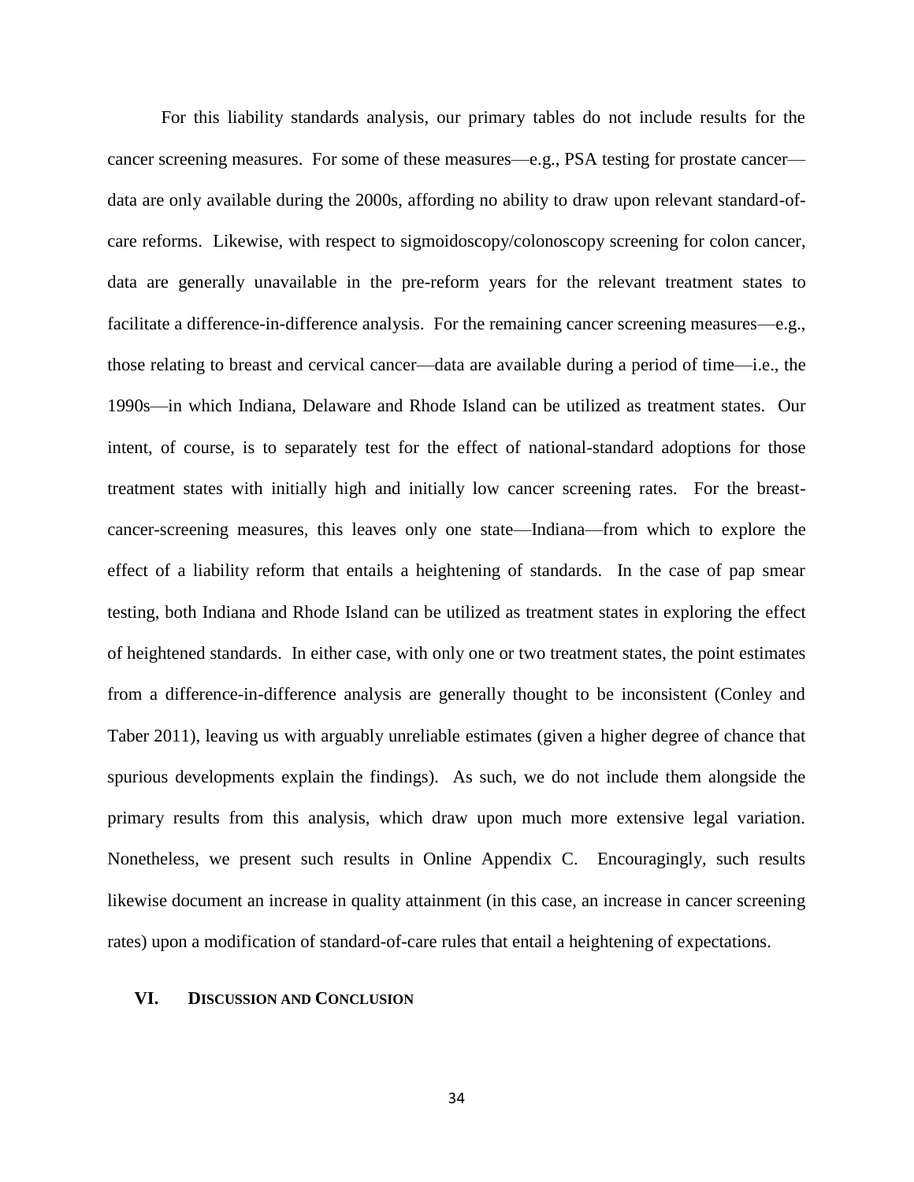For this liability standards analysis, our primary tables do not include results for the cancer screening measures. For some of these measures—e.g., PSA testing for prostate cancer—data are only available during the 2000s, affording no ability to draw upon relevant standard-of-care reforms. Likewise, with respect to sigmoidoscopy/colonoscopy screening for colon cancer, data are generally unavailable in the pre-reform years for the relevant treatment states to facilitate a difference-in-difference analysis. For the remaining cancer screening measures—e.g., those relating to breast and cervical cancer—data are available during a period of time—i.e., the 1990s—in which Indiana, Delaware and Rhode Island can be utilized as treatment states. Our intent, of course, is to separately test for the effect of national-standard adoptions for those treatment states with initially high and initially low cancer screening rates. For the breast-cancer-screening measures, this leaves only one state—Indiana—from which to explore the effect of a liability reform that entails a heightening of standards. In the case of pap smear testing, both Indiana and Rhode Island can be utilized as treatment states in exploring the effect of heightened standards. In either case, with only one or two treatment states, the point estimates from a difference-in-difference analysis are generally thought to be inconsistent (Conley and Taber 2011), leaving us with arguably unreliable estimates (given a higher degree of chance that spurious developments explain the findings). As such, we do not include them alongside the primary results from this analysis, which draw upon much more extensive legal variation. Nonetheless, we present such results in Online Appendix C. Encouragingly, such results likewise document an increase in quality attainment (in this case, an increase in cancer screening rates) upon a modification of standard-of-care rules that entail a heightening of expectations.

## VI. Discussion and Conclusion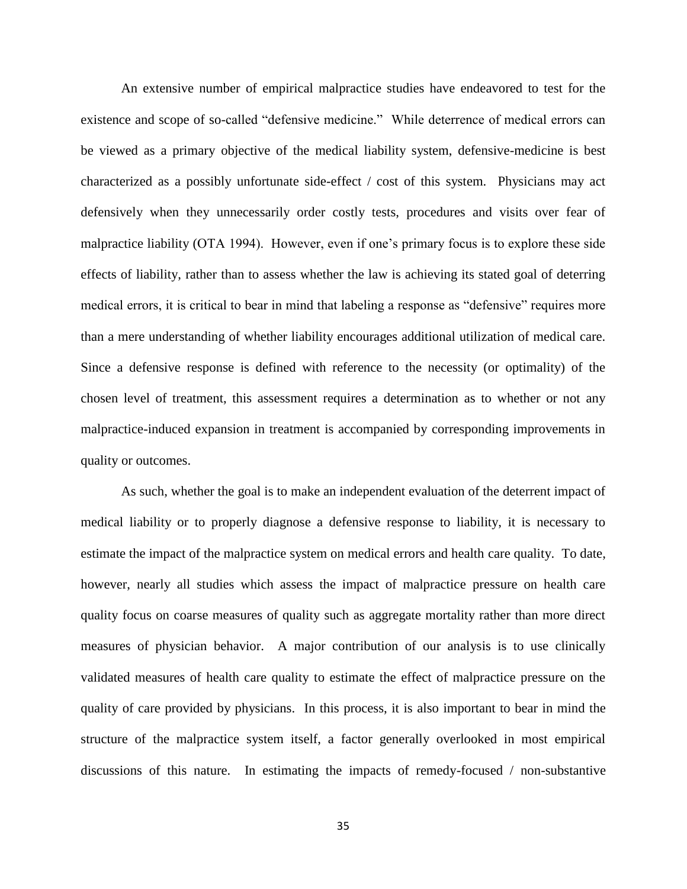An extensive number of empirical malpractice studies have endeavored to test for the existence and scope of so-called "defensive medicine." While deterrence of medical errors can be viewed as a primary objective of the medical liability system, defensive-medicine is best characterized as a possibly unfortunate side-effect / cost of this system. Physicians may act defensively when they unnecessarily order costly tests, procedures and visits over fear of malpractice liability (OTA 1994). However, even if one's primary focus is to explore these side effects of liability, rather than to assess whether the law is achieving its stated goal of deterring medical errors, it is critical to bear in mind that labeling a response as "defensive" requires more than a mere understanding of whether liability encourages additional utilization of medical care. Since a defensive response is defined with reference to the necessity (or optimality) of the chosen level of treatment, this assessment requires a determination as to whether or not any malpractice-induced expansion in treatment is accompanied by corresponding improvements in quality or outcomes.

As such, whether the goal is to make an independent evaluation of the deterrent impact of medical liability or to properly diagnose a defensive response to liability, it is necessary to estimate the impact of the malpractice system on medical errors and health care quality. To date, however, nearly all studies which assess the impact of malpractice pressure on health care quality focus on coarse measures of quality such as aggregate mortality rather than more direct measures of physician behavior. A major contribution of our analysis is to use clinically validated measures of health care quality to estimate the effect of malpractice pressure on the quality of care provided by physicians. In this process, it is also important to bear in mind the structure of the malpractice system itself, a factor generally overlooked in most empirical discussions of this nature. In estimating the impacts of remedy-focused / non-substantive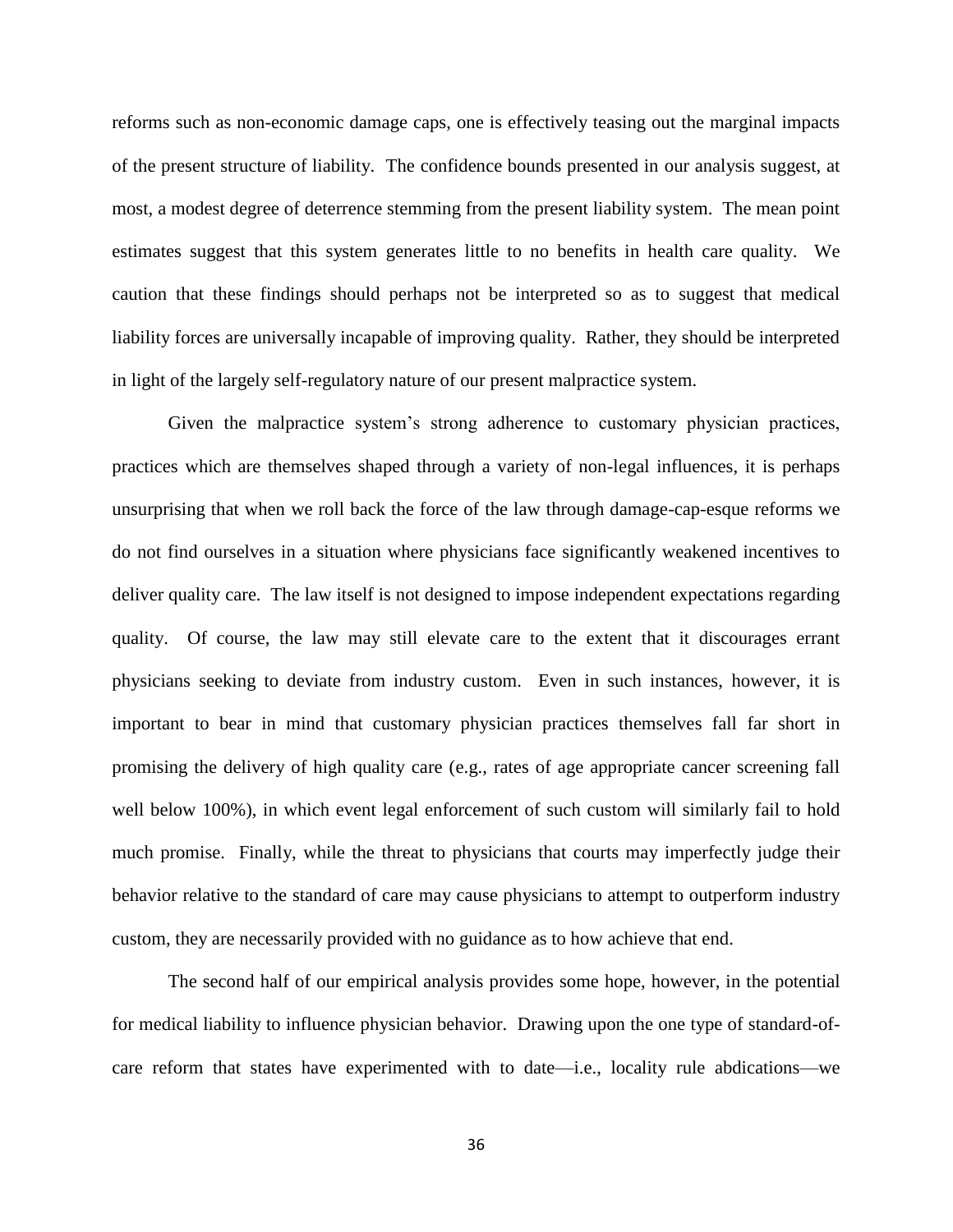reforms such as non-economic damage caps, one is effectively teasing out the marginal impacts of the present structure of liability. The confidence bounds presented in our analysis suggest, at most, a modest degree of deterrence stemming from the present liability system. The mean point estimates suggest that this system generates little to no benefits in health care quality. We caution that these findings should perhaps not be interpreted so as to suggest that medical liability forces are universally incapable of improving quality. Rather, they should be interpreted in light of the largely self-regulatory nature of our present malpractice system.

Given the malpractice system's strong adherence to customary physician practices, practices which are themselves shaped through a variety of non-legal influences, it is perhaps unsurprising that when we roll back the force of the law through damage-cap-esque reforms we do not find ourselves in a situation where physicians face significantly weakened incentives to deliver quality care. The law itself is not designed to impose independent expectations regarding quality. Of course, the law may still elevate care to the extent that it discourages errant physicians seeking to deviate from industry custom. Even in such instances, however, it is important to bear in mind that customary physician practices themselves fall far short in promising the delivery of high quality care (e.g., rates of age appropriate cancer screening fall well below 100%), in which event legal enforcement of such custom will similarly fail to hold much promise. Finally, while the threat to physicians that courts may imperfectly judge their behavior relative to the standard of care may cause physicians to attempt to outperform industry custom, they are necessarily provided with no guidance as to how achieve that end.

The second half of our empirical analysis provides some hope, however, in the potential for medical liability to influence physician behavior. Drawing upon the one type of standard-of-care reform that states have experimented with to date—i.e., locality rule abdications—we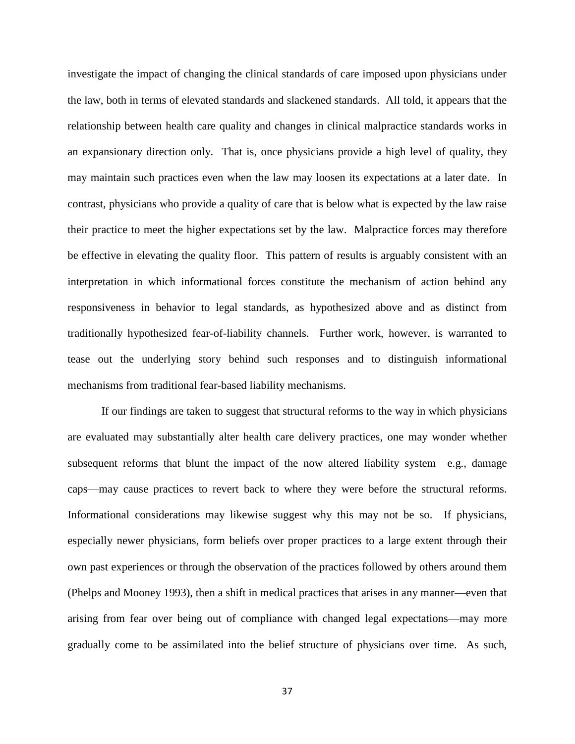investigate the impact of changing the clinical standards of care imposed upon physicians under the law, both in terms of elevated standards and slackened standards. All told, it appears that the relationship between health care quality and changes in clinical malpractice standards works in an expansionary direction only. That is, once physicians provide a high level of quality, they may maintain such practices even when the law may loosen its expectations at a later date. In contrast, physicians who provide a quality of care that is below what is expected by the law raise their practice to meet the higher expectations set by the law. Malpractice forces may therefore be effective in elevating the quality floor. This pattern of results is arguably consistent with an interpretation in which informational forces constitute the mechanism of action behind any responsiveness in behavior to legal standards, as hypothesized above and as distinct from traditionally hypothesized fear-of-liability channels. Further work, however, is warranted to tease out the underlying story behind such responses and to distinguish informational mechanisms from traditional fear-based liability mechanisms.

If our findings are taken to suggest that structural reforms to the way in which physicians are evaluated may substantially alter health care delivery practices, one may wonder whether subsequent reforms that blunt the impact of the now altered liability system—e.g., damage caps—may cause practices to revert back to where they were before the structural reforms. Informational considerations may likewise suggest why this may not be so. If physicians, especially newer physicians, form beliefs over proper practices to a large extent through their own past experiences or through the observation of the practices followed by others around them (Phelps and Mooney 1993), then a shift in medical practices that arises in any manner—even that arising from fear over being out of compliance with changed legal expectations—may more gradually come to be assimilated into the belief structure of physicians over time. As such,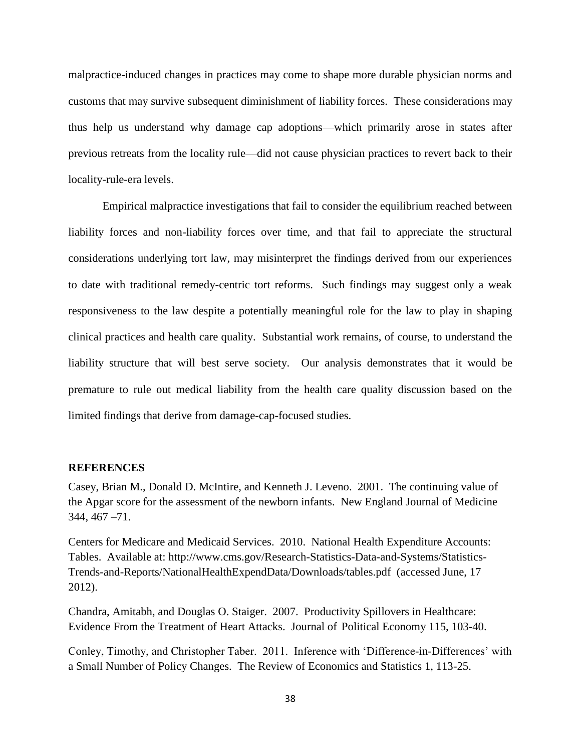malpractice-induced changes in practices may come to shape more durable physician norms and customs that may survive subsequent diminishment of liability forces. These considerations may thus help us understand why damage cap adoptions—which primarily arose in states after previous retreats from the locality rule—did not cause physician practices to revert back to their locality-rule-era levels.

Empirical malpractice investigations that fail to consider the equilibrium reached between liability forces and non-liability forces over time, and that fail to appreciate the structural considerations underlying tort law, may misinterpret the findings derived from our experiences to date with traditional remedy-centric tort reforms. Such findings may suggest only a weak responsiveness to the law despite a potentially meaningful role for the law to play in shaping clinical practices and health care quality. Substantial work remains, of course, to understand the liability structure that will best serve society. Our analysis demonstrates that it would be premature to rule out medical liability from the health care quality discussion based on the limited findings that derive from damage-cap-focused studies.

## REFERENCES

Casey, Brian M., Donald D. McIntire, and Kenneth J. Leveno. 2001. The continuing value of the Apgar score for the assessment of the newborn infants. New England Journal of Medicine 344, 467 –71.

Centers for Medicare and Medicaid Services. 2010. National Health Expenditure Accounts: Tables. Available at: http://www.cms.gov/Research-Statistics-Data-and-Systems/Statistics-Trends-and-Reports/NationalHealthExpendData/Downloads/tables.pdf (accessed June, 17 2012).

Chandra, Amitabh, and Douglas O. Staiger. 2007. Productivity Spillovers in Healthcare: Evidence From the Treatment of Heart Attacks. Journal of Political Economy 115, 103-40.

Conley, Timothy, and Christopher Taber. 2011. Inference with 'Difference-in-Differences' with a Small Number of Policy Changes. The Review of Economics and Statistics 1, 113-25.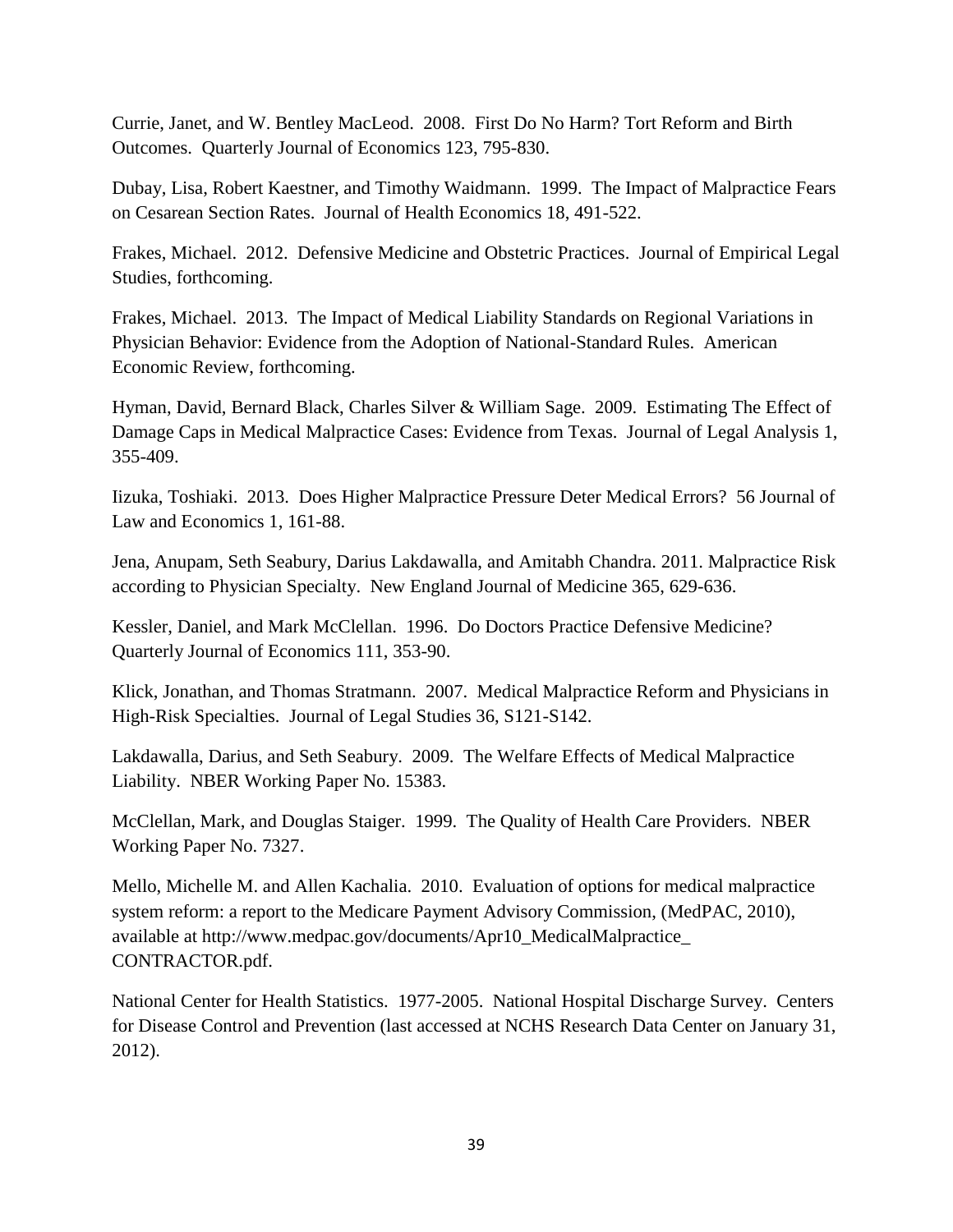Currie, Janet, and W. Bentley MacLeod. 2008. First Do No Harm? Tort Reform and Birth Outcomes. Quarterly Journal of Economics 123, 795-830.

Dubay, Lisa, Robert Kaestner, and Timothy Waidmann. 1999. The Impact of Malpractice Fears on Cesarean Section Rates. Journal of Health Economics 18, 491-522.

Frakes, Michael. 2012. Defensive Medicine and Obstetric Practices. Journal of Empirical Legal Studies, forthcoming.

Frakes, Michael. 2013. The Impact of Medical Liability Standards on Regional Variations in Physician Behavior: Evidence from the Adoption of National-Standard Rules. American Economic Review, forthcoming.

Hyman, David, Bernard Black, Charles Silver & William Sage. 2009. Estimating The Effect of Damage Caps in Medical Malpractice Cases: Evidence from Texas. Journal of Legal Analysis 1, 355-409.

Iizuka, Toshiaki. 2013. Does Higher Malpractice Pressure Deter Medical Errors? 56 Journal of Law and Economics 1, 161-88.

Jena, Anupam, Seth Seabury, Darius Lakdawalla, and Amitabh Chandra. 2011. Malpractice Risk according to Physician Specialty. New England Journal of Medicine 365, 629-636.

Kessler, Daniel, and Mark McClellan. 1996. Do Doctors Practice Defensive Medicine? Quarterly Journal of Economics 111, 353-90.

Klick, Jonathan, and Thomas Stratmann. 2007. Medical Malpractice Reform and Physicians in High-Risk Specialties. Journal of Legal Studies 36, S121-S142.

Lakdawalla, Darius, and Seth Seabury. 2009. The Welfare Effects of Medical Malpractice Liability. NBER Working Paper No. 15383.

McClellan, Mark, and Douglas Staiger. 1999. The Quality of Health Care Providers. NBER Working Paper No. 7327.

Mello, Michelle M. and Allen Kachalia. 2010. Evaluation of options for medical malpractice system reform: a report to the Medicare Payment Advisory Commission, (MedPAC, 2010), available at http://www.medpac.gov/documents/Apr10_MedicalMalpractice_CONTRACTOR.pdf.

National Center for Health Statistics. 1977-2005. National Hospital Discharge Survey. Centers for Disease Control and Prevention (last accessed at NCHS Research Data Center on January 31, 2012).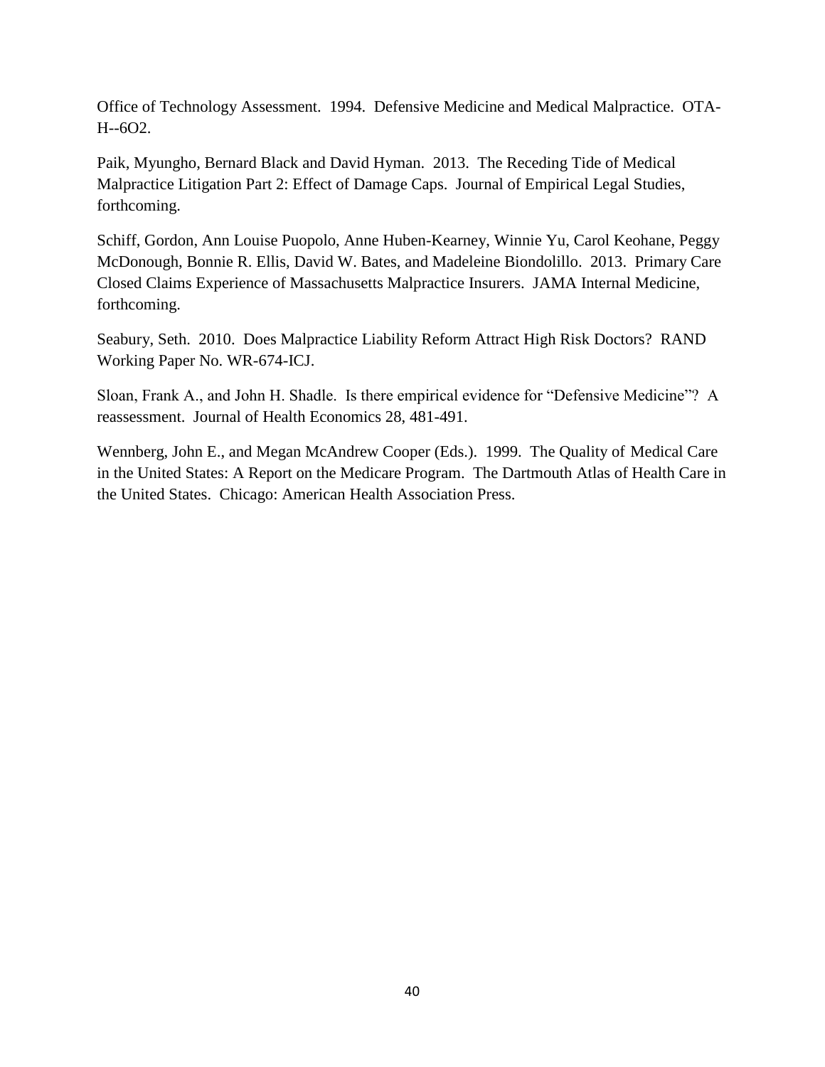Office of Technology Assessment. 1994. Defensive Medicine and Medical Malpractice. OTA-H--6O2.

Paik, Myungho, Bernard Black and David Hyman. 2013. The Receding Tide of Medical Malpractice Litigation Part 2: Effect of Damage Caps. Journal of Empirical Legal Studies, forthcoming.

Schiff, Gordon, Ann Louise Puopolo, Anne Huben-Kearney, Winnie Yu, Carol Keohane, Peggy McDonough, Bonnie R. Ellis, David W. Bates, and Madeleine Biondolillo. 2013. Primary Care Closed Claims Experience of Massachusetts Malpractice Insurers. JAMA Internal Medicine, forthcoming.

Seabury, Seth. 2010. Does Malpractice Liability Reform Attract High Risk Doctors? RAND Working Paper No. WR-674-ICJ.

Sloan, Frank A., and John H. Shadle. Is there empirical evidence for "Defensive Medicine"? A reassessment. Journal of Health Economics 28, 481-491.

Wennberg, John E., and Megan McAndrew Cooper (Eds.). 1999. The Quality of Medical Care in the United States: A Report on the Medicare Program. The Dartmouth Atlas of Health Care in the United States. Chicago: American Health Association Press.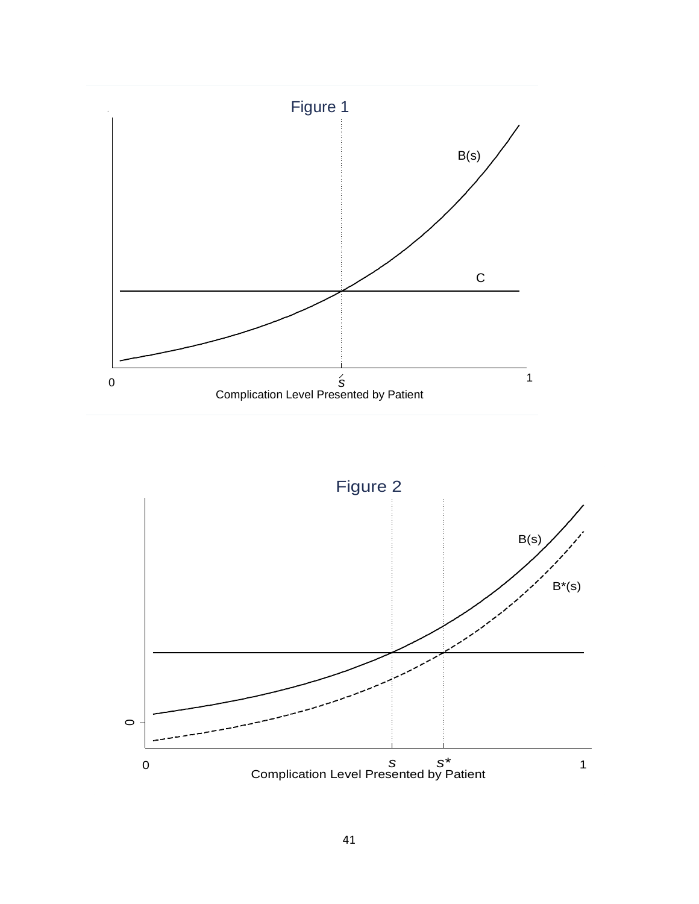Figure 1

B(s)

C

0 $\acute{s}$ 1

Complication Level Presented by Patient

Figure 2

B(s)

B*(s)

0

0 $s$ $s^*$ 1

Complication Level Presented by Patient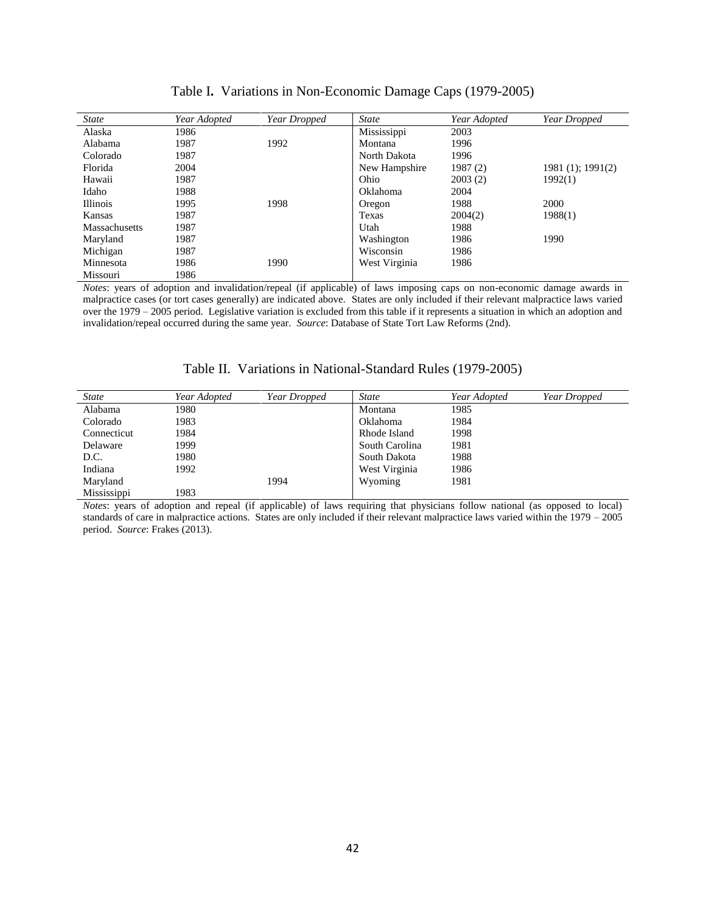Table I. Variations in Non-Economic Damage Caps (1979-2005)

| *State* | *Year Adopted* | *Year Dropped* | *State* | *Year Adopted* | *Year Dropped* |
|---|---|---|---|---|---|
| Alaska | 1986 | | Mississippi | 2003 | |
| Alabama | 1987 | 1992 | Montana | 1996 | |
| Colorado | 1987 | | North Dakota | 1996 | |
| Florida | 2004 | | New Hampshire | 1987 (2) | 1981 (1); 1991(2) |
| Hawaii | 1987 | | Ohio | 2003 (2) | 1992(1) |
| Idaho | 1988 | | Oklahoma | 2004 | |
| Illinois | 1995 | 1998 | Oregon | 1988 | 2000 |
| Kansas | 1987 | | Texas | 2004(2) | 1988(1) |
| Massachusetts | 1987 | | Utah | 1988 | |
| Maryland | 1987 | | Washington | 1986 | 1990 |
| Michigan | 1987 | | Wisconsin | 1986 | |
| Minnesota | 1986 | 1990 | West Virginia | 1986 | |
| Missouri | 1986 | | | | |

*Notes*: years of adoption and invalidation/repeal (if applicable) of laws imposing caps on non-economic damage awards in malpractice cases (or tort cases generally) are indicated above. States are only included if their relevant malpractice laws varied over the 1979 – 2005 period. Legislative variation is excluded from this table if it represents a situation in which an adoption and invalidation/repeal occurred during the same year. *Source*: Database of State Tort Law Reforms (2nd).

Table II. Variations in National-Standard Rules (1979-2005)

| *State* | *Year Adopted* | *Year Dropped* | *State* | *Year Adopted* | *Year Dropped* |
|---|---|---|---|---|---|
| Alabama | 1980 | | Montana | 1985 | |
| Colorado | 1983 | | Oklahoma | 1984 | |
| Connecticut | 1984 | | Rhode Island | 1998 | |
| Delaware | 1999 | | South Carolina | 1981 | |
| D.C. | 1980 | | South Dakota | 1988 | |
| Indiana | 1992 | | West Virginia | 1986 | |
| Maryland | | 1994 | Wyoming | 1981 | |
| Mississippi | 1983 | | | | |

*Notes*: years of adoption and repeal (if applicable) of laws requiring that physicians follow national (as opposed to local) standards of care in malpractice actions. States are only included if their relevant malpractice laws varied within the 1979 – 2005 period. *Source*: Frakes (2013).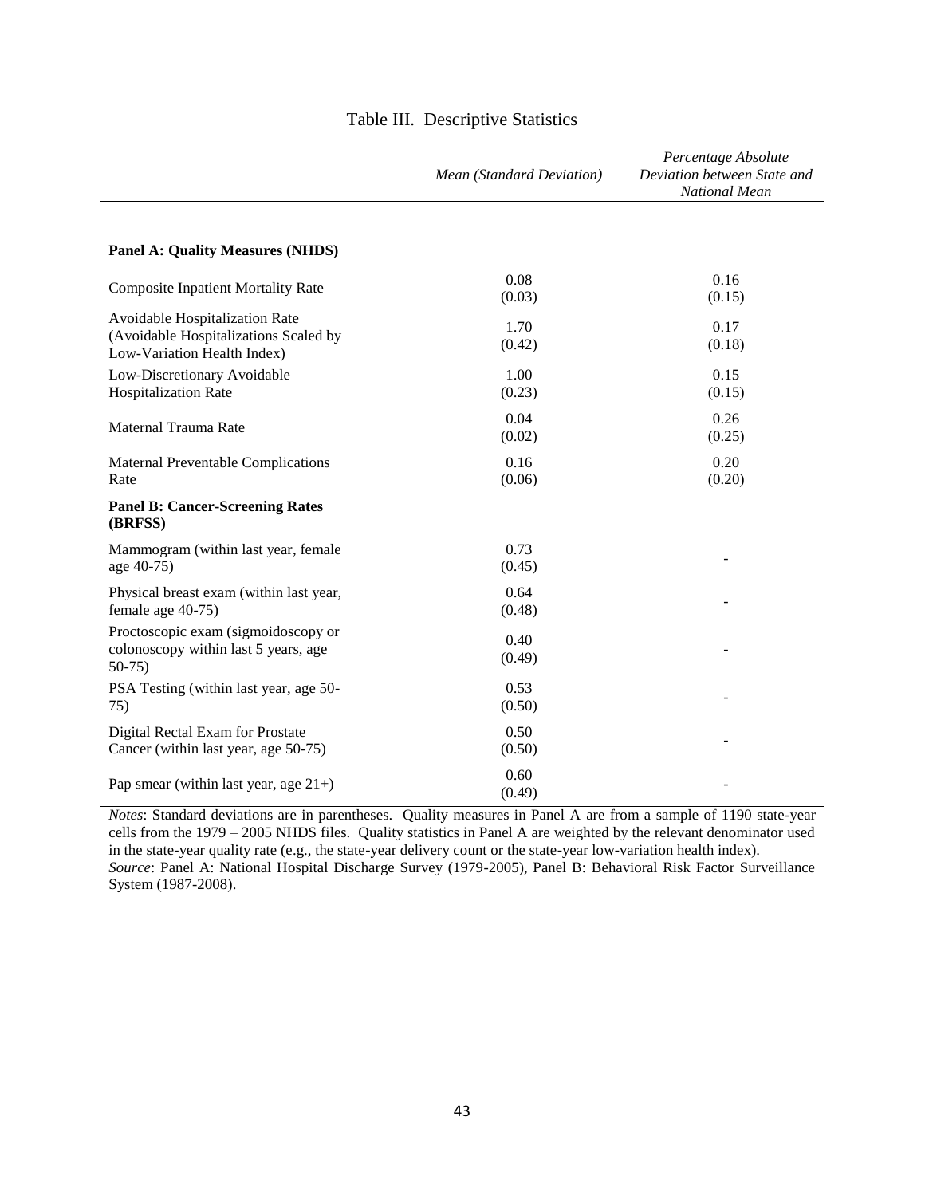# Table III. Descriptive Statistics

| | *Mean (Standard Deviation)* | *Percentage Absolute Deviation between State and National Mean* |
|---|---|---|
| **Panel A: Quality Measures (NHDS)** | | |
| Composite Inpatient Mortality Rate | 0.08 (0.03) | 0.16 (0.15) |
| Avoidable Hospitalization Rate (Avoidable Hospitalizations Scaled by Low-Variation Health Index) | 1.70 (0.42) | 0.17 (0.18) |
| Low-Discretionary Avoidable Hospitalization Rate | 1.00 (0.23) | 0.15 (0.15) |
| Maternal Trauma Rate | 0.04 (0.02) | 0.26 (0.25) |
| Maternal Preventable Complications Rate | 0.16 (0.06) | 0.20 (0.20) |
| **Panel B: Cancer-Screening Rates (BRFSS)** | | |
| Mammogram (within last year, female age 40-75) | 0.73 (0.45) | - |
| Physical breast exam (within last year, female age 40-75) | 0.64 (0.48) | - |
| Proctoscopic exam (sigmoidoscopy or colonoscopy within last 5 years, age 50-75) | 0.40 (0.49) | - |
| PSA Testing (within last year, age 50-75) | 0.53 (0.50) | - |
| Digital Rectal Exam for Prostate Cancer (within last year, age 50-75) | 0.50 (0.50) | - |
| Pap smear (within last year, age 21+) | 0.60 (0.49) | - |

*Notes*: Standard deviations are in parentheses. Quality measures in Panel A are from a sample of 1190 state-year cells from the 1979 – 2005 NHDS files. Quality statistics in Panel A are weighted by the relevant denominator used in the state-year quality rate (e.g., the state-year delivery count or the state-year low-variation health index).
*Source*: Panel A: National Hospital Discharge Survey (1979-2005), Panel B: Behavioral Risk Factor Surveillance System (1987-2008).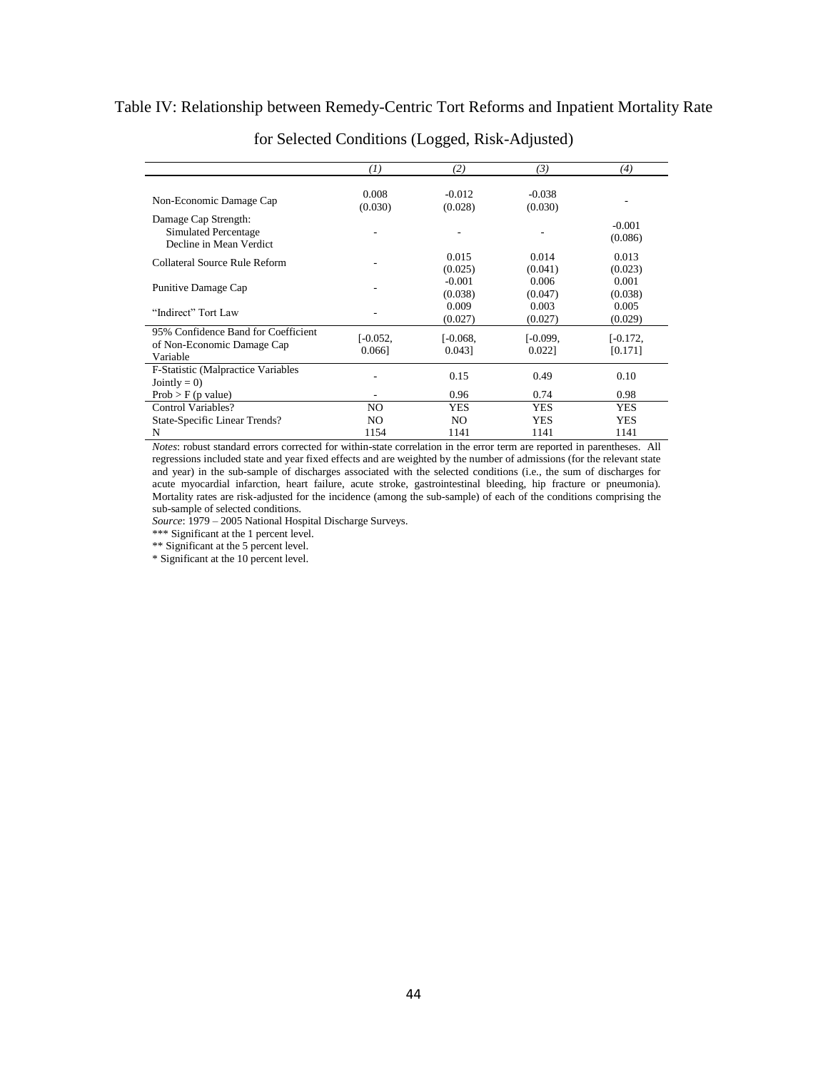Table IV: Relationship between Remedy-Centric Tort Reforms and Inpatient Mortality Rate for Selected Conditions (Logged, Risk-Adjusted)

| | *(1)* | *(2)* | *(3)* | *(4)* |
|---|---|---|---|---|
| Non-Economic Damage Cap | 0.008 (0.030) | -0.012 (0.028) | -0.038 (0.030) | - |
| Damage Cap Strength: Simulated Percentage Decline in Mean Verdict | - | - | - | -0.001 (0.086) |
| Collateral Source Rule Reform | - | 0.015 (0.025) | 0.014 (0.041) | 0.013 (0.023) |
| Punitive Damage Cap | - | -0.001 (0.038) | 0.006 (0.047) | 0.001 (0.038) |
| "Indirect" Tort Law | - | 0.009 (0.027) | 0.003 (0.027) | 0.005 (0.029) |
| 95% Confidence Band for Coefficient of Non-Economic Damage Cap Variable | [-0.052, 0.066] | [-0.068, 0.043] | [-0.099, 0.022] | [-0.172, [0.171] |
| F-Statistic (Malpractice Variables Jointly = 0) | - | 0.15 | 0.49 | 0.10 |
| Prob > F (p value) | - | 0.96 | 0.74 | 0.98 |
| Control Variables? | NO | YES | YES | YES |
| State-Specific Linear Trends? | NO | NO | YES | YES |
| N | 1154 | 1141 | 1141 | 1141 |

*Notes*: robust standard errors corrected for within-state correlation in the error term are reported in parentheses. All regressions included state and year fixed effects and are weighted by the number of admissions (for the relevant state and year) in the sub-sample of discharges associated with the selected conditions (i.e., the sum of discharges for acute myocardial infarction, heart failure, acute stroke, gastrointestinal bleeding, hip fracture or pneumonia). Mortality rates are risk-adjusted for the incidence (among the sub-sample) of each of the conditions comprising the sub-sample of selected conditions.

*Source*: 1979 – 2005 National Hospital Discharge Surveys.

*** Significant at the 1 percent level.

** Significant at the 5 percent level.

* Significant at the 10 percent level.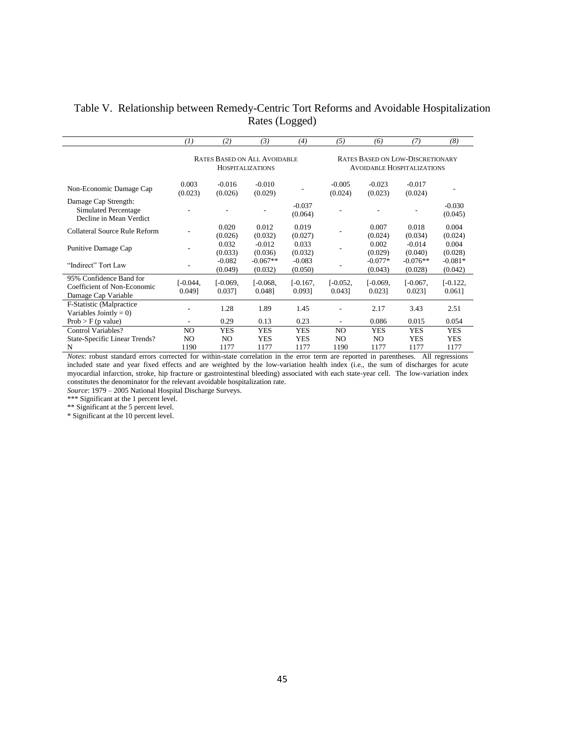# Table V. Relationship between Remedy-Centric Tort Reforms and Avoidable Hospitalization Rates (Logged)

| | *(1)* | *(2)* | *(3)* | *(4)* | *(5)* | *(6)* | *(7)* | *(8)* |
|---|---|---|---|---|---|---|---|---|
| | Rates Based on All Avoidable Hospitalizations | | | | Rates Based on Low-Discretionary Avoidable Hospitalizations | | | |
| Non-Economic Damage Cap | 0.003 (0.023) | -0.016 (0.026) | -0.010 (0.029) | - | -0.005 (0.024) | -0.023 (0.023) | -0.017 (0.024) | - |
| Damage Cap Strength: Simulated Percentage Decline in Mean Verdict | - | - | - | -0.037 (0.064) | - | - | - | -0.030 (0.045) |
| Collateral Source Rule Reform | - | 0.020 (0.026) | 0.012 (0.032) | 0.019 (0.027) | - | 0.007 (0.024) | 0.018 (0.034) | 0.004 (0.024) |
| Punitive Damage Cap | - | 0.032 (0.033) | -0.012 (0.036) | 0.033 (0.032) | - | 0.002 (0.029) | -0.014 (0.040) | 0.004 (0.028) |
| "Indirect" Tort Law | - | -0.082 (0.049) | -0.067** (0.032) | -0.083 (0.050) | - | -0.077* (0.043) | -0.076** (0.028) | -0.081* (0.042) |
| 95% Confidence Band for Coefficient of Non-Economic Damage Cap Variable | [-0.044, 0.049] | [-0.069, 0.037] | [-0.068, 0.048] | [-0.167, 0.093] | [-0.052, 0.043] | [-0.069, 0.023] | [-0.067, 0.023] | [-0.122, 0.061] |
| F-Statistic (Malpractice Variables Jointly = 0) | - | 1.28 | 1.89 | 1.45 | - | 2.17 | 3.43 | 2.51 |
| Prob > F (p value) | - | 0.29 | 0.13 | 0.23 | - | 0.086 | 0.015 | 0.054 |
| Control Variables? | NO | YES | YES | YES | NO | YES | YES | YES |
| State-Specific Linear Trends? | NO | NO | YES | YES | NO | NO | YES | YES |
| N | 1190 | 1177 | 1177 | 1177 | 1190 | 1177 | 1177 | 1177 |

*Notes*: robust standard errors corrected for within-state correlation in the error term are reported in parentheses. All regressions included state and year fixed effects and are weighted by the low-variation health index (i.e., the sum of discharges for acute myocardial infarction, stroke, hip fracture or gastrointestinal bleeding) associated with each state-year cell. The low-variation index constitutes the denominator for the relevant avoidable hospitalization rate.

*Source*: 1979 – 2005 National Hospital Discharge Surveys.

*** Significant at the 1 percent level.

** Significant at the 5 percent level.

* Significant at the 10 percent level.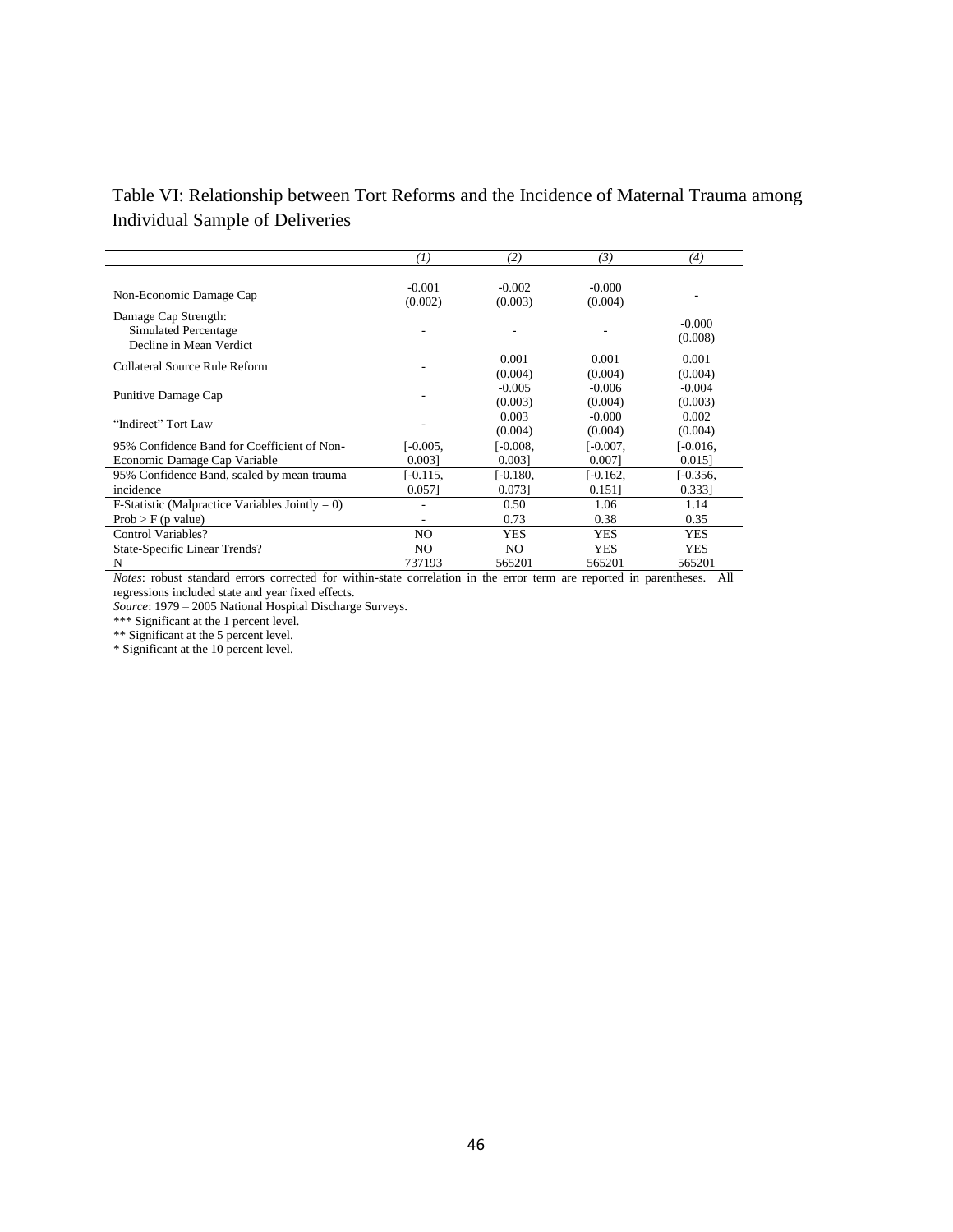Table VI: Relationship between Tort Reforms and the Incidence of Maternal Trauma among Individual Sample of Deliveries

| | *(1)* | *(2)* | *(3)* | *(4)* |
|---|---|---|---|---|
| Non-Economic Damage Cap | -0.001<br>(0.002) | -0.002<br>(0.003) | -0.000<br>(0.004) | - |
| Damage Cap Strength:<br>Simulated Percentage<br>Decline in Mean Verdict | - | - | - | -0.000<br>(0.008) |
| Collateral Source Rule Reform | - | 0.001<br>(0.004) | 0.001<br>(0.004) | 0.001<br>(0.004) |
| Punitive Damage Cap | - | -0.005<br>(0.003) | -0.006<br>(0.004) | -0.004<br>(0.003) |
| "Indirect" Tort Law | - | 0.003<br>(0.004) | -0.000<br>(0.004) | 0.002<br>(0.004) |
| 95% Confidence Band for Coefficient of Non-Economic Damage Cap Variable | [-0.005, 0.003] | [-0.008, 0.003] | [-0.007, 0.007] | [-0.016, 0.015] |
| 95% Confidence Band, scaled by mean trauma incidence | [-0.115, 0.057] | [-0.180, 0.073] | [-0.162, 0.151] | [-0.356, 0.333] |
| F-Statistic (Malpractice Variables Jointly = 0) | - | 0.50 | 1.06 | 1.14 |
| Prob > F (p value) | - | 0.73 | 0.38 | 0.35 |
| Control Variables? | NO | YES | YES | YES |
| State-Specific Linear Trends? | NO | NO | YES | YES |
| N | 737193 | 565201 | 565201 | 565201 |

*Notes*: robust standard errors corrected for within-state correlation in the error term are reported in parentheses. All regressions included state and year fixed effects.

*Source*: 1979 – 2005 National Hospital Discharge Surveys.

*** Significant at the 1 percent level.

** Significant at the 5 percent level.

* Significant at the 10 percent level.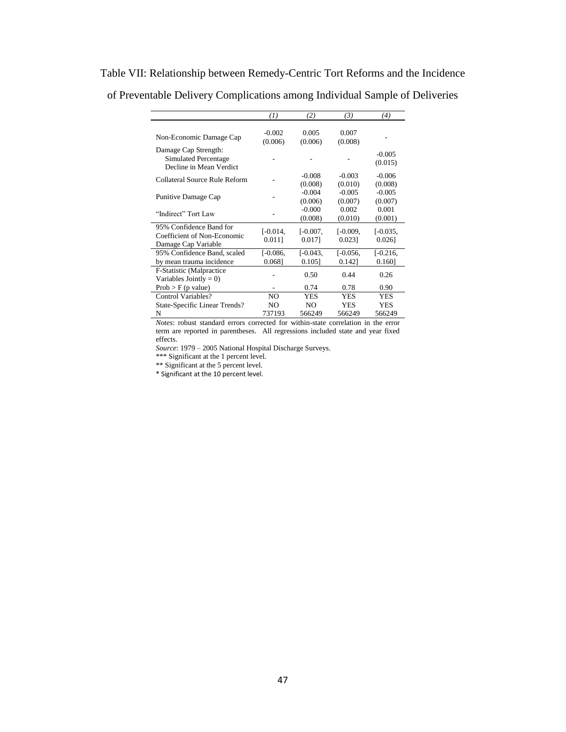Table VII: Relationship between Remedy-Centric Tort Reforms and the Incidence of Preventable Delivery Complications among Individual Sample of Deliveries

| | *(1)* | *(2)* | *(3)* | *(4)* |
|---|---|---|---|---|
| Non-Economic Damage Cap | -0.002 (0.006) | 0.005 (0.006) | 0.007 (0.008) | - |
| Damage Cap Strength: Simulated Percentage Decline in Mean Verdict | - | - | - | -0.005 (0.015) |
| Collateral Source Rule Reform | - | -0.008 (0.008) | -0.003 (0.010) | -0.006 (0.008) |
| Punitive Damage Cap | - | -0.004 (0.006) | -0.005 (0.007) | -0.005 (0.007) |
| "Indirect" Tort Law | - | -0.000 (0.008) | 0.002 (0.010) | 0.001 (0.001) |
| 95% Confidence Band for Coefficient of Non-Economic Damage Cap Variable | [-0.014, 0.011] | [-0.007, 0.017] | [-0.009, 0.023] | [-0.035, 0.026] |
| 95% Confidence Band, scaled by mean trauma incidence | [-0.086, 0.068] | [-0.043, 0.105] | [-0.056, 0.142] | [-0.216, 0.160] |
| F-Statistic (Malpractice Variables Jointly = 0) | - | 0.50 | 0.44 | 0.26 |
| Prob > F (p value) | - | 0.74 | 0.78 | 0.90 |
| Control Variables? | NO | YES | YES | YES |
| State-Specific Linear Trends? | NO | NO | YES | YES |
| N | 737193 | 566249 | 566249 | 566249 |

*Notes*: robust standard errors corrected for within-state correlation in the error term are reported in parentheses. All regressions included state and year fixed effects.

*Source*: 1979 – 2005 National Hospital Discharge Surveys.

*** Significant at the 1 percent level.

** Significant at the 5 percent level.

* Significant at the 10 percent level.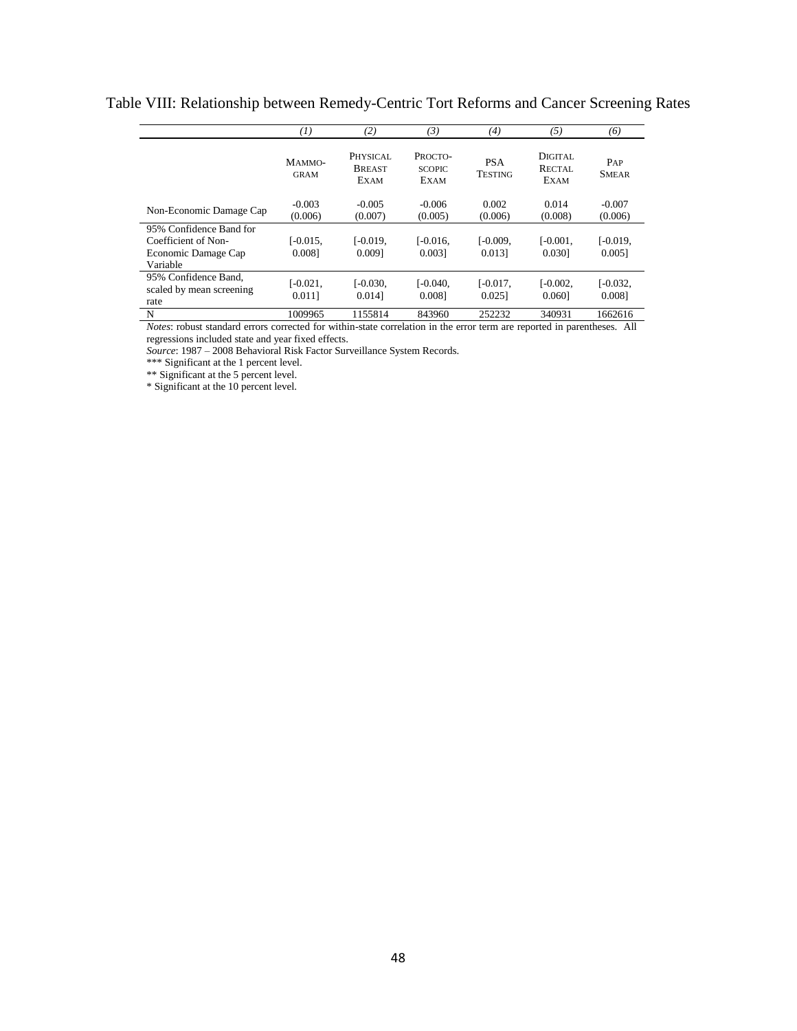Table VIII: Relationship between Remedy-Centric Tort Reforms and Cancer Screening Rates

| | (1) | (2) | (3) | (4) | (5) | (6) |
|---|---|---|---|---|---|---|
| | Mammogram | Physical Breast Exam | Proctoscopic Exam | PSA Testing | Digital Rectal Exam | Pap Smear |
| Non-Economic Damage Cap | -0.003 (0.006) | -0.005 (0.007) | -0.006 (0.005) | 0.002 (0.006) | 0.014 (0.008) | -0.007 (0.006) |
| 95% Confidence Band for Coefficient of Non-Economic Damage Cap Variable | [-0.015, 0.008] | [-0.019, 0.009] | [-0.016, 0.003] | [-0.009, 0.013] | [-0.001, 0.030] | [-0.019, 0.005] |
| 95% Confidence Band, scaled by mean screening rate | [-0.021, 0.011] | [-0.030, 0.014] | [-0.040, 0.008] | [-0.017, 0.025] | [-0.002, 0.060] | [-0.032, 0.008] |
| N | 1009965 | 1155814 | 843960 | 252232 | 340931 | 1662616 |

*Notes*: robust standard errors corrected for within-state correlation in the error term are reported in parentheses. All regressions included state and year fixed effects.

*Source*: 1987 – 2008 Behavioral Risk Factor Surveillance System Records.

*** Significant at the 1 percent level.

** Significant at the 5 percent level.

* Significant at the 10 percent level.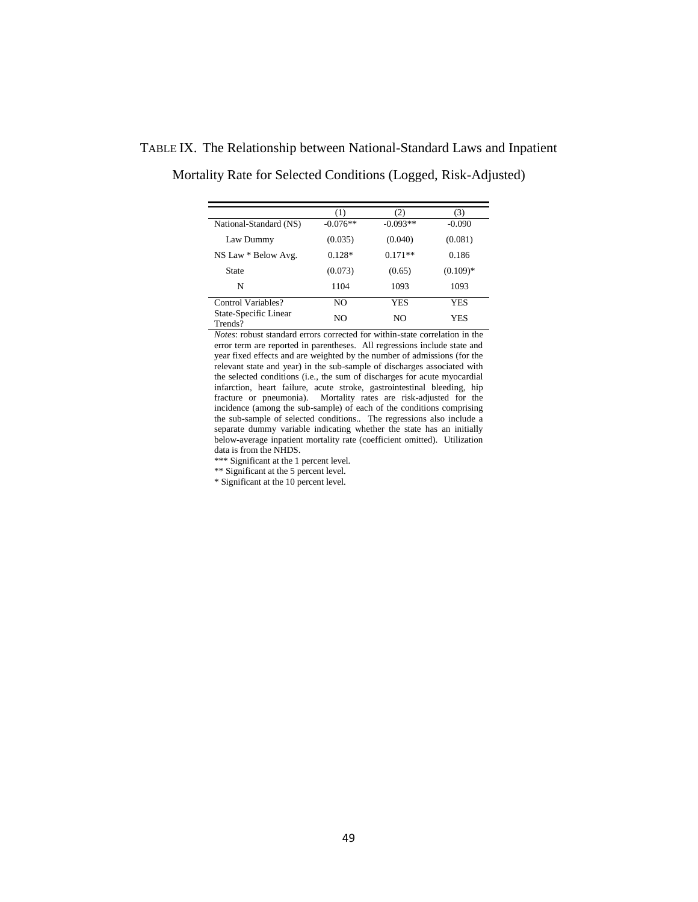TABLE IX. The Relationship between National-Standard Laws and Inpatient Mortality Rate for Selected Conditions (Logged, Risk-Adjusted)

| | (1) | (2) | (3) |
|---|---|---|---|
| National-Standard (NS) | -0.076** | -0.093** | -0.090 |
| Law Dummy | (0.035) | (0.040) | (0.081) |
| NS Law * Below Avg. | 0.128* | 0.171** | 0.186 |
| State | (0.073) | (0.65) | (0.109)* |
| N | 1104 | 1093 | 1093 |
| Control Variables? | NO | YES | YES |
| State-Specific Linear Trends? | NO | NO | YES |

*Notes*: robust standard errors corrected for within-state correlation in the error term are reported in parentheses. All regressions include state and year fixed effects and are weighted by the number of admissions (for the relevant state and year) in the sub-sample of discharges associated with the selected conditions (i.e., the sum of discharges for acute myocardial infarction, heart failure, acute stroke, gastrointestinal bleeding, hip fracture or pneumonia). Mortality rates are risk-adjusted for the incidence (among the sub-sample) of each of the conditions comprising the sub-sample of selected conditions.. The regressions also include a separate dummy variable indicating whether the state has an initially below-average inpatient mortality rate (coefficient omitted). Utilization data is from the NHDS.

*** Significant at the 1 percent level.

** Significant at the 5 percent level.

* Significant at the 10 percent level.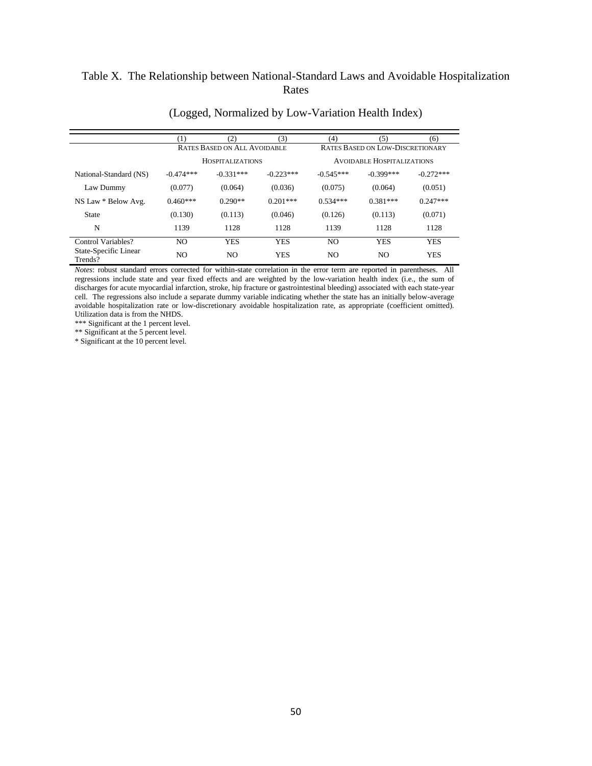# Table X. The Relationship between National-Standard Laws and Avoidable Hospitalization Rates

(Logged, Normalized by Low-Variation Health Index)

| | (1) | (2) | (3) | (4) | (5) | (6) |
|---|---|---|---|---|---|---|
| | RATES BASED ON ALL AVOIDABLE HOSPITALIZATIONS | | | RATES BASED ON LOW-DISCRETIONARY AVOIDABLE HOSPITALIZATIONS | | |
| National-Standard (NS) Law Dummy | -0.474*** | -0.331*** | -0.223*** | -0.545*** | -0.399*** | -0.272*** |
| | (0.077) | (0.064) | (0.036) | (0.075) | (0.064) | (0.051) |
| NS Law * Below Avg. State | 0.460*** | 0.290** | 0.201*** | 0.534*** | 0.381*** | 0.247*** |
| | (0.130) | (0.113) | (0.046) | (0.126) | (0.113) | (0.071) |
| N | 1139 | 1128 | 1128 | 1139 | 1128 | 1128 |
| Control Variables? | NO | YES | YES | NO | YES | YES |
| State-Specific Linear Trends? | NO | NO | YES | NO | NO | YES |

*Notes*: robust standard errors corrected for within-state correlation in the error term are reported in parentheses. All regressions include state and year fixed effects and are weighted by the low-variation health index (i.e., the sum of discharges for acute myocardial infarction, stroke, hip fracture or gastrointestinal bleeding) associated with each state-year cell. The regressions also include a separate dummy variable indicating whether the state has an initially below-average avoidable hospitalization rate or low-discretionary avoidable hospitalization rate, as appropriate (coefficient omitted). Utilization data is from the NHDS.

*** Significant at the 1 percent level.

** Significant at the 5 percent level.

* Significant at the 10 percent level.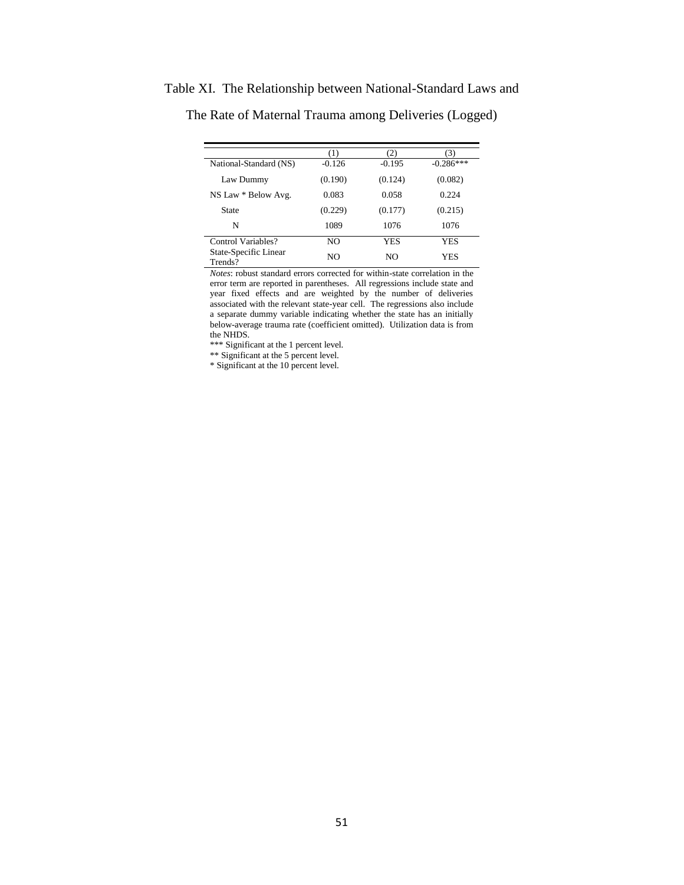Table XI. The Relationship between National-Standard Laws and

The Rate of Maternal Trauma among Deliveries (Logged)

| | (1) | (2) | (3) |
|---|---|---|---|
| National-Standard (NS) Law Dummy | -0.126 | -0.195 | -0.286*** |
| | (0.190) | (0.124) | (0.082) |
| NS Law * Below Avg. State | 0.083 | 0.058 | 0.224 |
| | (0.229) | (0.177) | (0.215) |
| N | 1089 | 1076 | 1076 |
| Control Variables? | NO | YES | YES |
| State-Specific Linear Trends? | NO | NO | YES |

*Notes*: robust standard errors corrected for within-state correlation in the error term are reported in parentheses. All regressions include state and year fixed effects and are weighted by the number of deliveries associated with the relevant state-year cell. The regressions also include a separate dummy variable indicating whether the state has an initially below-average trauma rate (coefficient omitted). Utilization data is from the NHDS.

*** Significant at the 1 percent level.

** Significant at the 5 percent level.

* Significant at the 10 percent level.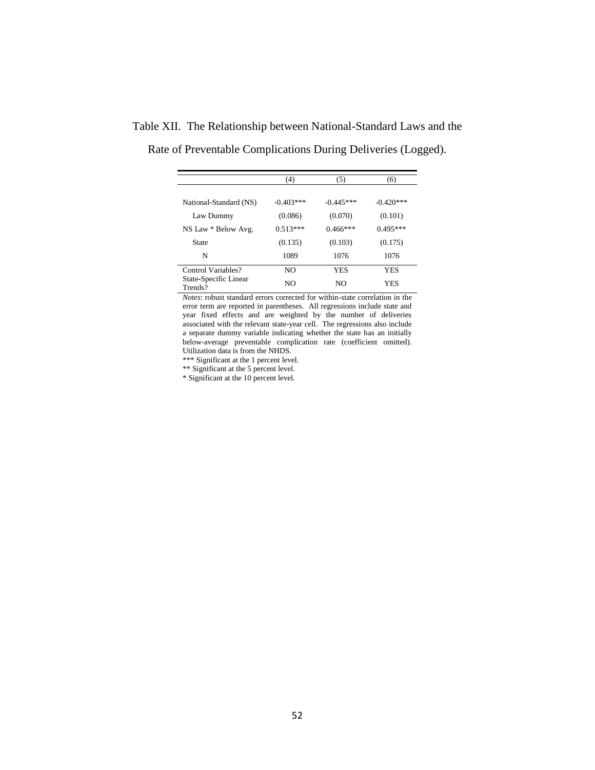Table XII. The Relationship between National-Standard Laws and the Rate of Preventable Complications During Deliveries (Logged).

| | (4) | (5) | (6) |
|---|---|---|---|
| National-Standard (NS) Law Dummy | -0.403*** | -0.445*** | -0.420*** |
| | (0.086) | (0.070) | (0.101) |
| NS Law * Below Avg. State | 0.513*** | 0.466*** | 0.495*** |
| | (0.135) | (0.103) | (0.175) |
| N | 1089 | 1076 | 1076 |
| Control Variables? | NO | YES | YES |
| State-Specific Linear Trends? | NO | NO | YES |

*Notes*: robust standard errors corrected for within-state correlation in the error term are reported in parentheses. All regressions include state and year fixed effects and are weighted by the number of deliveries associated with the relevant state-year cell. The regressions also include a separate dummy variable indicating whether the state has an initially below-average preventable complication rate (coefficient omitted). Utilization data is from the NHDS.

*** Significant at the 1 percent level.

** Significant at the 5 percent level.

* Significant at the 10 percent level.